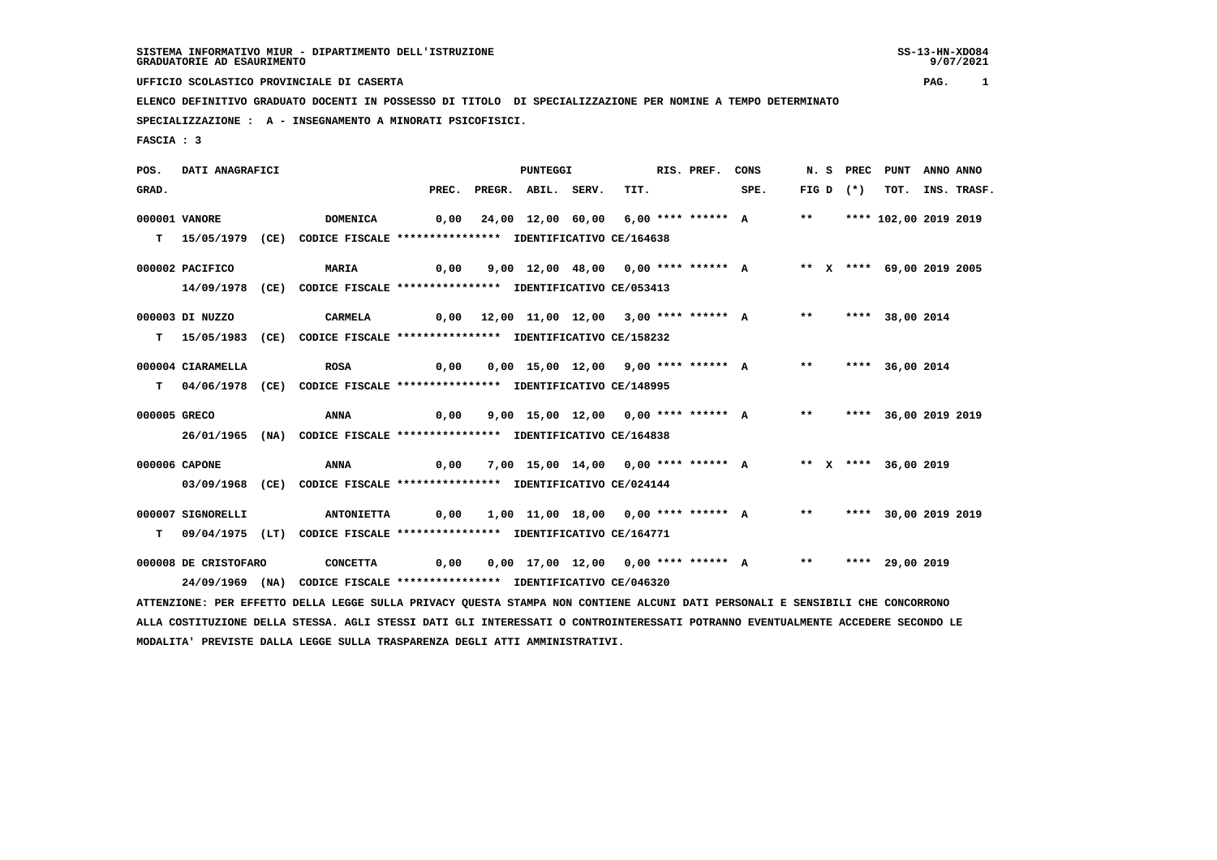SISTEMA INFORMATIVO MIUR - DIPARTIMENTO DELL'ISTRUZIONE
GRADUATORIE AD ESAURIMENTO

UFFICIO SCOLASTICO PROVINCIALE DI CASERTA

ELENCO DEFINITIVO GRADUATO DOCENTI IN POSSESSO DI TITOLO DI SPECIALIZZAZIONE PER NOMINE A TEMPO DETERMINATO

SPECIALIZZAZIONE : A - INSEGNAMENTO A MINORATI PSICOFISICI.

FASCIA : 3

| POS. GRAD. | DATI ANAGRAFICI | | PREC. | PREGR. | ABIL. | SERV. | TIT. | RIS. PREF. | CONS SPE. | N. S FIG D | PREC (*) | PUNT TOT. | ANNO INS. | ANNO TRASF. |
|---|---|---|---|---|---|---|---|---|---|---|---|---|---|---|
| 000001 | VANORE | DOMENICA | 0,00 | 24,00 | 12,00 | 60,00 | 6,00 | **** ****** | A | ** | **** | 102,00 | 2019 | 2019 |
| T | 15/05/1979 (CE) | CODICE FISCALE **************** IDENTIFICATIVO CE/164638 | | | | | | | | | | | | |
| 000002 | PACIFICO | MARIA | 0,00 | 9,00 | 12,00 | 48,00 | 0,00 | **** ****** | A | ** X | **** | 69,00 | 2019 | 2005 |
| | 14/09/1978 (CE) | CODICE FISCALE **************** IDENTIFICATIVO CE/053413 | | | | | | | | | | | | |
| 000003 | DI NUZZO | CARMELA | 0,00 | 12,00 | 11,00 | 12,00 | 3,00 | **** ****** | A | ** | **** | 38,00 | 2014 | |
| T | 15/05/1983 (CE) | CODICE FISCALE **************** IDENTIFICATIVO CE/158232 | | | | | | | | | | | | |
| 000004 | CIARAMELLA | ROSA | 0,00 | 0,00 | 15,00 | 12,00 | 9,00 | **** ****** | A | ** | **** | 36,00 | 2014 | |
| T | 04/06/1978 (CE) | CODICE FISCALE **************** IDENTIFICATIVO CE/148995 | | | | | | | | | | | | |
| 000005 | GRECO | ANNA | 0,00 | 9,00 | 15,00 | 12,00 | 0,00 | **** ****** | A | ** | **** | 36,00 | 2019 | 2019 |
| | 26/01/1965 (NA) | CODICE FISCALE **************** IDENTIFICATIVO CE/164838 | | | | | | | | | | | | |
| 000006 | CAPONE | ANNA | 0,00 | 7,00 | 15,00 | 14,00 | 0,00 | **** ****** | A | ** X | **** | 36,00 | 2019 | |
| | 03/09/1968 (CE) | CODICE FISCALE **************** IDENTIFICATIVO CE/024144 | | | | | | | | | | | | |
| 000007 | SIGNORELLI | ANTONIETTA | 0,00 | 1,00 | 11,00 | 18,00 | 0,00 | **** ****** | A | ** | **** | 30,00 | 2019 | 2019 |
| T | 09/04/1975 (LT) | CODICE FISCALE **************** IDENTIFICATIVO CE/164771 | | | | | | | | | | | | |
| 000008 | DE CRISTOFARO | CONCETTA | 0,00 | 0,00 | 17,00 | 12,00 | 0,00 | **** ****** | A | ** | **** | 29,00 | 2019 | |
| | 24/09/1969 (NA) | CODICE FISCALE **************** IDENTIFICATIVO CE/046320 | | | | | | | | | | | | |

ATTENZIONE: PER EFFETTO DELLA LEGGE SULLA PRIVACY QUESTA STAMPA NON CONTIENE ALCUNI DATI PERSONALI E SENSIBILI CHE CONCORRONO ALLA COSTITUZIONE DELLA STESSA. AGLI STESSI DATI GLI INTERESSATI O CONTROINTERESSATI POTRANNO EVENTUALMENTE ACCEDERE SECONDO LE MODALITA' PREVISTE DALLA LEGGE SULLA TRASPARENZA DEGLI ATTI AMMINISTRATIVI.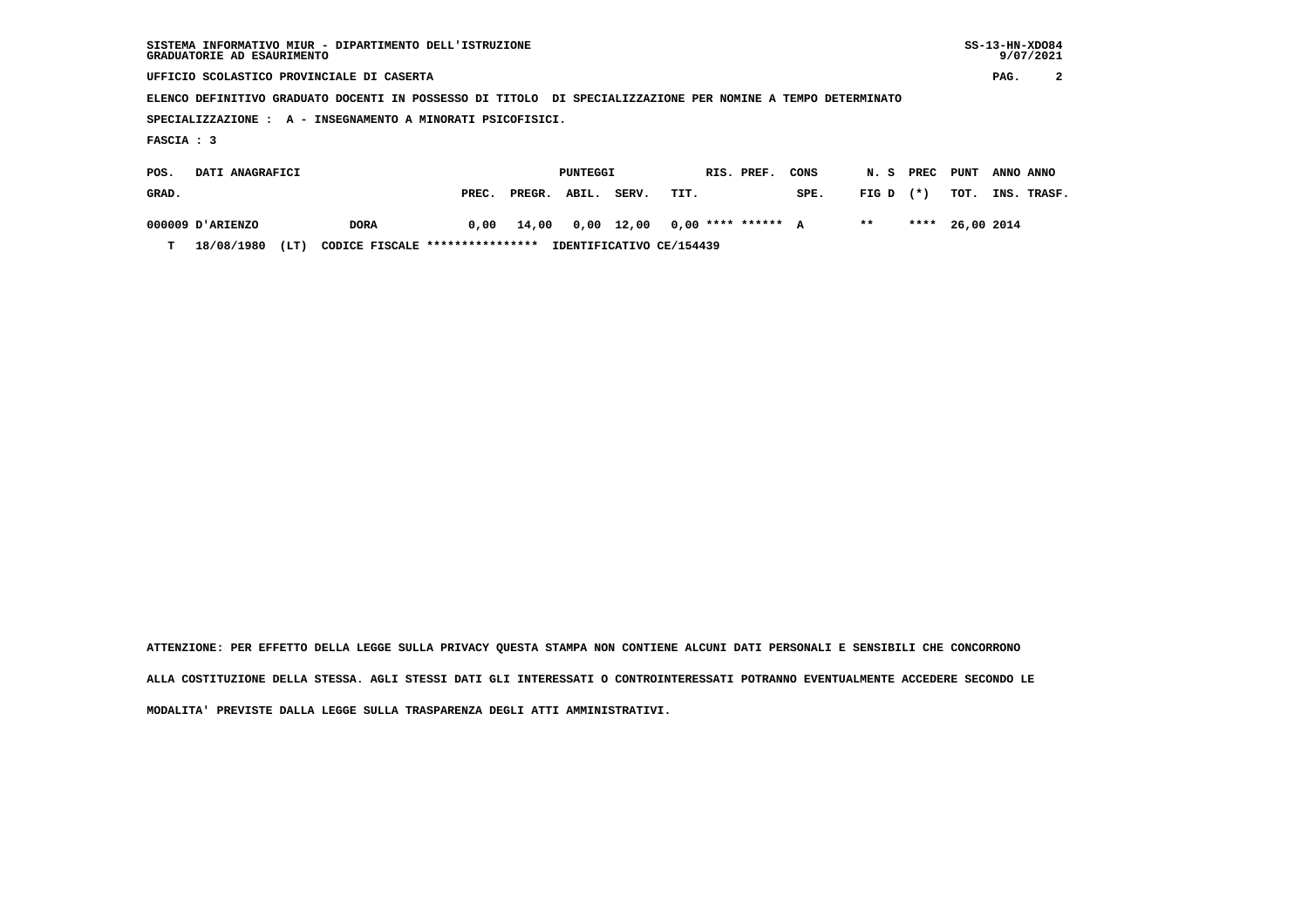SISTEMA INFORMATIVO MIUR - DIPARTIMENTO DELL'ISTRUZIONE
GRADUATORIE AD ESAURIMENTO

UFFICIO SCOLASTICO PROVINCIALE DI CASERTA

ELENCO DEFINITIVO GRADUATO DOCENTI IN POSSESSO DI TITOLO DI SPECIALIZZAZIONE PER NOMINE A TEMPO DETERMINATO

SPECIALIZZAZIONE : A - INSEGNAMENTO A MINORATI PSICOFISICI.

FASCIA : 3

| POS. GRAD. | DATI ANAGRAFICI | | PUNTEGGI PREC. | PREGR. | ABIL. | SERV. | TIT. | RIS. PREF. | | CONS SPE. | N. S FIG D | PREC (*) | PUNT TOT. | ANNO INS. | ANNO TRASF. |
|---|---|---|---|---|---|---|---|---|---|---|---|---|---|---|---|
| 000009 | D'ARIENZO | DORA | 0,00 | 14,00 | 0,00 | 12,00 | 0,00 | **** | ****** | A | ** | **** | 26,00 | 2014 | |

T 18/08/1980 (LT) CODICE FISCALE **************** IDENTIFICATIVO CE/154439

ATTENZIONE: PER EFFETTO DELLA LEGGE SULLA PRIVACY QUESTA STAMPA NON CONTIENE ALCUNI DATI PERSONALI E SENSIBILI CHE CONCORRONO ALLA COSTITUZIONE DELLA STESSA. AGLI STESSI DATI GLI INTERESSATI O CONTROINTERESSATI POTRANNO EVENTUALMENTE ACCEDERE SECONDO LE MODALITA' PREVISTE DALLA LEGGE SULLA TRASPARENZA DEGLI ATTI AMMINISTRATIVI.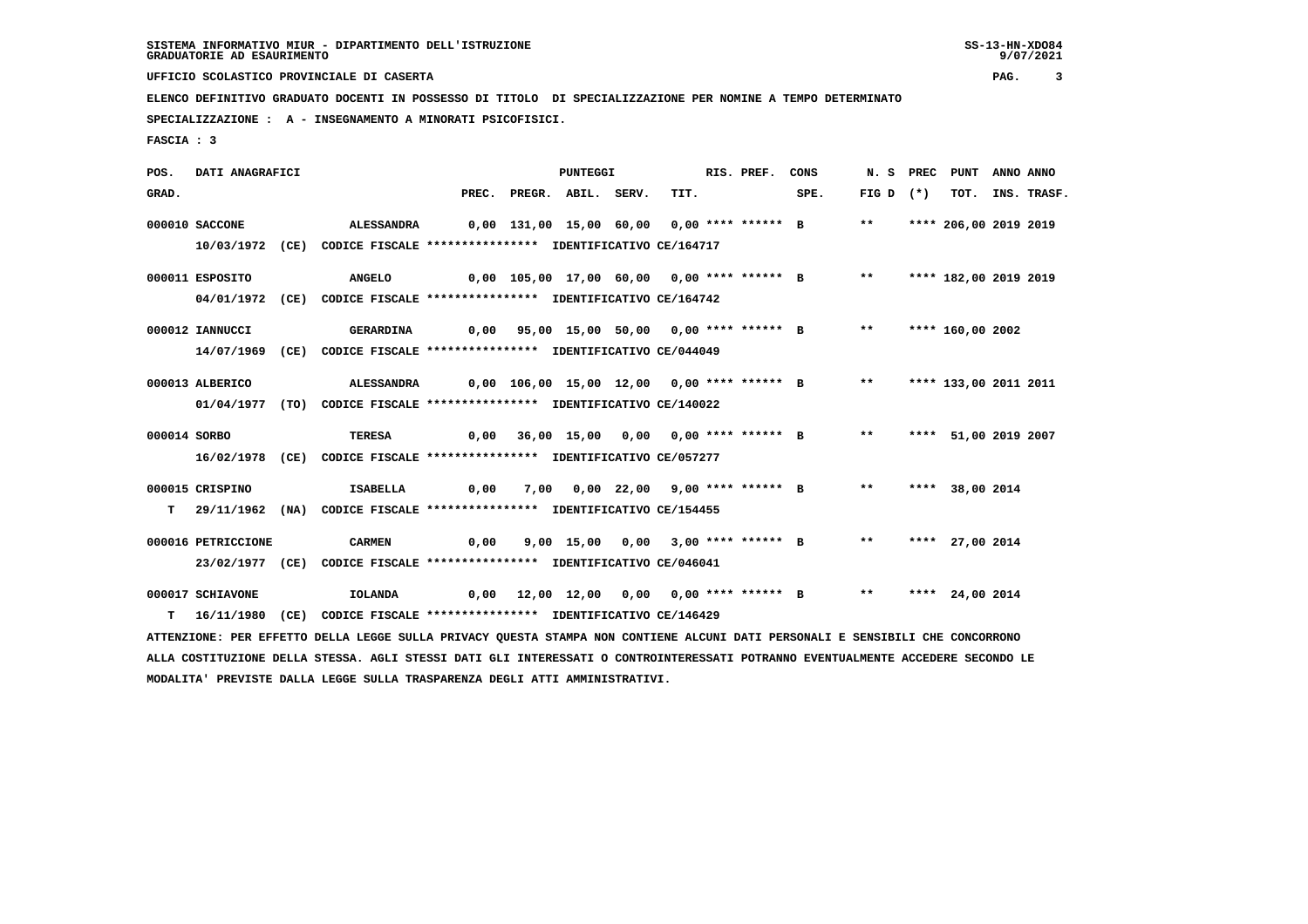SISTEMA INFORMATIVO MIUR - DIPARTIMENTO DELL'ISTRUZIONE
GRADUATORIE AD ESAURIMENTO

UFFICIO SCOLASTICO PROVINCIALE DI CASERTA

ELENCO DEFINITIVO GRADUATO DOCENTI IN POSSESSO DI TITOLO DI SPECIALIZZAZIONE PER NOMINE A TEMPO DETERMINATO

SPECIALIZZAZIONE : A - INSEGNAMENTO A MINORATI PSICOFISICI.

FASCIA : 3

| POS. GRAD. | DATI ANAGRAFICI | | PREC. | PREGR. | ABIL. | SERV. | TIT. | RIS. PREF. | CONS SPE. | N. S FIG D | PREC (*) | PUNT TOT. | ANNO INS. | ANNO TRASF. |
|---|---|---|---|---|---|---|---|---|---|---|---|---|---|---|
| 000010 | SACCONE | ALESSANDRA | 0,00 | 131,00 | 15,00 | 60,00 | 0,00 | **** ****** | B | ** | **** | 206,00 | 2019 | 2019 |
| | 10/03/1972 (CE) | CODICE FISCALE **************** IDENTIFICATIVO CE/164717 | | | | | | | | | | | | |
| 000011 | ESPOSITO | ANGELO | 0,00 | 105,00 | 17,00 | 60,00 | 0,00 | **** ****** | B | ** | **** | 182,00 | 2019 | 2019 |
| | 04/01/1972 (CE) | CODICE FISCALE **************** IDENTIFICATIVO CE/164742 | | | | | | | | | | | | |
| 000012 | IANNUCCI | GERARDINA | 0,00 | 95,00 | 15,00 | 50,00 | 0,00 | **** ****** | B | ** | **** | 160,00 | 2002 | |
| | 14/07/1969 (CE) | CODICE FISCALE **************** IDENTIFICATIVO CE/044049 | | | | | | | | | | | | |
| 000013 | ALBERICO | ALESSANDRA | 0,00 | 106,00 | 15,00 | 12,00 | 0,00 | **** ****** | B | ** | **** | 133,00 | 2011 | 2011 |
| | 01/04/1977 (TO) | CODICE FISCALE **************** IDENTIFICATIVO CE/140022 | | | | | | | | | | | | |
| 000014 | SORBO | TERESA | 0,00 | 36,00 | 15,00 | 0,00 | 0,00 | **** ****** | B | ** | **** | 51,00 | 2019 | 2007 |
| | 16/02/1978 (CE) | CODICE FISCALE **************** IDENTIFICATIVO CE/057277 | | | | | | | | | | | | |
| 000015 | CRISPINO | ISABELLA | 0,00 | 7,00 | 0,00 | 22,00 | 9,00 | **** ****** | B | ** | **** | 38,00 | 2014 | |
| T | 29/11/1962 (NA) | CODICE FISCALE **************** IDENTIFICATIVO CE/154455 | | | | | | | | | | | | |
| 000016 | PETRICCIONE | CARMEN | 0,00 | 9,00 | 15,00 | 0,00 | 3,00 | **** ****** | B | ** | **** | 27,00 | 2014 | |
| | 23/02/1977 (CE) | CODICE FISCALE **************** IDENTIFICATIVO CE/046041 | | | | | | | | | | | | |
| 000017 | SCHIAVONE | IOLANDA | 0,00 | 12,00 | 12,00 | 0,00 | 0,00 | **** ****** | B | ** | **** | 24,00 | 2014 | |
| T | 16/11/1980 (CE) | CODICE FISCALE **************** IDENTIFICATIVO CE/146429 | | | | | | | | | | | | |

ATTENZIONE: PER EFFETTO DELLA LEGGE SULLA PRIVACY QUESTA STAMPA NON CONTIENE ALCUNI DATI PERSONALI E SENSIBILI CHE CONCORRONO ALLA COSTITUZIONE DELLA STESSA. AGLI STESSI DATI GLI INTERESSATI O CONTROINTERESSATI POTRANNO EVENTUALMENTE ACCEDERE SECONDO LE MODALITA' PREVISTE DALLA LEGGE SULLA TRASPARENZA DEGLI ATTI AMMINISTRATIVI.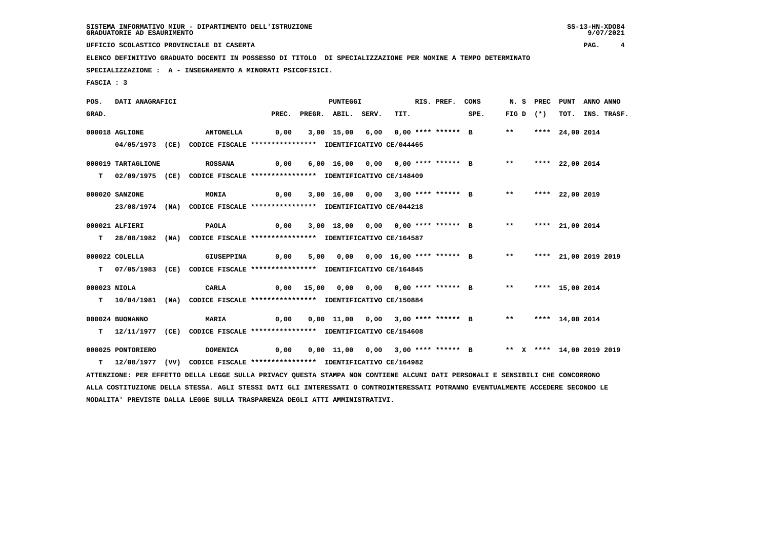SISTEMA INFORMATIVO MIUR - DIPARTIMENTO DELL'ISTRUZIONE
GRADUATORIE AD ESAURIMENTO

UFFICIO SCOLASTICO PROVINCIALE DI CASERTA

ELENCO DEFINITIVO GRADUATO DOCENTI IN POSSESSO DI TITOLO DI SPECIALIZZAZIONE PER NOMINE A TEMPO DETERMINATO

SPECIALIZZAZIONE : A - INSEGNAMENTO A MINORATI PSICOFISICI.

FASCIA : 3

| POS. GRAD. | DATI ANAGRAFICI | | PREC. | PREGR. | ABIL. | SERV. | TIT. | RIS. PREF. | CONS SPE. | N. S FIG D | PREC (*) | PUNT TOT. | ANNO INS. | ANNO TRASF. |
|---|---|---|---|---|---|---|---|---|---|---|---|---|---|---|
| 000018 | AGLIONE | ANTONELLA | 0,00 | 3,00 | 15,00 | 6,00 | 0,00 | **** ****** | B | ** | **** | 24,00 | 2014 | |
| | 04/05/1973 (CE) CODICE FISCALE **************** IDENTIFICATIVO CE/044465 | | | | | | | | | | | | | |
| 000019 | TARTAGLIONE | ROSSANA | 0,00 | 6,00 | 16,00 | 0,00 | 0,00 | **** ****** | B | ** | **** | 22,00 | 2014 | |
| T | 02/09/1975 (CE) CODICE FISCALE **************** IDENTIFICATIVO CE/148409 | | | | | | | | | | | | | |
| 000020 | SANZONE | MONIA | 0,00 | 3,00 | 16,00 | 0,00 | 3,00 | **** ****** | B | ** | **** | 22,00 | 2019 | |
| | 23/08/1974 (NA) CODICE FISCALE **************** IDENTIFICATIVO CE/044218 | | | | | | | | | | | | | |
| 000021 | ALFIERI | PAOLA | 0,00 | 3,00 | 18,00 | 0,00 | 0,00 | **** ****** | B | ** | **** | 21,00 | 2014 | |
| T | 28/08/1982 (NA) CODICE FISCALE **************** IDENTIFICATIVO CE/164587 | | | | | | | | | | | | | |
| 000022 | COLELLA | GIUSEPPINA | 0,00 | 5,00 | 0,00 | 0,00 | 16,00 | **** ****** | B | ** | **** | 21,00 | 2019 | 2019 |
| T | 07/05/1983 (CE) CODICE FISCALE **************** IDENTIFICATIVO CE/164845 | | | | | | | | | | | | | |
| 000023 | NIOLA | CARLA | 0,00 | 15,00 | 0,00 | 0,00 | 0,00 | **** ****** | B | ** | **** | 15,00 | 2014 | |
| T | 10/04/1981 (NA) CODICE FISCALE **************** IDENTIFICATIVO CE/150884 | | | | | | | | | | | | | |
| 000024 | BUONANNO | MARIA | 0,00 | 0,00 | 11,00 | 0,00 | 3,00 | **** ****** | B | ** | **** | 14,00 | 2014 | |
| T | 12/11/1977 (CE) CODICE FISCALE **************** IDENTIFICATIVO CE/154608 | | | | | | | | | | | | | |
| 000025 | PONTORIERO | DOMENICA | 0,00 | 0,00 | 11,00 | 0,00 | 3,00 | **** ****** | B | ** X | **** | 14,00 | 2019 | 2019 |
| T | 12/08/1977 (VV) CODICE FISCALE **************** IDENTIFICATIVO CE/164982 | | | | | | | | | | | | | |

ATTENZIONE: PER EFFETTO DELLA LEGGE SULLA PRIVACY QUESTA STAMPA NON CONTIENE ALCUNI DATI PERSONALI E SENSIBILI CHE CONCORRONO ALLA COSTITUZIONE DELLA STESSA. AGLI STESSI DATI GLI INTERESSATI O CONTROINTERESSATI POTRANNO EVENTUALMENTE ACCEDERE SECONDO LE MODALITA' PREVISTE DALLA LEGGE SULLA TRASPARENZA DEGLI ATTI AMMINISTRATIVI.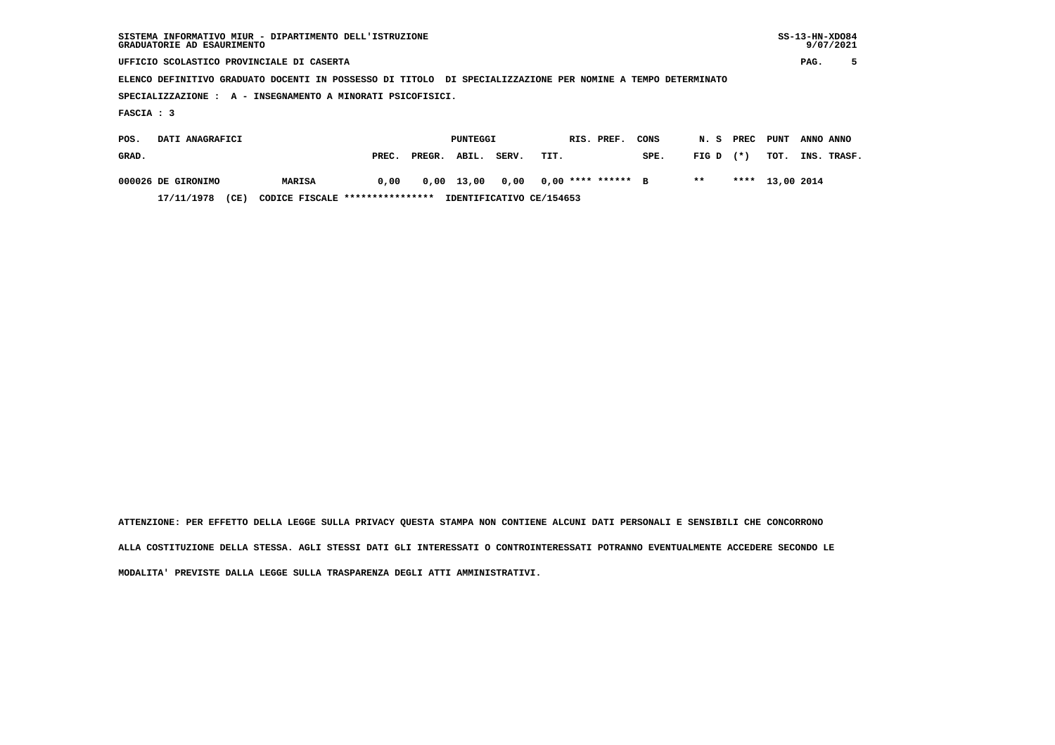SISTEMA INFORMATIVO MIUR - DIPARTIMENTO DELL'ISTRUZIONE
GRADUATORIE AD ESAURIMENTO

UFFICIO SCOLASTICO PROVINCIALE DI CASERTA

ELENCO DEFINITIVO GRADUATO DOCENTI IN POSSESSO DI TITOLO DI SPECIALIZZAZIONE PER NOMINE A TEMPO DETERMINATO

SPECIALIZZAZIONE : A - INSEGNAMENTO A MINORATI PSICOFISICI.

FASCIA : 3

| POS. GRAD. | DATI ANAGRAFICI | | PUNTEGGI PREC. | PREGR. | ABIL. | SERV. | TIT. | RIS. | PREF. | CONS SPE. | N. S FIG D | PREC (*) | PUNT TOT. | ANNO INS. | ANNO TRASF. |
|---|---|---|---|---|---|---|---|---|---|---|---|---|---|---|---|
| 000026 | DE GIRONIMO | MARISA | 0,00 | 0,00 | 13,00 | 0,00 | 0,00 | **** | ****** | B | ** | **** | 13,00 | 2014 | |
| | 17/11/1978 (CE) | CODICE FISCALE **************** | IDENTIFICATIVO CE/154653 | | | | | | | | | | | | |

ATTENZIONE: PER EFFETTO DELLA LEGGE SULLA PRIVACY QUESTA STAMPA NON CONTIENE ALCUNI DATI PERSONALI E SENSIBILI CHE CONCORRONO ALLA COSTITUZIONE DELLA STESSA. AGLI STESSI DATI GLI INTERESSATI O CONTROINTERESSATI POTRANNO EVENTUALMENTE ACCEDERE SECONDO LE MODALITA' PREVISTE DALLA LEGGE SULLA TRASPARENZA DEGLI ATTI AMMINISTRATIVI.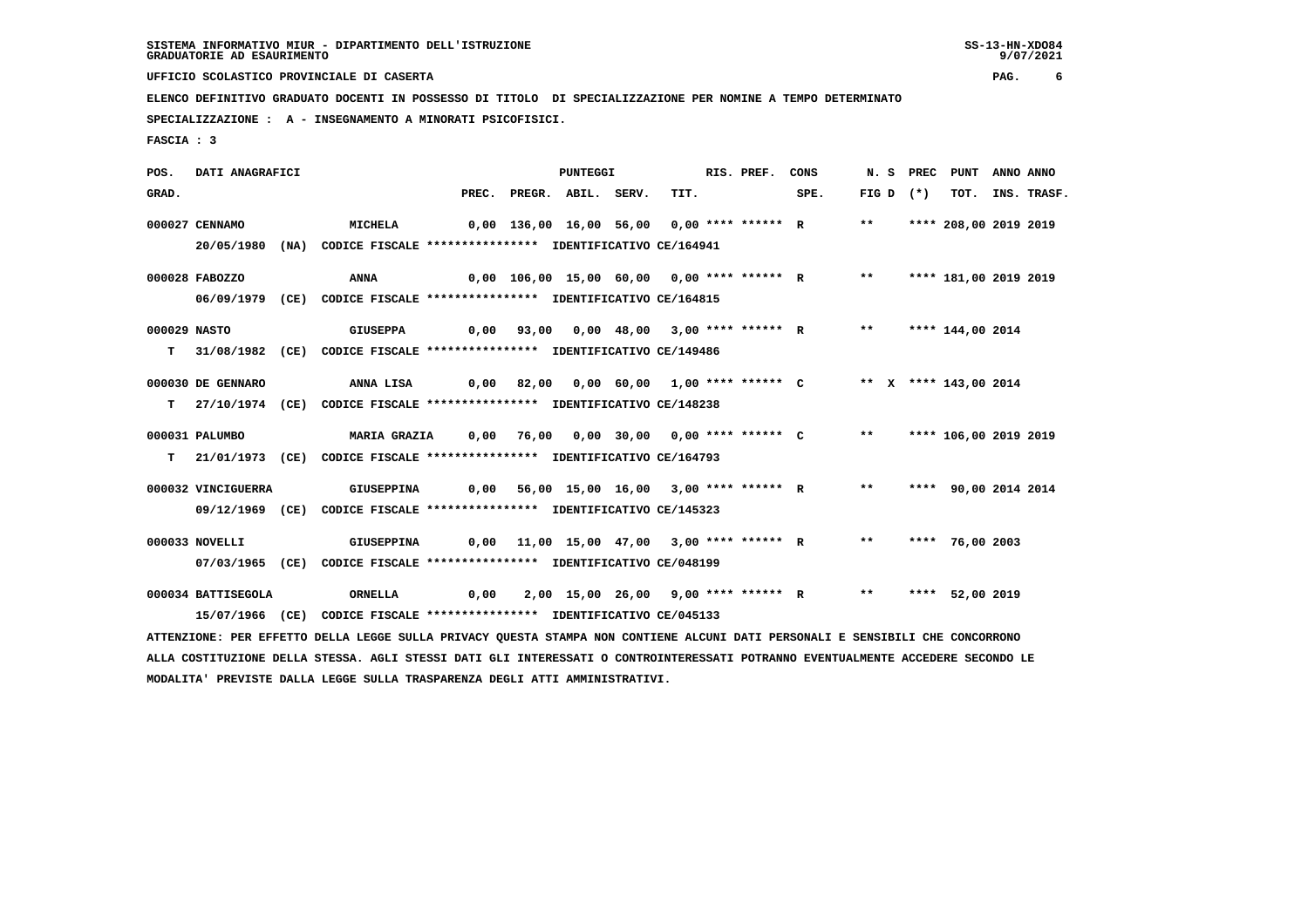SISTEMA INFORMATIVO MIUR - DIPARTIMENTO DELL'ISTRUZIONE
GRADUATORIE AD ESAURIMENTO

UFFICIO SCOLASTICO PROVINCIALE DI CASERTA

ELENCO DEFINITIVO GRADUATO DOCENTI IN POSSESSO DI TITOLO DI SPECIALIZZAZIONE PER NOMINE A TEMPO DETERMINATO

SPECIALIZZAZIONE : A - INSEGNAMENTO A MINORATI PSICOFISICI.

FASCIA : 3

| POS. GRAD. | DATI ANAGRAFICI | | PREC. | PREGR. | ABIL. | SERV. | TIT. | RIS. PREF. | CONS SPE. | N. S FIG D | PREC (*) | PUNT TOT. | ANNO INS. | ANNO TRASF. |
|---|---|---|---|---|---|---|---|---|---|---|---|---|---|---|
| 000027 | CENNAMO | MICHELA | 0,00 | 136,00 | 16,00 | 56,00 | 0,00 | **** ****** | R | ** | **** | 208,00 | 2019 | 2019 |
| | 20/05/1980 (NA) | CODICE FISCALE **************** IDENTIFICATIVO CE/164941 | | | | | | | | | | | | |
| 000028 | FABOZZO | ANNA | 0,00 | 106,00 | 15,00 | 60,00 | 0,00 | **** ****** | R | ** | **** | 181,00 | 2019 | 2019 |
| | 06/09/1979 (CE) | CODICE FISCALE **************** IDENTIFICATIVO CE/164815 | | | | | | | | | | | | |
| 000029 | NASTO | GIUSEPPA | 0,00 | 93,00 | 0,00 | 48,00 | 3,00 | **** ****** | R | ** | **** | 144,00 | 2014 | |
| T | 31/08/1982 (CE) | CODICE FISCALE **************** IDENTIFICATIVO CE/149486 | | | | | | | | | | | | |
| 000030 | DE GENNARO | ANNA LISA | 0,00 | 82,00 | 0,00 | 60,00 | 1,00 | **** ****** | C | ** X | **** | 143,00 | 2014 | |
| T | 27/10/1974 (CE) | CODICE FISCALE **************** IDENTIFICATIVO CE/148238 | | | | | | | | | | | | |
| 000031 | PALUMBO | MARIA GRAZIA | 0,00 | 76,00 | 0,00 | 30,00 | 0,00 | **** ****** | C | ** | **** | 106,00 | 2019 | 2019 |
| T | 21/01/1973 (CE) | CODICE FISCALE **************** IDENTIFICATIVO CE/164793 | | | | | | | | | | | | |
| 000032 | VINCIGUERRA | GIUSEPPINA | 0,00 | 56,00 | 15,00 | 16,00 | 3,00 | **** ****** | R | ** | **** | 90,00 | 2014 | 2014 |
| | 09/12/1969 (CE) | CODICE FISCALE **************** IDENTIFICATIVO CE/145323 | | | | | | | | | | | | |
| 000033 | NOVELLI | GIUSEPPINA | 0,00 | 11,00 | 15,00 | 47,00 | 3,00 | **** ****** | R | ** | **** | 76,00 | 2003 | |
| | 07/03/1965 (CE) | CODICE FISCALE **************** IDENTIFICATIVO CE/048199 | | | | | | | | | | | | |
| 000034 | BATTISEGOLA | ORNELLA | 0,00 | 2,00 | 15,00 | 26,00 | 9,00 | **** ****** | R | ** | **** | 52,00 | 2019 | |
| | 15/07/1966 (CE) | CODICE FISCALE **************** IDENTIFICATIVO CE/045133 | | | | | | | | | | | | |

ATTENZIONE: PER EFFETTO DELLA LEGGE SULLA PRIVACY QUESTA STAMPA NON CONTIENE ALCUNI DATI PERSONALI E SENSIBILI CHE CONCORRONO ALLA COSTITUZIONE DELLA STESSA. AGLI STESSI DATI GLI INTERESSATI O CONTROINTERESSATI POTRANNO EVENTUALMENTE ACCEDERE SECONDO LE MODALITA' PREVISTE DALLA LEGGE SULLA TRASPARENZA DEGLI ATTI AMMINISTRATIVI.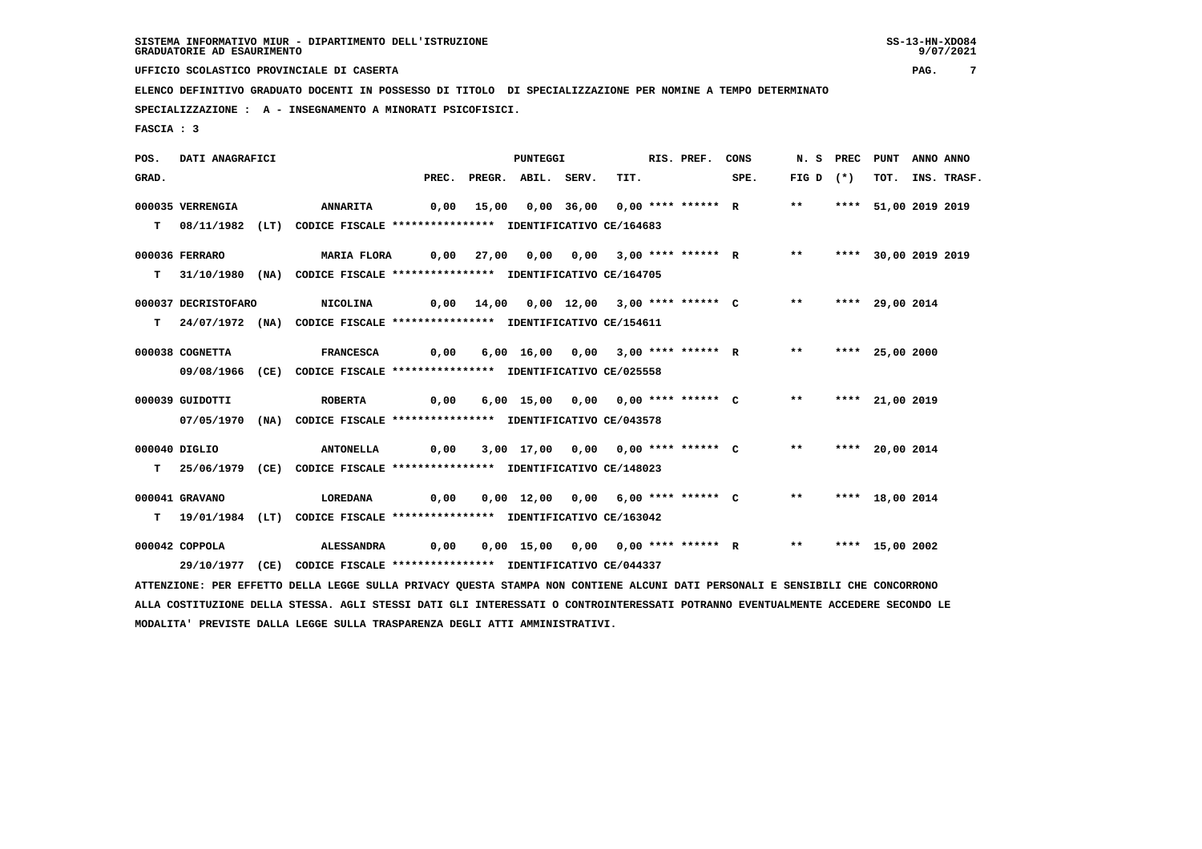SISTEMA INFORMATIVO MIUR - DIPARTIMENTO DELL'ISTRUZIONE
GRADUATORIE AD ESAURIMENTO

UFFICIO SCOLASTICO PROVINCIALE DI CASERTA

ELENCO DEFINITIVO GRADUATO DOCENTI IN POSSESSO DI TITOLO DI SPECIALIZZAZIONE PER NOMINE A TEMPO DETERMINATO

SPECIALIZZAZIONE : A - INSEGNAMENTO A MINORATI PSICOFISICI.

FASCIA : 3

| POS. GRAD. | DATI ANAGRAFICI | | PREC. | PREGR. | ABIL. | SERV. | TIT. | RIS. PREF. | CONS SPE. | N. S FIG D | PREC (*) | PUNT TOT. | ANNO INS. | ANNO TRASF. |
|---|---|---|---|---|---|---|---|---|---|---|---|---|---|---|
| 000035 | VERRENGIA | ANNARITA | 0,00 | 15,00 | 0,00 | 36,00 | 0,00 | **** ****** | R | ** | **** | 51,00 | 2019 | 2019 |
| T | 08/11/1982 (LT) | CODICE FISCALE **************** IDENTIFICATIVO CE/164683 | | | | | | | | | | | | |
| 000036 | FERRARO | MARIA FLORA | 0,00 | 27,00 | 0,00 | 0,00 | 3,00 | **** ****** | R | ** | **** | 30,00 | 2019 | 2019 |
| T | 31/10/1980 (NA) | CODICE FISCALE **************** IDENTIFICATIVO CE/164705 | | | | | | | | | | | | |
| 000037 | DECRISTOFARO | NICOLINA | 0,00 | 14,00 | 0,00 | 12,00 | 3,00 | **** ****** | C | ** | **** | 29,00 | 2014 | |
| T | 24/07/1972 (NA) | CODICE FISCALE **************** IDENTIFICATIVO CE/154611 | | | | | | | | | | | | |
| 000038 | COGNETTA | FRANCESCA | 0,00 | 6,00 | 16,00 | 0,00 | 3,00 | **** ****** | R | ** | **** | 25,00 | 2000 | |
| | 09/08/1966 (CE) | CODICE FISCALE **************** IDENTIFICATIVO CE/025558 | | | | | | | | | | | | |
| 000039 | GUIDOTTI | ROBERTA | 0,00 | 6,00 | 15,00 | 0,00 | 0,00 | **** ****** | C | ** | **** | 21,00 | 2019 | |
| | 07/05/1970 (NA) | CODICE FISCALE **************** IDENTIFICATIVO CE/043578 | | | | | | | | | | | | |
| 000040 | DIGLIO | ANTONELLA | 0,00 | 3,00 | 17,00 | 0,00 | 0,00 | **** ****** | C | ** | **** | 20,00 | 2014 | |
| T | 25/06/1979 (CE) | CODICE FISCALE **************** IDENTIFICATIVO CE/148023 | | | | | | | | | | | | |
| 000041 | GRAVANO | LOREDANA | 0,00 | 0,00 | 12,00 | 0,00 | 6,00 | **** ****** | C | ** | **** | 18,00 | 2014 | |
| T | 19/01/1984 (LT) | CODICE FISCALE **************** IDENTIFICATIVO CE/163042 | | | | | | | | | | | | |
| 000042 | COPPOLA | ALESSANDRA | 0,00 | 0,00 | 15,00 | 0,00 | 0,00 | **** ****** | R | ** | **** | 15,00 | 2002 | |
| | 29/10/1977 (CE) | CODICE FISCALE **************** IDENTIFICATIVO CE/044337 | | | | | | | | | | | | |

ATTENZIONE: PER EFFETTO DELLA LEGGE SULLA PRIVACY QUESTA STAMPA NON CONTIENE ALCUNI DATI PERSONALI E SENSIBILI CHE CONCORRONO ALLA COSTITUZIONE DELLA STESSA. AGLI STESSI DATI GLI INTERESSATI O CONTROINTERESSATI POTRANNO EVENTUALMENTE ACCEDERE SECONDO LE MODALITA' PREVISTE DALLA LEGGE SULLA TRASPARENZA DEGLI ATTI AMMINISTRATIVI.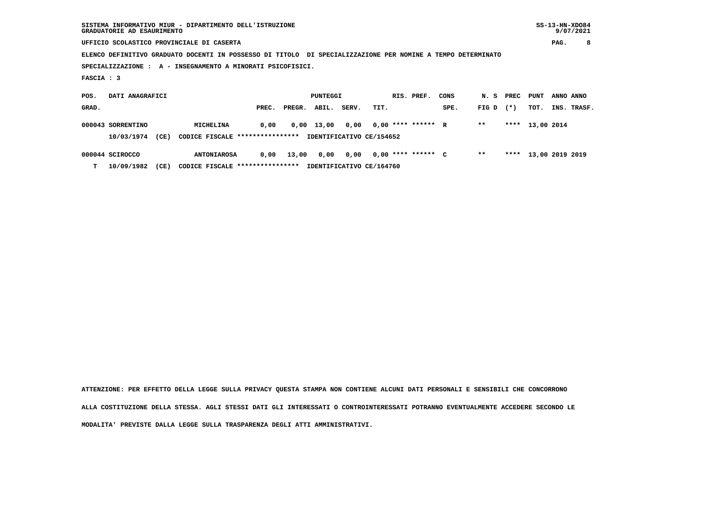SISTEMA INFORMATIVO MIUR - DIPARTIMENTO DELL'ISTRUZIONE
GRADUATORIE AD ESAURIMENTO

UFFICIO SCOLASTICO PROVINCIALE DI CASERTA

ELENCO DEFINITIVO GRADUATO DOCENTI IN POSSESSO DI TITOLO DI SPECIALIZZAZIONE PER NOMINE A TEMPO DETERMINATO

SPECIALIZZAZIONE : A - INSEGNAMENTO A MINORATI PSICOFISICI.

FASCIA : 3

| POS. GRAD. | DATI ANAGRAFICI | | | PUNTEGGI PREC. | PREGR. | ABIL. | SERV. | TIT. | RIS. PREF. | CONS SPE. | N. S FIG D | PREC (*) | PUNT TOT. | ANNO INS. | ANNO TRASF. |
|---|---|---|---|---|---|---|---|---|---|---|---|---|---|---|---|
| 000043 | SORRENTINO | MICHELINA | | 0,00 | 0,00 | 13,00 | 0,00 | 0,00 | **** ****** | R | ** | **** | 13,00 | 2014 | |
| | 10/03/1974 (CE) | CODICE FISCALE **************** | IDENTIFICATIVO CE/154652 | | | | | | | | | | | | |
| 000044 | SCIROCCO | ANTONIAROSA | | 0,00 | 13,00 | 0,00 | 0,00 | 0,00 | **** ****** | C | ** | **** | 13,00 | 2019 | 2019 |
| T | 10/09/1982 (CE) | CODICE FISCALE **************** | IDENTIFICATIVO CE/164760 | | | | | | | | | | | | |

ATTENZIONE: PER EFFETTO DELLA LEGGE SULLA PRIVACY QUESTA STAMPA NON CONTIENE ALCUNI DATI PERSONALI E SENSIBILI CHE CONCORRONO ALLA COSTITUZIONE DELLA STESSA. AGLI STESSI DATI GLI INTERESSATI O CONTROINTERESSATI POTRANNO EVENTUALMENTE ACCEDERE SECONDO LE MODALITA' PREVISTE DALLA LEGGE SULLA TRASPARENZA DEGLI ATTI AMMINISTRATIVI.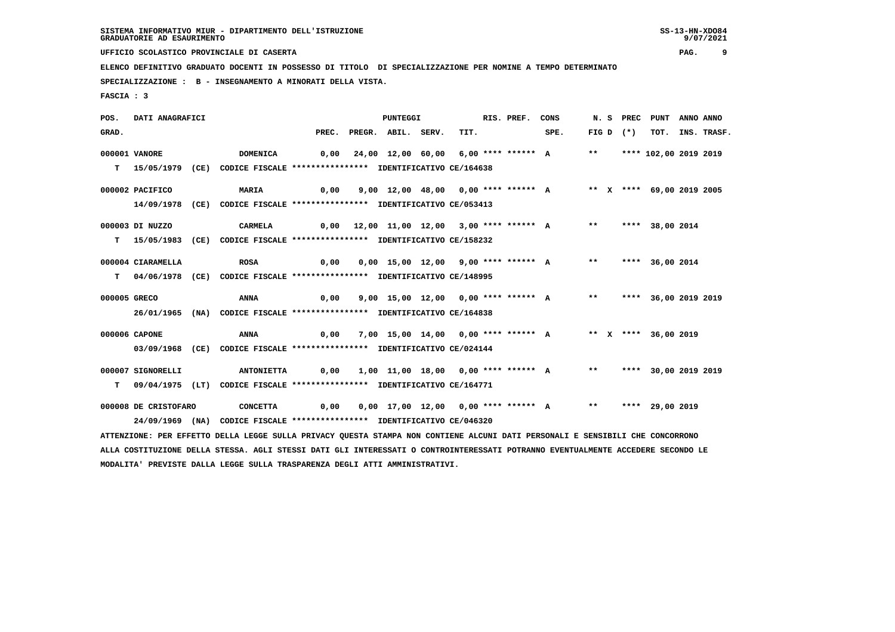SISTEMA INFORMATIVO MIUR - DIPARTIMENTO DELL'ISTRUZIONE
GRADUATORIE AD ESAURIMENTO

UFFICIO SCOLASTICO PROVINCIALE DI CASERTA

ELENCO DEFINITIVO GRADUATO DOCENTI IN POSSESSO DI TITOLO DI SPECIALIZZAZIONE PER NOMINE A TEMPO DETERMINATO

SPECIALIZZAZIONE : B - INSEGNAMENTO A MINORATI DELLA VISTA.

FASCIA : 3

| POS. GRAD. | DATI ANAGRAFICI | | PREC. | PREGR. | ABIL. | SERV. | TIT. | RIS. PREF. | CONS SPE. | N. S FIG D | PREC (*) | PUNT TOT. | ANNO INS. | ANNO TRASF. |
|---|---|---|---|---|---|---|---|---|---|---|---|---|---|---|
| 000001 | VANORE | DOMENICA | 0,00 | 24,00 | 12,00 | 60,00 | 6,00 | **** ****** | A | ** | **** | 102,00 | 2019 | 2019 |
| T | 15/05/1979 (CE) | CODICE FISCALE **************** IDENTIFICATIVO CE/164638 | | | | | | | | | | | | |
| 000002 | PACIFICO | MARIA | 0,00 | 9,00 | 12,00 | 48,00 | 0,00 | **** ****** | A | ** X | **** | 69,00 | 2019 | 2005 |
| | 14/09/1978 (CE) | CODICE FISCALE **************** IDENTIFICATIVO CE/053413 | | | | | | | | | | | | |
| 000003 | DI NUZZO | CARMELA | 0,00 | 12,00 | 11,00 | 12,00 | 3,00 | **** ****** | A | ** | **** | 38,00 | 2014 | |
| T | 15/05/1983 (CE) | CODICE FISCALE **************** IDENTIFICATIVO CE/158232 | | | | | | | | | | | | |
| 000004 | CIARAMELLA | ROSA | 0,00 | 0,00 | 15,00 | 12,00 | 9,00 | **** ****** | A | ** | **** | 36,00 | 2014 | |
| T | 04/06/1978 (CE) | CODICE FISCALE **************** IDENTIFICATIVO CE/148995 | | | | | | | | | | | | |
| 000005 | GRECO | ANNA | 0,00 | 9,00 | 15,00 | 12,00 | 0,00 | **** ****** | A | ** | **** | 36,00 | 2019 | 2019 |
| | 26/01/1965 (NA) | CODICE FISCALE **************** IDENTIFICATIVO CE/164838 | | | | | | | | | | | | |
| 000006 | CAPONE | ANNA | 0,00 | 7,00 | 15,00 | 14,00 | 0,00 | **** ****** | A | ** X | **** | 36,00 | 2019 | |
| | 03/09/1968 (CE) | CODICE FISCALE **************** IDENTIFICATIVO CE/024144 | | | | | | | | | | | | |
| 000007 | SIGNORELLI | ANTONIETTA | 0,00 | 1,00 | 11,00 | 18,00 | 0,00 | **** ****** | A | ** | **** | 30,00 | 2019 | 2019 |
| T | 09/04/1975 (LT) | CODICE FISCALE **************** IDENTIFICATIVO CE/164771 | | | | | | | | | | | | |
| 000008 | DE CRISTOFARO | CONCETTA | 0,00 | 0,00 | 17,00 | 12,00 | 0,00 | **** ****** | A | ** | **** | 29,00 | 2019 | |
| | 24/09/1969 (NA) | CODICE FISCALE **************** IDENTIFICATIVO CE/046320 | | | | | | | | | | | | |

ATTENZIONE: PER EFFETTO DELLA LEGGE SULLA PRIVACY QUESTA STAMPA NON CONTIENE ALCUNI DATI PERSONALI E SENSIBILI CHE CONCORRONO ALLA COSTITUZIONE DELLA STESSA. AGLI STESSI DATI GLI INTERESSATI O CONTROINTERESSATI POTRANNO EVENTUALMENTE ACCEDERE SECONDO LE MODALITA' PREVISTE DALLA LEGGE SULLA TRASPARENZA DEGLI ATTI AMMINISTRATIVI.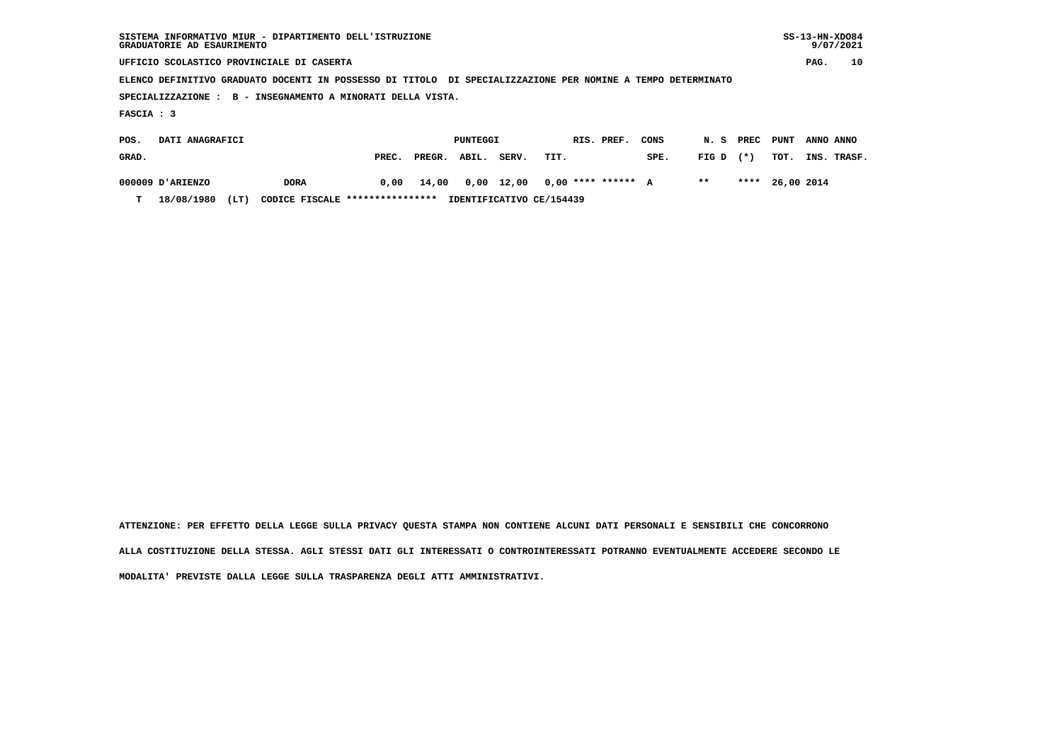SISTEMA INFORMATIVO MIUR - DIPARTIMENTO DELL'ISTRUZIONE
GRADUATORIE AD ESAURIMENTO

UFFICIO SCOLASTICO PROVINCIALE DI CASERTA

ELENCO DEFINITIVO GRADUATO DOCENTI IN POSSESSO DI TITOLO DI SPECIALIZZAZIONE PER NOMINE A TEMPO DETERMINATO

SPECIALIZZAZIONE : B - INSEGNAMENTO A MINORATI DELLA VISTA.

FASCIA : 3

| POS. GRAD. | DATI ANAGRAFICI | | PUNTEGGI PREC. | PREGR. | ABIL. | SERV. | TIT. | RIS. | PREF. | CONS SPE. | N. S FIG D | PREC (*) | PUNT TOT. | ANNO INS. | ANNO TRASF. |
|---|---|---|---|---|---|---|---|---|---|---|---|---|---|---|---|
| 000009 | D'ARIENZO | DORA | 0,00 | 14,00 | 0,00 | 12,00 | 0,00 | **** | ****** | A | ** | **** | 26,00 | 2014 | |
| T | 18/08/1980 (LT) | CODICE FISCALE **************** IDENTIFICATIVO CE/154439 | | | | | | | | | | | | | |

ATTENZIONE: PER EFFETTO DELLA LEGGE SULLA PRIVACY QUESTA STAMPA NON CONTIENE ALCUNI DATI PERSONALI E SENSIBILI CHE CONCORRONO ALLA COSTITUZIONE DELLA STESSA. AGLI STESSI DATI GLI INTERESSATI O CONTROINTERESSATI POTRANNO EVENTUALMENTE ACCEDERE SECONDO LE MODALITA' PREVISTE DALLA LEGGE SULLA TRASPARENZA DEGLI ATTI AMMINISTRATIVI.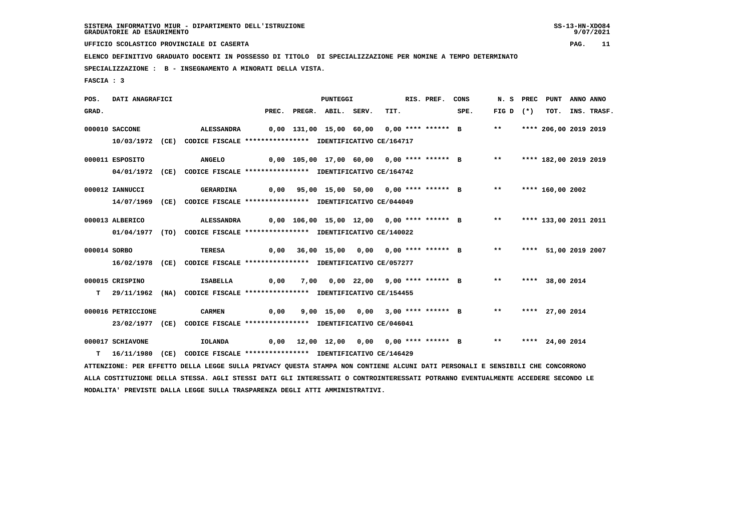SISTEMA INFORMATIVO MIUR - DIPARTIMENTO DELL'ISTRUZIONE
GRADUATORIE AD ESAURIMENTO

UFFICIO SCOLASTICO PROVINCIALE DI CASERTA

ELENCO DEFINITIVO GRADUATO DOCENTI IN POSSESSO DI TITOLO DI SPECIALIZZAZIONE PER NOMINE A TEMPO DETERMINATO

SPECIALIZZAZIONE : B - INSEGNAMENTO A MINORATI DELLA VISTA.

FASCIA : 3

| POS. GRAD. | DATI ANAGRAFICI | | PREC. | PREGR. | ABIL. | SERV. | TIT. | RIS. PREF. | CONS SPE. | N. S FIG D | PREC (*) | PUNT TOT. | ANNO INS. | ANNO TRASF. |
|---|---|---|---|---|---|---|---|---|---|---|---|---|---|---|
| 000010 | SACCONE | ALESSANDRA | 0,00 | 131,00 | 15,00 | 60,00 | 0,00 | **** ****** | B | ** | **** | 206,00 | 2019 | 2019 |
| | 10/03/1972 (CE) | CODICE FISCALE **************** IDENTIFICATIVO CE/164717 | | | | | | | | | | | | |
| 000011 | ESPOSITO | ANGELO | 0,00 | 105,00 | 17,00 | 60,00 | 0,00 | **** ****** | B | ** | **** | 182,00 | 2019 | 2019 |
| | 04/01/1972 (CE) | CODICE FISCALE **************** IDENTIFICATIVO CE/164742 | | | | | | | | | | | | |
| 000012 | IANNUCCI | GERARDINA | 0,00 | 95,00 | 15,00 | 50,00 | 0,00 | **** ****** | B | ** | **** | 160,00 | 2002 | |
| | 14/07/1969 (CE) | CODICE FISCALE **************** IDENTIFICATIVO CE/044049 | | | | | | | | | | | | |
| 000013 | ALBERICO | ALESSANDRA | 0,00 | 106,00 | 15,00 | 12,00 | 0,00 | **** ****** | B | ** | **** | 133,00 | 2011 | 2011 |
| | 01/04/1977 (TO) | CODICE FISCALE **************** IDENTIFICATIVO CE/140022 | | | | | | | | | | | | |
| 000014 | SORBO | TERESA | 0,00 | 36,00 | 15,00 | 0,00 | 0,00 | **** ****** | B | ** | **** | 51,00 | 2019 | 2007 |
| | 16/02/1978 (CE) | CODICE FISCALE **************** IDENTIFICATIVO CE/057277 | | | | | | | | | | | | |
| 000015 | CRISPINO | ISABELLA | 0,00 | 7,00 | 0,00 | 22,00 | 9,00 | **** ****** | B | ** | **** | 38,00 | 2014 | |
| T | 29/11/1962 (NA) | CODICE FISCALE **************** IDENTIFICATIVO CE/154455 | | | | | | | | | | | | |
| 000016 | PETRICCIONE | CARMEN | 0,00 | 9,00 | 15,00 | 0,00 | 3,00 | **** ****** | B | ** | **** | 27,00 | 2014 | |
| | 23/02/1977 (CE) | CODICE FISCALE **************** IDENTIFICATIVO CE/046041 | | | | | | | | | | | | |
| 000017 | SCHIAVONE | IOLANDA | 0,00 | 12,00 | 12,00 | 0,00 | 0,00 | **** ****** | B | ** | **** | 24,00 | 2014 | |
| T | 16/11/1980 (CE) | CODICE FISCALE **************** IDENTIFICATIVO CE/146429 | | | | | | | | | | | | |

ATTENZIONE: PER EFFETTO DELLA LEGGE SULLA PRIVACY QUESTA STAMPA NON CONTIENE ALCUNI DATI PERSONALI E SENSIBILI CHE CONCORRONO ALLA COSTITUZIONE DELLA STESSA. AGLI STESSI DATI GLI INTERESSATI O CONTROINTERESSATI POTRANNO EVENTUALMENTE ACCEDERE SECONDO LE MODALITA' PREVISTE DALLA LEGGE SULLA TRASPARENZA DEGLI ATTI AMMINISTRATIVI.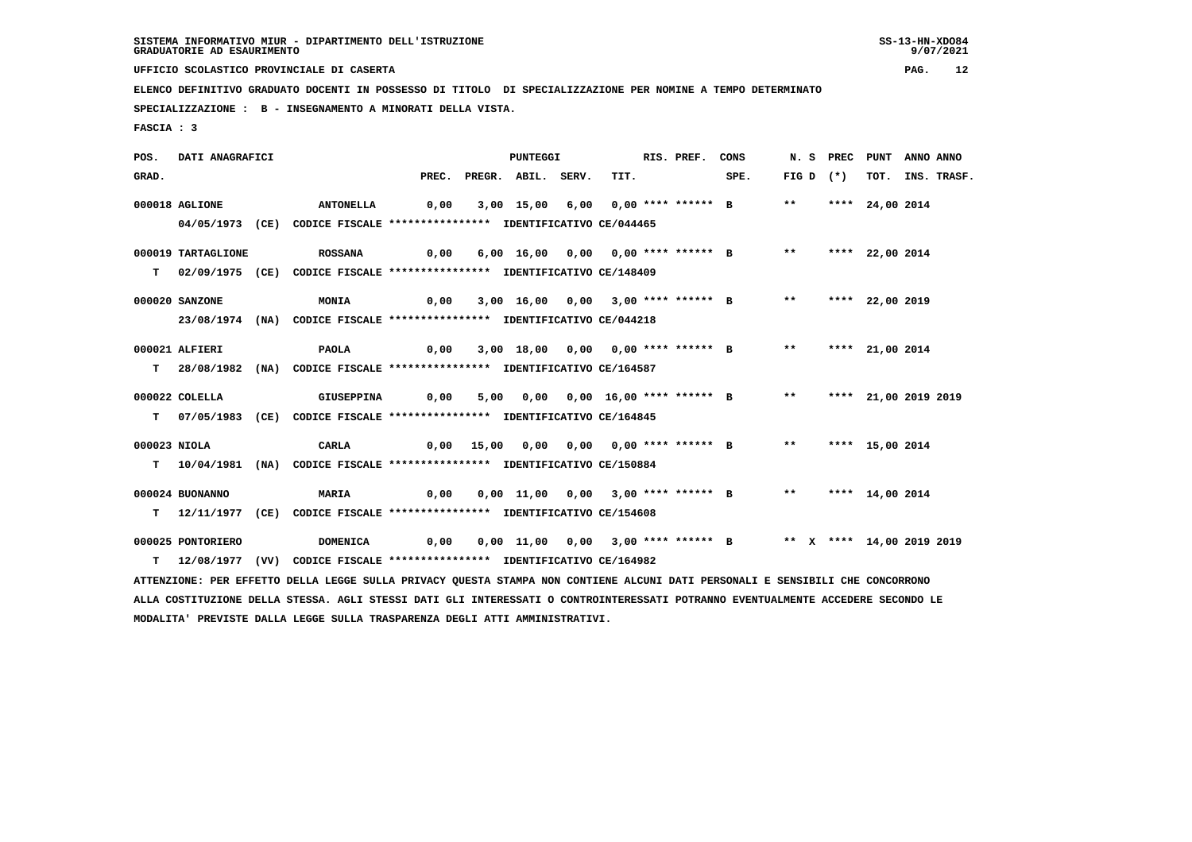SISTEMA INFORMATIVO MIUR - DIPARTIMENTO DELL'ISTRUZIONE
GRADUATORIE AD ESAURIMENTO

UFFICIO SCOLASTICO PROVINCIALE DI CASERTA

ELENCO DEFINITIVO GRADUATO DOCENTI IN POSSESSO DI TITOLO DI SPECIALIZZAZIONE PER NOMINE A TEMPO DETERMINATO

SPECIALIZZAZIONE : B - INSEGNAMENTO A MINORATI DELLA VISTA.

FASCIA : 3

| POS. GRAD. | DATI ANAGRAFICI | | PREC. | PREGR. | ABIL. | SERV. | TIT. | RIS. PREF. | CONS SPE. | N. S FIG D | PREC (*) | PUNT TOT. | ANNO INS. | ANNO TRASF. |
|---|---|---|---|---|---|---|---|---|---|---|---|---|---|---|
| 000018 | AGLIONE | ANTONELLA | 0,00 | 3,00 | 15,00 | 6,00 | 0,00 | **** ****** | B | ** | **** | 24,00 | 2014 | |
| | 04/05/1973 (CE) CODICE FISCALE **************** IDENTIFICATIVO CE/044465 | | | | | | | | | | | | | |
| 000019 | TARTAGLIONE | ROSSANA | 0,00 | 6,00 | 16,00 | 0,00 | 0,00 | **** ****** | B | ** | **** | 22,00 | 2014 | |
| T | 02/09/1975 (CE) CODICE FISCALE **************** IDENTIFICATIVO CE/148409 | | | | | | | | | | | | | |
| 000020 | SANZONE | MONIA | 0,00 | 3,00 | 16,00 | 0,00 | 3,00 | **** ****** | B | ** | **** | 22,00 | 2019 | |
| | 23/08/1974 (NA) CODICE FISCALE **************** IDENTIFICATIVO CE/044218 | | | | | | | | | | | | | |
| 000021 | ALFIERI | PAOLA | 0,00 | 3,00 | 18,00 | 0,00 | 0,00 | **** ****** | B | ** | **** | 21,00 | 2014 | |
| T | 28/08/1982 (NA) CODICE FISCALE **************** IDENTIFICATIVO CE/164587 | | | | | | | | | | | | | |
| 000022 | COLELLA | GIUSEPPINA | 0,00 | 5,00 | 0,00 | 0,00 | 16,00 | **** ****** | B | ** | **** | 21,00 | 2019 | 2019 |
| T | 07/05/1983 (CE) CODICE FISCALE **************** IDENTIFICATIVO CE/164845 | | | | | | | | | | | | | |
| 000023 | NIOLA | CARLA | 0,00 | 15,00 | 0,00 | 0,00 | 0,00 | **** ****** | B | ** | **** | 15,00 | 2014 | |
| T | 10/04/1981 (NA) CODICE FISCALE **************** IDENTIFICATIVO CE/150884 | | | | | | | | | | | | | |
| 000024 | BUONANNO | MARIA | 0,00 | 0,00 | 11,00 | 0,00 | 3,00 | **** ****** | B | ** | **** | 14,00 | 2014 | |
| T | 12/11/1977 (CE) CODICE FISCALE **************** IDENTIFICATIVO CE/154608 | | | | | | | | | | | | | |
| 000025 | PONTORIERO | DOMENICA | 0,00 | 0,00 | 11,00 | 0,00 | 3,00 | **** ****** | B | ** X | **** | 14,00 | 2019 | 2019 |
| T | 12/08/1977 (VV) CODICE FISCALE **************** IDENTIFICATIVO CE/164982 | | | | | | | | | | | | | |

ATTENZIONE: PER EFFETTO DELLA LEGGE SULLA PRIVACY QUESTA STAMPA NON CONTIENE ALCUNI DATI PERSONALI E SENSIBILI CHE CONCORRONO ALLA COSTITUZIONE DELLA STESSA. AGLI STESSI DATI GLI INTERESSATI O CONTROINTERESSATI POTRANNO EVENTUALMENTE ACCEDERE SECONDO LE MODALITA' PREVISTE DALLA LEGGE SULLA TRASPARENZA DEGLI ATTI AMMINISTRATIVI.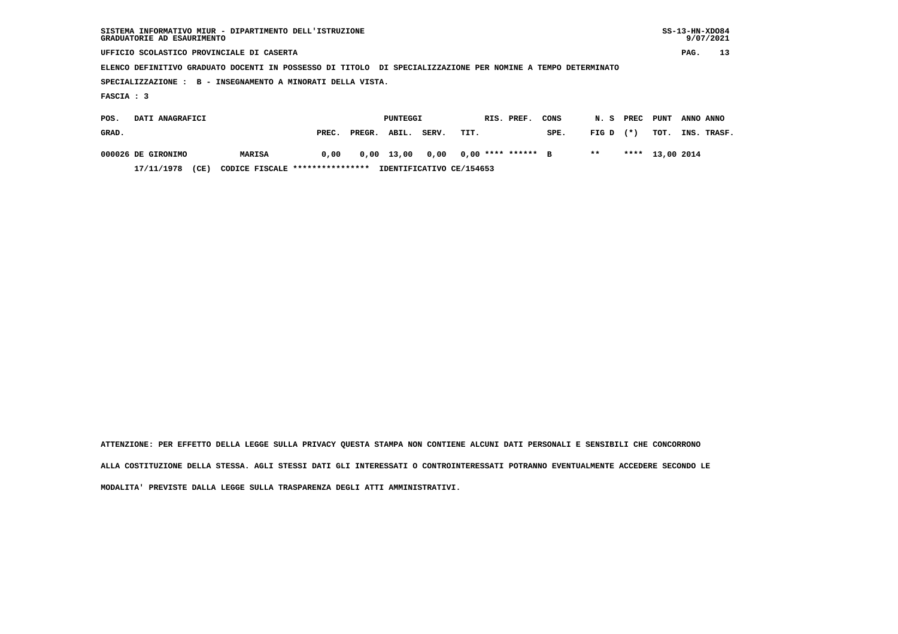SISTEMA INFORMATIVO MIUR - DIPARTIMENTO DELL'ISTRUZIONE
GRADUATORIE AD ESAURIMENTO

UFFICIO SCOLASTICO PROVINCIALE DI CASERTA

ELENCO DEFINITIVO GRADUATO DOCENTI IN POSSESSO DI TITOLO DI SPECIALIZZAZIONE PER NOMINE A TEMPO DETERMINATO

SPECIALIZZAZIONE : B - INSEGNAMENTO A MINORATI DELLA VISTA.

FASCIA : 3

| POS. GRAD. | DATI ANAGRAFICI | | PUNTEGGI PREC. | PREGR. | ABIL. | SERV. | TIT. | RIS. | PREF. | CONS SPE. | N. S FIG D | PREC (*) | PUNT TOT. | ANNO INS. | ANNO TRASF. |
|---|---|---|---|---|---|---|---|---|---|---|---|---|---|---|---|
| 000026 | DE GIRONIMO | MARISA | 0,00 | 0,00 | 13,00 | 0,00 | 0,00 | **** | ****** | B | ** | **** | 13,00 | 2014 | |
| | 17/11/1978 (CE) | CODICE FISCALE **************** | IDENTIFICATIVO CE/154653 | | | | | | | | | | | | |

ATTENZIONE: PER EFFETTO DELLA LEGGE SULLA PRIVACY QUESTA STAMPA NON CONTIENE ALCUNI DATI PERSONALI E SENSIBILI CHE CONCORRONO ALLA COSTITUZIONE DELLA STESSA. AGLI STESSI DATI GLI INTERESSATI O CONTROINTERESSATI POTRANNO EVENTUALMENTE ACCEDERE SECONDO LE MODALITA' PREVISTE DALLA LEGGE SULLA TRASPARENZA DEGLI ATTI AMMINISTRATIVI.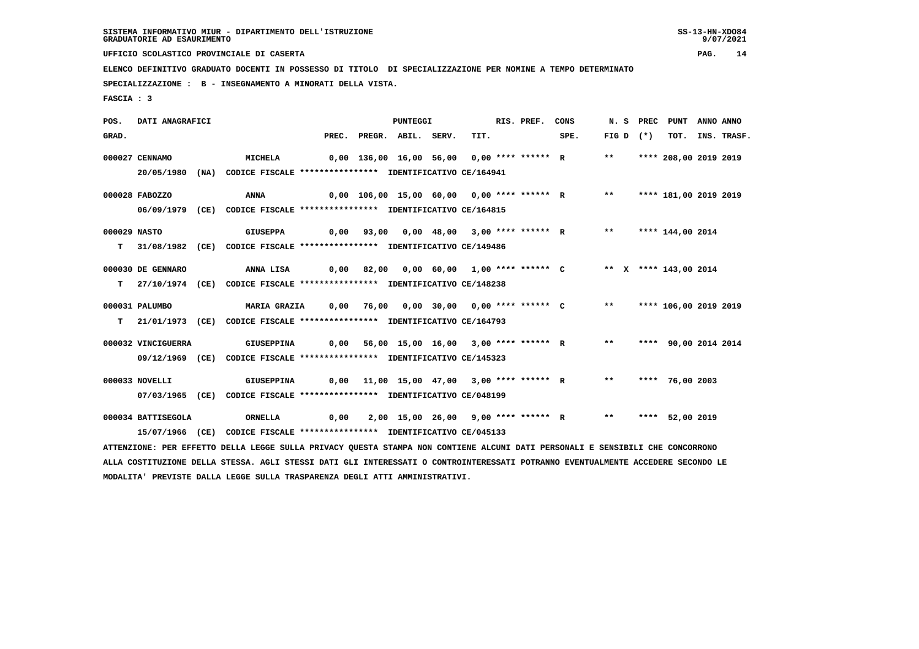SISTEMA INFORMATIVO MIUR - DIPARTIMENTO DELL'ISTRUZIONE
GRADUATORIE AD ESAURIMENTO

UFFICIO SCOLASTICO PROVINCIALE DI CASERTA

ELENCO DEFINITIVO GRADUATO DOCENTI IN POSSESSO DI TITOLO DI SPECIALIZZAZIONE PER NOMINE A TEMPO DETERMINATO

SPECIALIZZAZIONE : B - INSEGNAMENTO A MINORATI DELLA VISTA.

FASCIA : 3

| POS. GRAD. | DATI ANAGRAFICI | | PREC. | PREGR. | ABIL. | SERV. | TIT. | RIS. PREF. | CONS SPE. | N. S FIG D | PREC (*) | PUNT TOT. | ANNO INS. | ANNO TRASF. |
|---|---|---|---|---|---|---|---|---|---|---|---|---|---|---|
| 000027 | CENNAMO | MICHELA | 0,00 | 136,00 | 16,00 | 56,00 | 0,00 | **** ****** | R | ** | **** | 208,00 | 2019 | 2019 |
| | 20/05/1980 (NA) CODICE FISCALE **************** IDENTIFICATIVO CE/164941 | | | | | | | | | | | | | |
| 000028 | FABOZZO | ANNA | 0,00 | 106,00 | 15,00 | 60,00 | 0,00 | **** ****** | R | ** | **** | 181,00 | 2019 | 2019 |
| | 06/09/1979 (CE) CODICE FISCALE **************** IDENTIFICATIVO CE/164815 | | | | | | | | | | | | | |
| 000029 | NASTO | GIUSEPPA | 0,00 | 93,00 | 0,00 | 48,00 | 3,00 | **** ****** | R | ** | **** | 144,00 | 2014 | |
| T | 31/08/1982 (CE) CODICE FISCALE **************** IDENTIFICATIVO CE/149486 | | | | | | | | | | | | | |
| 000030 | DE GENNARO | ANNA LISA | 0,00 | 82,00 | 0,00 | 60,00 | 1,00 | **** ****** | C | ** X | **** | 143,00 | 2014 | |
| T | 27/10/1974 (CE) CODICE FISCALE **************** IDENTIFICATIVO CE/148238 | | | | | | | | | | | | | |
| 000031 | PALUMBO | MARIA GRAZIA | 0,00 | 76,00 | 0,00 | 30,00 | 0,00 | **** ****** | C | ** | **** | 106,00 | 2019 | 2019 |
| T | 21/01/1973 (CE) CODICE FISCALE **************** IDENTIFICATIVO CE/164793 | | | | | | | | | | | | | |
| 000032 | VINCIGUERRA | GIUSEPPINA | 0,00 | 56,00 | 15,00 | 16,00 | 3,00 | **** ****** | R | ** | **** | 90,00 | 2014 | 2014 |
| | 09/12/1969 (CE) CODICE FISCALE **************** IDENTIFICATIVO CE/145323 | | | | | | | | | | | | | |
| 000033 | NOVELLI | GIUSEPPINA | 0,00 | 11,00 | 15,00 | 47,00 | 3,00 | **** ****** | R | ** | **** | 76,00 | 2003 | |
| | 07/03/1965 (CE) CODICE FISCALE **************** IDENTIFICATIVO CE/048199 | | | | | | | | | | | | | |
| 000034 | BATTISEGOLA | ORNELLA | 0,00 | 2,00 | 15,00 | 26,00 | 9,00 | **** ****** | R | ** | **** | 52,00 | 2019 | |
| | 15/07/1966 (CE) CODICE FISCALE **************** IDENTIFICATIVO CE/045133 | | | | | | | | | | | | | |

ATTENZIONE: PER EFFETTO DELLA LEGGE SULLA PRIVACY QUESTA STAMPA NON CONTIENE ALCUNI DATI PERSONALI E SENSIBILI CHE CONCORRONO ALLA COSTITUZIONE DELLA STESSA. AGLI STESSI DATI GLI INTERESSATI O CONTROINTERESSATI POTRANNO EVENTUALMENTE ACCEDERE SECONDO LE MODALITA' PREVISTE DALLA LEGGE SULLA TRASPARENZA DEGLI ATTI AMMINISTRATIVI.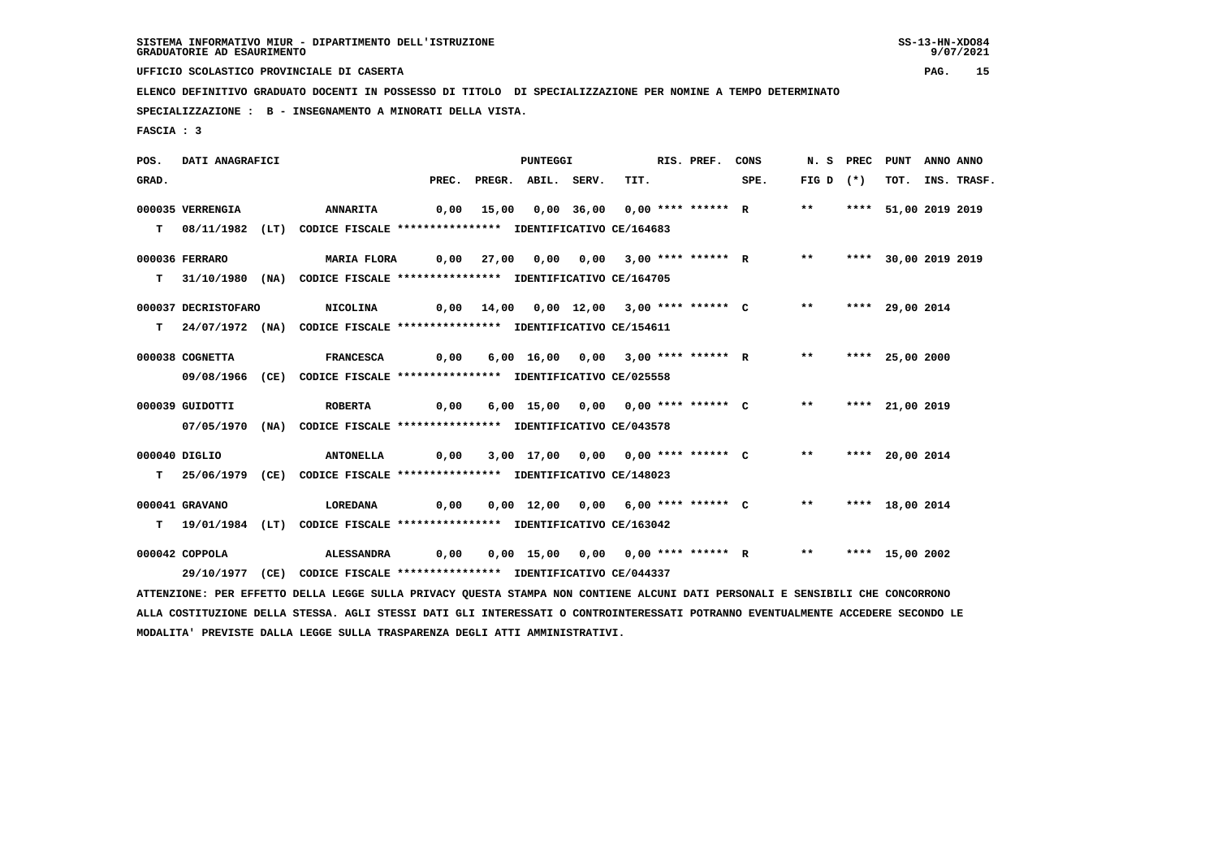SISTEMA INFORMATIVO MIUR - DIPARTIMENTO DELL'ISTRUZIONE
GRADUATORIE AD ESAURIMENTO

UFFICIO SCOLASTICO PROVINCIALE DI CASERTA

ELENCO DEFINITIVO GRADUATO DOCENTI IN POSSESSO DI TITOLO DI SPECIALIZZAZIONE PER NOMINE A TEMPO DETERMINATO

SPECIALIZZAZIONE : B - INSEGNAMENTO A MINORATI DELLA VISTA.

FASCIA : 3

| POS. GRAD. | DATI ANAGRAFICI | | PREC. | PREGR. | ABIL. | SERV. | TIT. | RIS. PREF. | CONS SPE. | N. S FIG D | PREC (*) | PUNT TOT. | ANNO INS. | ANNO TRASF. |
|---|---|---|---|---|---|---|---|---|---|---|---|---|---|---|
| 000035 | VERRENGIA | ANNARITA | 0,00 | 15,00 | 0,00 | 36,00 | 0,00 | **** ****** | R | ** | **** | 51,00 | 2019 | 2019 |
| T | 08/11/1982 (LT) | CODICE FISCALE **************** IDENTIFICATIVO CE/164683 | | | | | | | | | | | | |
| 000036 | FERRARO | MARIA FLORA | 0,00 | 27,00 | 0,00 | 0,00 | 3,00 | **** ****** | R | ** | **** | 30,00 | 2019 | 2019 |
| T | 31/10/1980 (NA) | CODICE FISCALE **************** IDENTIFICATIVO CE/164705 | | | | | | | | | | | | |
| 000037 | DECRISTOFARO | NICOLINA | 0,00 | 14,00 | 0,00 | 12,00 | 3,00 | **** ****** | C | ** | **** | 29,00 | 2014 | |
| T | 24/07/1972 (NA) | CODICE FISCALE **************** IDENTIFICATIVO CE/154611 | | | | | | | | | | | | |
| 000038 | COGNETTA | FRANCESCA | 0,00 | 6,00 | 16,00 | 0,00 | 3,00 | **** ****** | R | ** | **** | 25,00 | 2000 | |
| | 09/08/1966 (CE) | CODICE FISCALE **************** IDENTIFICATIVO CE/025558 | | | | | | | | | | | | |
| 000039 | GUIDOTTI | ROBERTA | 0,00 | 6,00 | 15,00 | 0,00 | 0,00 | **** ****** | C | ** | **** | 21,00 | 2019 | |
| | 07/05/1970 (NA) | CODICE FISCALE **************** IDENTIFICATIVO CE/043578 | | | | | | | | | | | | |
| 000040 | DIGLIO | ANTONELLA | 0,00 | 3,00 | 17,00 | 0,00 | 0,00 | **** ****** | C | ** | **** | 20,00 | 2014 | |
| T | 25/06/1979 (CE) | CODICE FISCALE **************** IDENTIFICATIVO CE/148023 | | | | | | | | | | | | |
| 000041 | GRAVANO | LOREDANA | 0,00 | 0,00 | 12,00 | 0,00 | 6,00 | **** ****** | C | ** | **** | 18,00 | 2014 | |
| T | 19/01/1984 (LT) | CODICE FISCALE **************** IDENTIFICATIVO CE/163042 | | | | | | | | | | | | |
| 000042 | COPPOLA | ALESSANDRA | 0,00 | 0,00 | 15,00 | 0,00 | 0,00 | **** ****** | R | ** | **** | 15,00 | 2002 | |
| | 29/10/1977 (CE) | CODICE FISCALE **************** IDENTIFICATIVO CE/044337 | | | | | | | | | | | | |

ATTENZIONE: PER EFFETTO DELLA LEGGE SULLA PRIVACY QUESTA STAMPA NON CONTIENE ALCUNI DATI PERSONALI E SENSIBILI CHE CONCORRONO ALLA COSTITUZIONE DELLA STESSA. AGLI STESSI DATI GLI INTERESSATI O CONTROINTERESSATI POTRANNO EVENTUALMENTE ACCEDERE SECONDO LE MODALITA' PREVISTE DALLA LEGGE SULLA TRASPARENZA DEGLI ATTI AMMINISTRATIVI.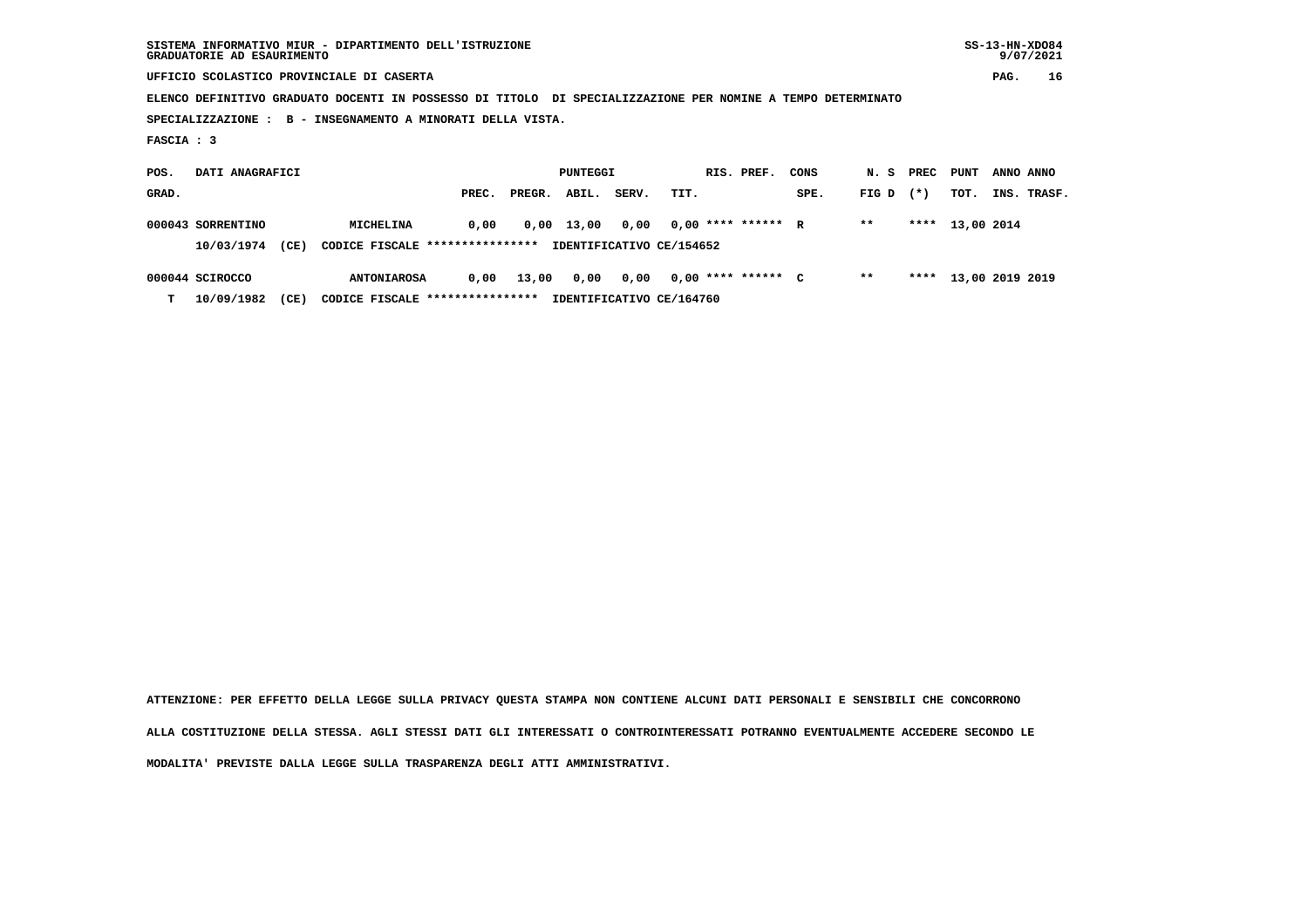SISTEMA INFORMATIVO MIUR - DIPARTIMENTO DELL'ISTRUZIONE
GRADUATORIE AD ESAURIMENTO

UFFICIO SCOLASTICO PROVINCIALE DI CASERTA

ELENCO DEFINITIVO GRADUATO DOCENTI IN POSSESSO DI TITOLO DI SPECIALIZZAZIONE PER NOMINE A TEMPO DETERMINATO

SPECIALIZZAZIONE : B - INSEGNAMENTO A MINORATI DELLA VISTA.

FASCIA : 3

| POS. GRAD. | DATI ANAGRAFICI | | | PUNTEGGI PREC. | PREGR. | ABIL. | SERV. | TIT. | RIS. PREF. | CONS SPE. | N. S FIG D | PREC (*) | PUNT TOT. | ANNO INS. | ANNO TRASF. |
|---|---|---|---|---|---|---|---|---|---|---|---|---|---|---|---|
| 000043 | SORRENTINO | | MICHELINA | 0,00 | 0,00 | 13,00 | 0,00 | 0,00 | **** ****** | R | ** | **** | 13,00 | 2014 | |
| | 10/03/1974 | (CE) | CODICE FISCALE **************** | IDENTIFICATIVO CE/154652 | | | | | | | | | | | |
| 000044 | SCIROCCO | | ANTONIAROSA | 0,00 | 13,00 | 0,00 | 0,00 | 0,00 | **** ****** | C | ** | **** | 13,00 | 2019 | 2019 |
| T | 10/09/1982 | (CE) | CODICE FISCALE **************** | IDENTIFICATIVO CE/164760 | | | | | | | | | | | |

ATTENZIONE: PER EFFETTO DELLA LEGGE SULLA PRIVACY QUESTA STAMPA NON CONTIENE ALCUNI DATI PERSONALI E SENSIBILI CHE CONCORRONO ALLA COSTITUZIONE DELLA STESSA. AGLI STESSI DATI GLI INTERESSATI O CONTROINTERESSATI POTRANNO EVENTUALMENTE ACCEDERE SECONDO LE MODALITA' PREVISTE DALLA LEGGE SULLA TRASPARENZA DEGLI ATTI AMMINISTRATIVI.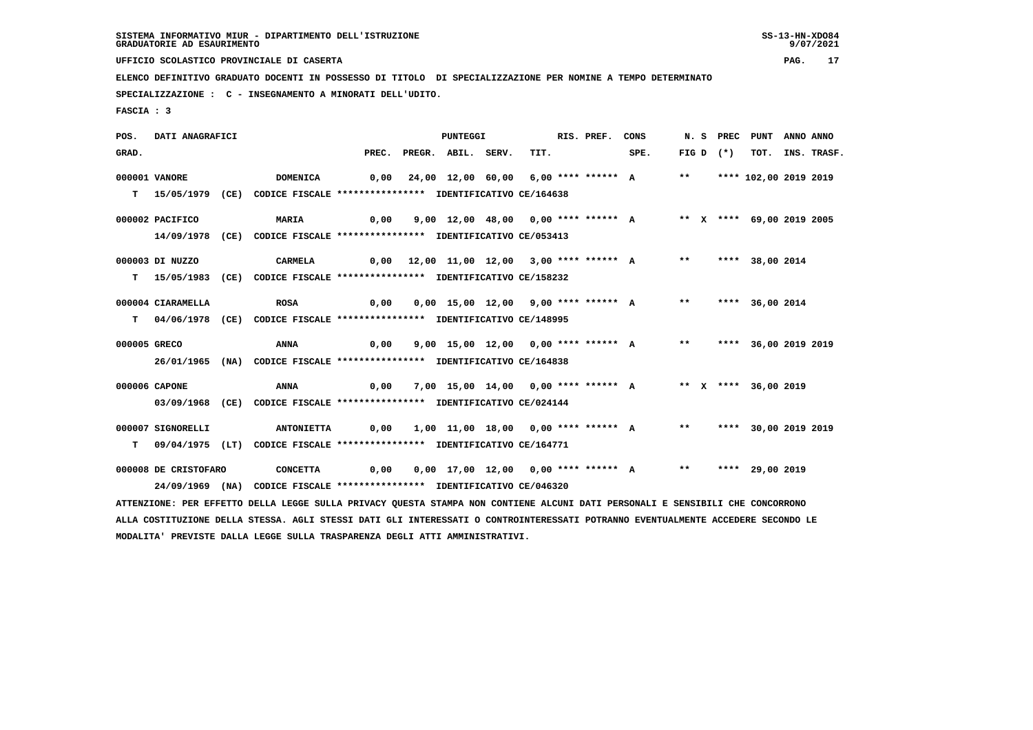SISTEMA INFORMATIVO MIUR - DIPARTIMENTO DELL'ISTRUZIONE
GRADUATORIE AD ESAURIMENTO

UFFICIO SCOLASTICO PROVINCIALE DI CASERTA

ELENCO DEFINITIVO GRADUATO DOCENTI IN POSSESSO DI TITOLO DI SPECIALIZZAZIONE PER NOMINE A TEMPO DETERMINATO

SPECIALIZZAZIONE : C - INSEGNAMENTO A MINORATI DELL'UDITO.

FASCIA : 3

| POS. GRAD. | DATI ANAGRAFICI | | PREC. | PREGR. | ABIL. | SERV. | TIT. | RIS. PREF. | CONS SPE. | N. S FIG D | PREC (*) | PUNT TOT. | ANNO INS. | ANNO TRASF. |
|---|---|---|---|---|---|---|---|---|---|---|---|---|---|---|
| 000001 | VANORE | DOMENICA | 0,00 | 24,00 | 12,00 | 60,00 | 6,00 | **** ****** | A | ** | **** | 102,00 | 2019 | 2019 |
| T | 15/05/1979 (CE) | CODICE FISCALE **************** IDENTIFICATIVO CE/164638 | | | | | | | | | | | | |
| 000002 | PACIFICO | MARIA | 0,00 | 9,00 | 12,00 | 48,00 | 0,00 | **** ****** | A | ** X | **** | 69,00 | 2019 | 2005 |
| | 14/09/1978 (CE) | CODICE FISCALE **************** IDENTIFICATIVO CE/053413 | | | | | | | | | | | | |
| 000003 | DI NUZZO | CARMELA | 0,00 | 12,00 | 11,00 | 12,00 | 3,00 | **** ****** | A | ** | **** | 38,00 | 2014 | |
| T | 15/05/1983 (CE) | CODICE FISCALE **************** IDENTIFICATIVO CE/158232 | | | | | | | | | | | | |
| 000004 | CIARAMELLA | ROSA | 0,00 | 0,00 | 15,00 | 12,00 | 9,00 | **** ****** | A | ** | **** | 36,00 | 2014 | |
| T | 04/06/1978 (CE) | CODICE FISCALE **************** IDENTIFICATIVO CE/148995 | | | | | | | | | | | | |
| 000005 | GRECO | ANNA | 0,00 | 9,00 | 15,00 | 12,00 | 0,00 | **** ****** | A | ** | **** | 36,00 | 2019 | 2019 |
| | 26/01/1965 (NA) | CODICE FISCALE **************** IDENTIFICATIVO CE/164838 | | | | | | | | | | | | |
| 000006 | CAPONE | ANNA | 0,00 | 7,00 | 15,00 | 14,00 | 0,00 | **** ****** | A | ** X | **** | 36,00 | 2019 | |
| | 03/09/1968 (CE) | CODICE FISCALE **************** IDENTIFICATIVO CE/024144 | | | | | | | | | | | | |
| 000007 | SIGNORELLI | ANTONIETTA | 0,00 | 1,00 | 11,00 | 18,00 | 0,00 | **** ****** | A | ** | **** | 30,00 | 2019 | 2019 |
| T | 09/04/1975 (LT) | CODICE FISCALE **************** IDENTIFICATIVO CE/164771 | | | | | | | | | | | | |
| 000008 | DE CRISTOFARO | CONCETTA | 0,00 | 0,00 | 17,00 | 12,00 | 0,00 | **** ****** | A | ** | **** | 29,00 | 2019 | |
| | 24/09/1969 (NA) | CODICE FISCALE **************** IDENTIFICATIVO CE/046320 | | | | | | | | | | | | |

ATTENZIONE: PER EFFETTO DELLA LEGGE SULLA PRIVACY QUESTA STAMPA NON CONTIENE ALCUNI DATI PERSONALI E SENSIBILI CHE CONCORRONO ALLA COSTITUZIONE DELLA STESSA. AGLI STESSI DATI GLI INTERESSATI O CONTROINTERESSATI POTRANNO EVENTUALMENTE ACCEDERE SECONDO LE MODALITA' PREVISTE DALLA LEGGE SULLA TRASPARENZA DEGLI ATTI AMMINISTRATIVI.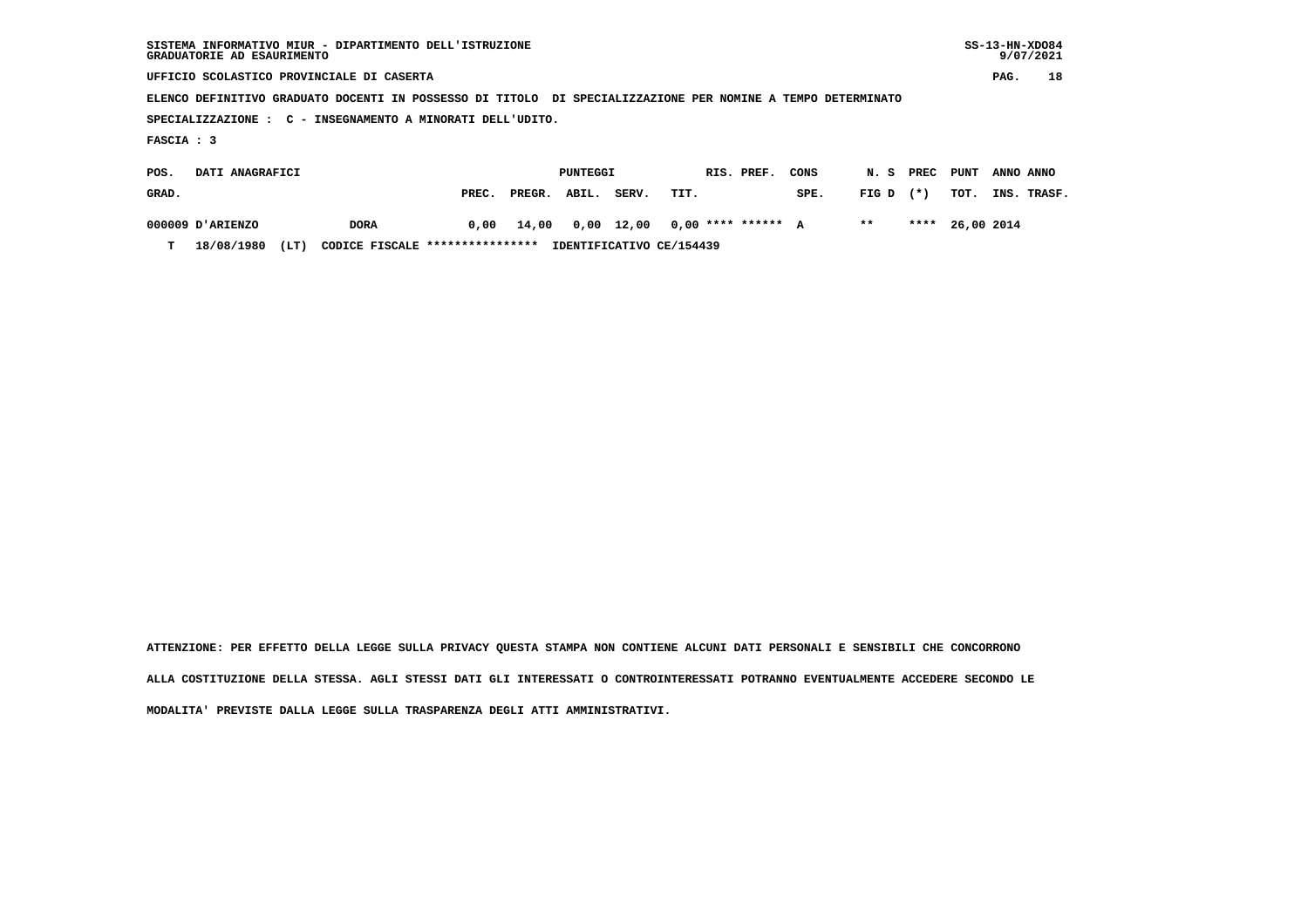SISTEMA INFORMATIVO MIUR - DIPARTIMENTO DELL'ISTRUZIONE
GRADUATORIE AD ESAURIMENTO

UFFICIO SCOLASTICO PROVINCIALE DI CASERTA

ELENCO DEFINITIVO GRADUATO DOCENTI IN POSSESSO DI TITOLO DI SPECIALIZZAZIONE PER NOMINE A TEMPO DETERMINATO

SPECIALIZZAZIONE : C - INSEGNAMENTO A MINORATI DELL'UDITO.

FASCIA : 3

| POS. GRAD. | DATI ANAGRAFICI | | PUNTEGGI PREC. | PREGR. | ABIL. | SERV. | TIT. | RIS. | PREF. | CONS SPE. | N. S FIG D | PREC (*) | PUNT TOT. | ANNO INS. | ANNO TRASF. |
|---|---|---|---|---|---|---|---|---|---|---|---|---|---|---|---|
| 000009 | D'ARIENZO | DORA | 0,00 | 14,00 | 0,00 | 12,00 | 0,00 | **** | ****** | A | ** | **** | 26,00 | 2014 | |
| T | 18/08/1980 (LT) | CODICE FISCALE **************** | IDENTIFICATIVO CE/154439 | | | | | | | | | | | | |

ATTENZIONE: PER EFFETTO DELLA LEGGE SULLA PRIVACY QUESTA STAMPA NON CONTIENE ALCUNI DATI PERSONALI E SENSIBILI CHE CONCORRONO ALLA COSTITUZIONE DELLA STESSA. AGLI STESSI DATI GLI INTERESSATI O CONTROINTERESSATI POTRANNO EVENTUALMENTE ACCEDERE SECONDO LE MODALITA' PREVISTE DALLA LEGGE SULLA TRASPARENZA DEGLI ATTI AMMINISTRATIVI.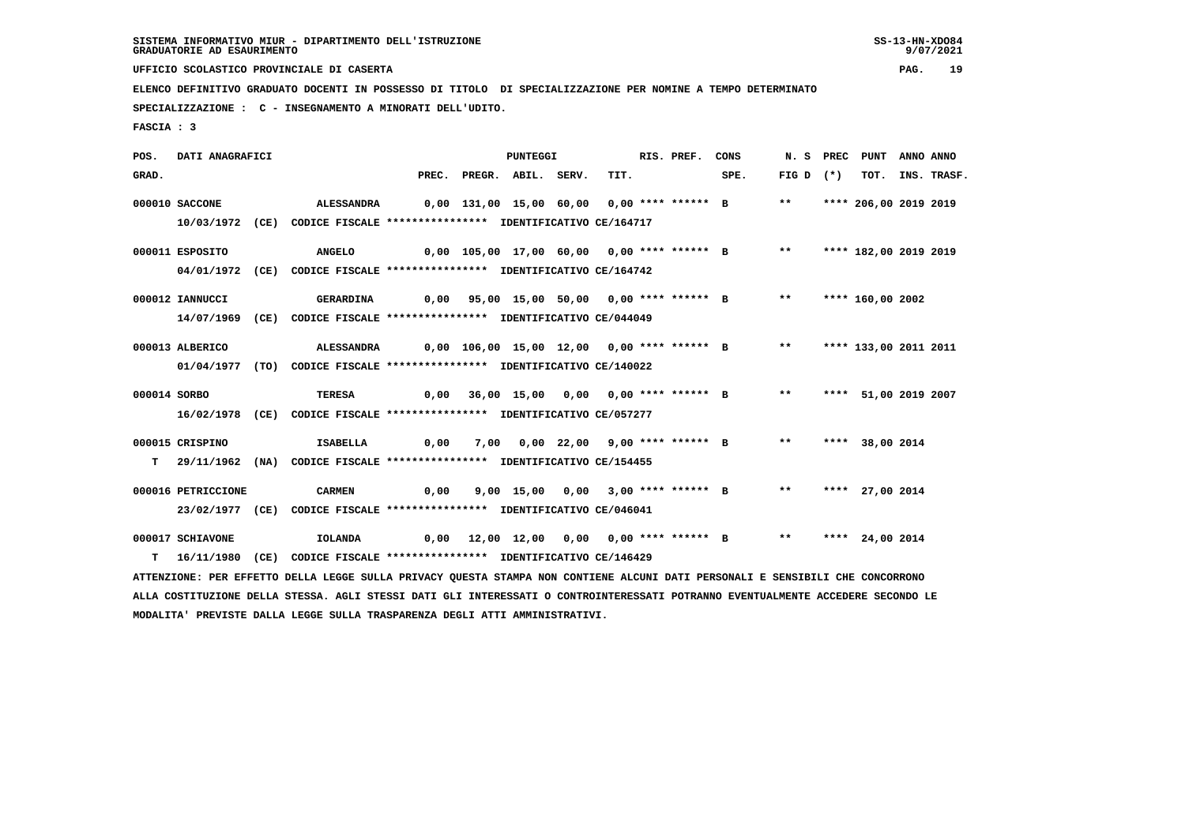SISTEMA INFORMATIVO MIUR - DIPARTIMENTO DELL'ISTRUZIONE
GRADUATORIE AD ESAURIMENTO

UFFICIO SCOLASTICO PROVINCIALE DI CASERTA

ELENCO DEFINITIVO GRADUATO DOCENTI IN POSSESSO DI TITOLO DI SPECIALIZZAZIONE PER NOMINE A TEMPO DETERMINATO

SPECIALIZZAZIONE : C - INSEGNAMENTO A MINORATI DELL'UDITO.

FASCIA : 3

| POS. GRAD. | DATI ANAGRAFICI | | PREC. | PREGR. | ABIL. | SERV. | TIT. | RIS. PREF. | CONS SPE. | N. S FIG D | PREC (*) | PUNT TOT. | ANNO INS. | ANNO TRASF. |
|---|---|---|---|---|---|---|---|---|---|---|---|---|---|---|
| 000010 | SACCONE | ALESSANDRA | 0,00 | 131,00 | 15,00 | 60,00 | 0,00 | **** ****** | B | ** | **** | 206,00 | 2019 | 2019 |
| | 10/03/1972 (CE) | CODICE FISCALE **************** IDENTIFICATIVO CE/164717 | | | | | | | | | | | | |
| 000011 | ESPOSITO | ANGELO | 0,00 | 105,00 | 17,00 | 60,00 | 0,00 | **** ****** | B | ** | **** | 182,00 | 2019 | 2019 |
| | 04/01/1972 (CE) | CODICE FISCALE **************** IDENTIFICATIVO CE/164742 | | | | | | | | | | | | |
| 000012 | IANNUCCI | GERARDINA | 0,00 | 95,00 | 15,00 | 50,00 | 0,00 | **** ****** | B | ** | **** | 160,00 | 2002 | |
| | 14/07/1969 (CE) | CODICE FISCALE **************** IDENTIFICATIVO CE/044049 | | | | | | | | | | | | |
| 000013 | ALBERICO | ALESSANDRA | 0,00 | 106,00 | 15,00 | 12,00 | 0,00 | **** ****** | B | ** | **** | 133,00 | 2011 | 2011 |
| | 01/04/1977 (TO) | CODICE FISCALE **************** IDENTIFICATIVO CE/140022 | | | | | | | | | | | | |
| 000014 | SORBO | TERESA | 0,00 | 36,00 | 15,00 | 0,00 | 0,00 | **** ****** | B | ** | **** | 51,00 | 2019 | 2007 |
| | 16/02/1978 (CE) | CODICE FISCALE **************** IDENTIFICATIVO CE/057277 | | | | | | | | | | | | |
| 000015 | CRISPINO | ISABELLA | 0,00 | 7,00 | 0,00 | 22,00 | 9,00 | **** ****** | B | ** | **** | 38,00 | 2014 | |
| T | 29/11/1962 (NA) | CODICE FISCALE **************** IDENTIFICATIVO CE/154455 | | | | | | | | | | | | |
| 000016 | PETRICCIONE | CARMEN | 0,00 | 9,00 | 15,00 | 0,00 | 3,00 | **** ****** | B | ** | **** | 27,00 | 2014 | |
| | 23/02/1977 (CE) | CODICE FISCALE **************** IDENTIFICATIVO CE/046041 | | | | | | | | | | | | |
| 000017 | SCHIAVONE | IOLANDA | 0,00 | 12,00 | 12,00 | 0,00 | 0,00 | **** ****** | B | ** | **** | 24,00 | 2014 | |
| T | 16/11/1980 (CE) | CODICE FISCALE **************** IDENTIFICATIVO CE/146429 | | | | | | | | | | | | |

ATTENZIONE: PER EFFETTO DELLA LEGGE SULLA PRIVACY QUESTA STAMPA NON CONTIENE ALCUNI DATI PERSONALI E SENSIBILI CHE CONCORRONO ALLA COSTITUZIONE DELLA STESSA. AGLI STESSI DATI GLI INTERESSATI O CONTROINTERESSATI POTRANNO EVENTUALMENTE ACCEDERE SECONDO LE MODALITA' PREVISTE DALLA LEGGE SULLA TRASPARENZA DEGLI ATTI AMMINISTRATIVI.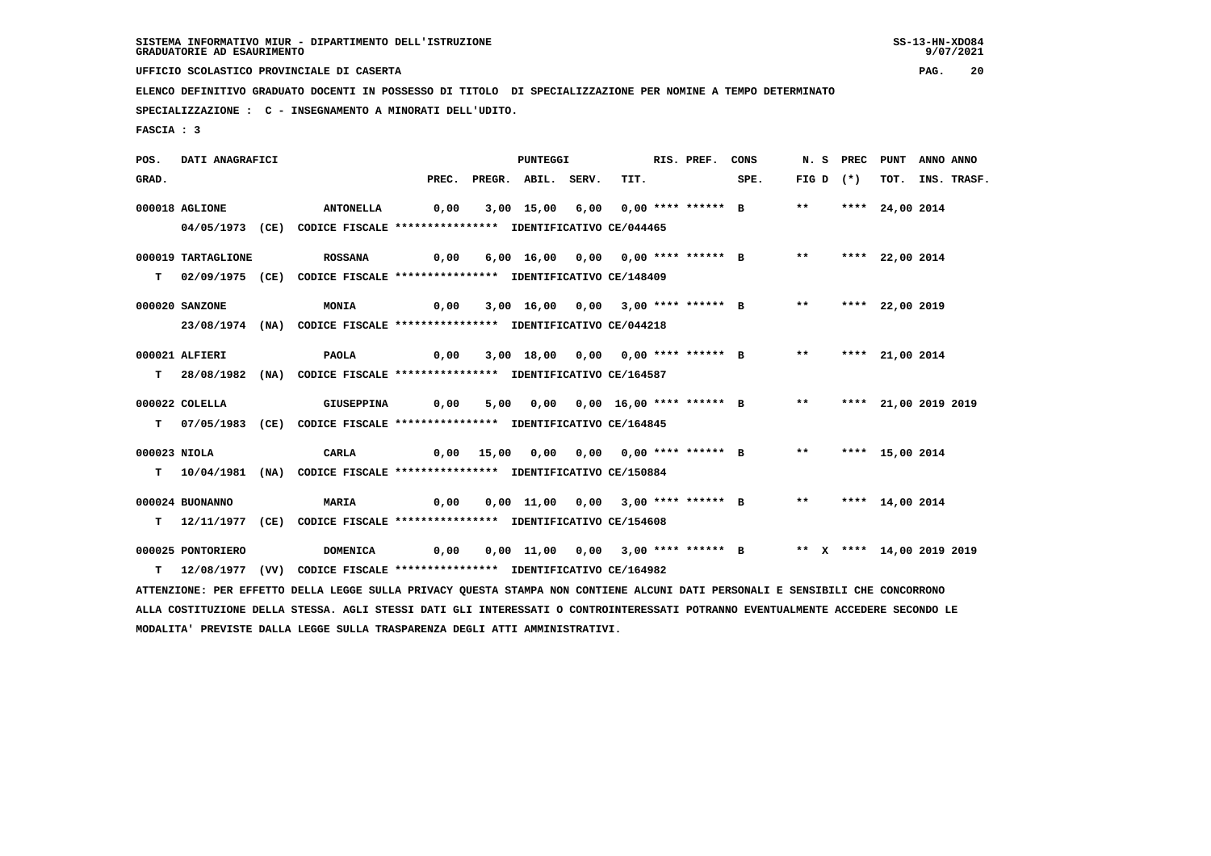SISTEMA INFORMATIVO MIUR - DIPARTIMENTO DELL'ISTRUZIONE
GRADUATORIE AD ESAURIMENTO

UFFICIO SCOLASTICO PROVINCIALE DI CASERTA

ELENCO DEFINITIVO GRADUATO DOCENTI IN POSSESSO DI TITOLO DI SPECIALIZZAZIONE PER NOMINE A TEMPO DETERMINATO

SPECIALIZZAZIONE : C - INSEGNAMENTO A MINORATI DELL'UDITO.

FASCIA : 3

| POS. GRAD. | DATI ANAGRAFICI | | PREC. | PREGR. | ABIL. | SERV. | TIT. | RIS. PREF. | CONS SPE. | N. S FIG D | PREC (*) | PUNT TOT. | ANNO INS. | ANNO TRASF. |
|---|---|---|---|---|---|---|---|---|---|---|---|---|---|---|
| 000018 | AGLIONE | ANTONELLA | 0,00 | 3,00 | 15,00 | 6,00 | 0,00 | **** ****** | B | ** | **** | 24,00 | 2014 | |
| | 04/05/1973 (CE) CODICE FISCALE **************** IDENTIFICATIVO CE/044465 | | | | | | | | | | | | | |
| 000019 | TARTAGLIONE | ROSSANA | 0,00 | 6,00 | 16,00 | 0,00 | 0,00 | **** ****** | B | ** | **** | 22,00 | 2014 | |
| T | 02/09/1975 (CE) CODICE FISCALE **************** IDENTIFICATIVO CE/148409 | | | | | | | | | | | | | |
| 000020 | SANZONE | MONIA | 0,00 | 3,00 | 16,00 | 0,00 | 3,00 | **** ****** | B | ** | **** | 22,00 | 2019 | |
| | 23/08/1974 (NA) CODICE FISCALE **************** IDENTIFICATIVO CE/044218 | | | | | | | | | | | | | |
| 000021 | ALFIERI | PAOLA | 0,00 | 3,00 | 18,00 | 0,00 | 0,00 | **** ****** | B | ** | **** | 21,00 | 2014 | |
| T | 28/08/1982 (NA) CODICE FISCALE **************** IDENTIFICATIVO CE/164587 | | | | | | | | | | | | | |
| 000022 | COLELLA | GIUSEPPINA | 0,00 | 5,00 | 0,00 | 0,00 | 16,00 | **** ****** | B | ** | **** | 21,00 | 2019 | 2019 |
| T | 07/05/1983 (CE) CODICE FISCALE **************** IDENTIFICATIVO CE/164845 | | | | | | | | | | | | | |
| 000023 | NIOLA | CARLA | 0,00 | 15,00 | 0,00 | 0,00 | 0,00 | **** ****** | B | ** | **** | 15,00 | 2014 | |
| T | 10/04/1981 (NA) CODICE FISCALE **************** IDENTIFICATIVO CE/150884 | | | | | | | | | | | | | |
| 000024 | BUONANNO | MARIA | 0,00 | 0,00 | 11,00 | 0,00 | 3,00 | **** ****** | B | ** | **** | 14,00 | 2014 | |
| T | 12/11/1977 (CE) CODICE FISCALE **************** IDENTIFICATIVO CE/154608 | | | | | | | | | | | | | |
| 000025 | PONTORIERO | DOMENICA | 0,00 | 0,00 | 11,00 | 0,00 | 3,00 | **** ****** | B | ** X | **** | 14,00 | 2019 | 2019 |
| T | 12/08/1977 (VV) CODICE FISCALE **************** IDENTIFICATIVO CE/164982 | | | | | | | | | | | | | |

ATTENZIONE: PER EFFETTO DELLA LEGGE SULLA PRIVACY QUESTA STAMPA NON CONTIENE ALCUNI DATI PERSONALI E SENSIBILI CHE CONCORRONO ALLA COSTITUZIONE DELLA STESSA. AGLI STESSI DATI GLI INTERESSATI O CONTROINTERESSATI POTRANNO EVENTUALMENTE ACCEDERE SECONDO LE MODALITA' PREVISTE DALLA LEGGE SULLA TRASPARENZA DEGLI ATTI AMMINISTRATIVI.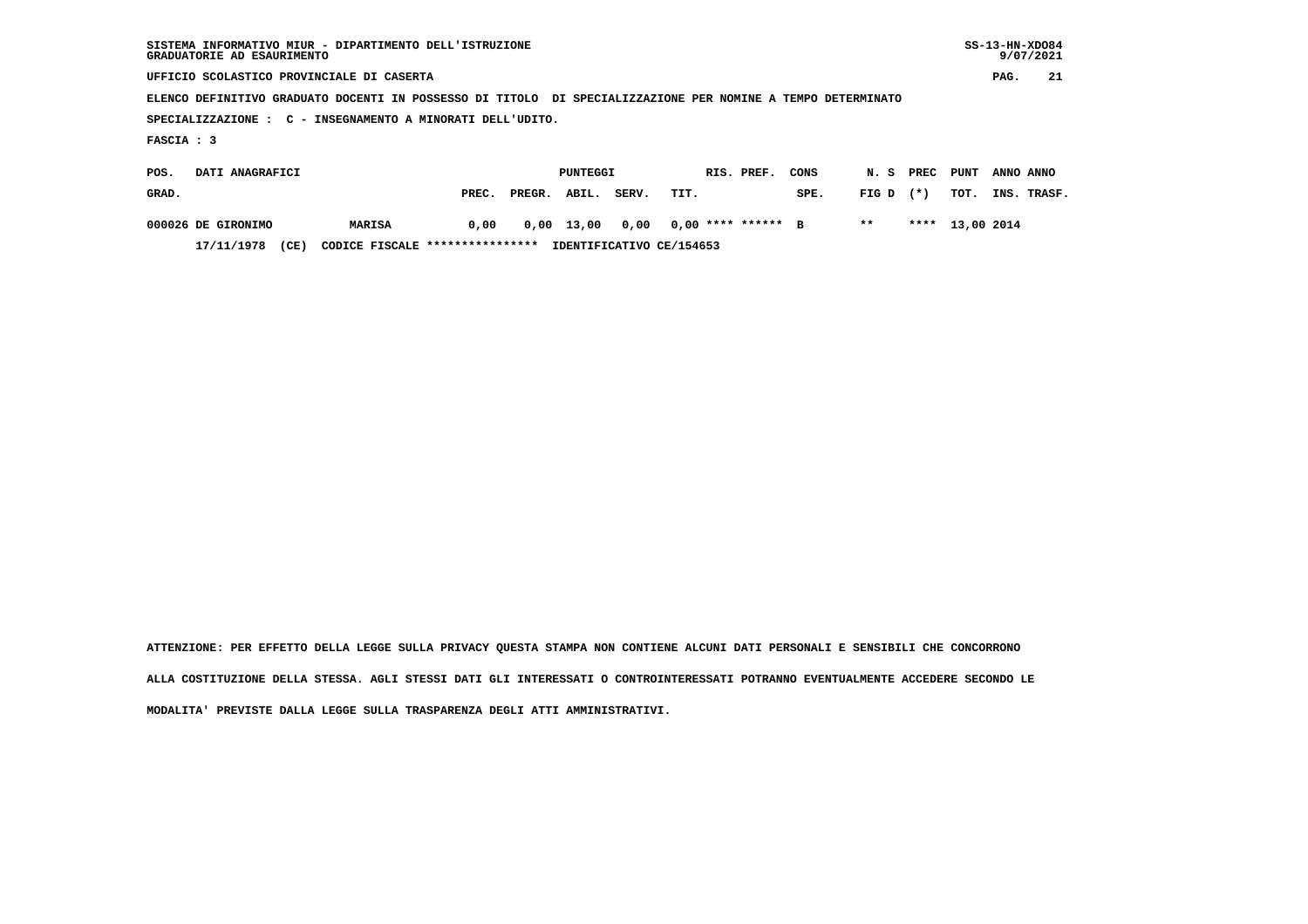SISTEMA INFORMATIVO MIUR - DIPARTIMENTO DELL'ISTRUZIONE
GRADUATORIE AD ESAURIMENTO

UFFICIO SCOLASTICO PROVINCIALE DI CASERTA

ELENCO DEFINITIVO GRADUATO DOCENTI IN POSSESSO DI TITOLO DI SPECIALIZZAZIONE PER NOMINE A TEMPO DETERMINATO

SPECIALIZZAZIONE : C - INSEGNAMENTO A MINORATI DELL'UDITO.

FASCIA : 3

| POS. GRAD. | DATI ANAGRAFICI | | PUNTEGGI PREC. | PREGR. | ABIL. | SERV. | TIT. | RIS. PREF. | | CONS SPE. | N. S FIG D | PREC (*) | PUNT TOT. | ANNO INS. | ANNO TRASF. |
|---|---|---|---|---|---|---|---|---|---|---|---|---|---|---|---|
| 000026 | DE GIRONIMO | MARISA | 0,00 | 0,00 | 13,00 | 0,00 | 0,00 | **** | ****** | B | ** | **** | 13,00 | 2014 | |
| | 17/11/1978 (CE) | CODICE FISCALE **************** | IDENTIFICATIVO CE/154653 | | | | | | | | | | | | |

ATTENZIONE: PER EFFETTO DELLA LEGGE SULLA PRIVACY QUESTA STAMPA NON CONTIENE ALCUNI DATI PERSONALI E SENSIBILI CHE CONCORRONO ALLA COSTITUZIONE DELLA STESSA. AGLI STESSI DATI GLI INTERESSATI O CONTROINTERESSATI POTRANNO EVENTUALMENTE ACCEDERE SECONDO LE MODALITA' PREVISTE DALLA LEGGE SULLA TRASPARENZA DEGLI ATTI AMMINISTRATIVI.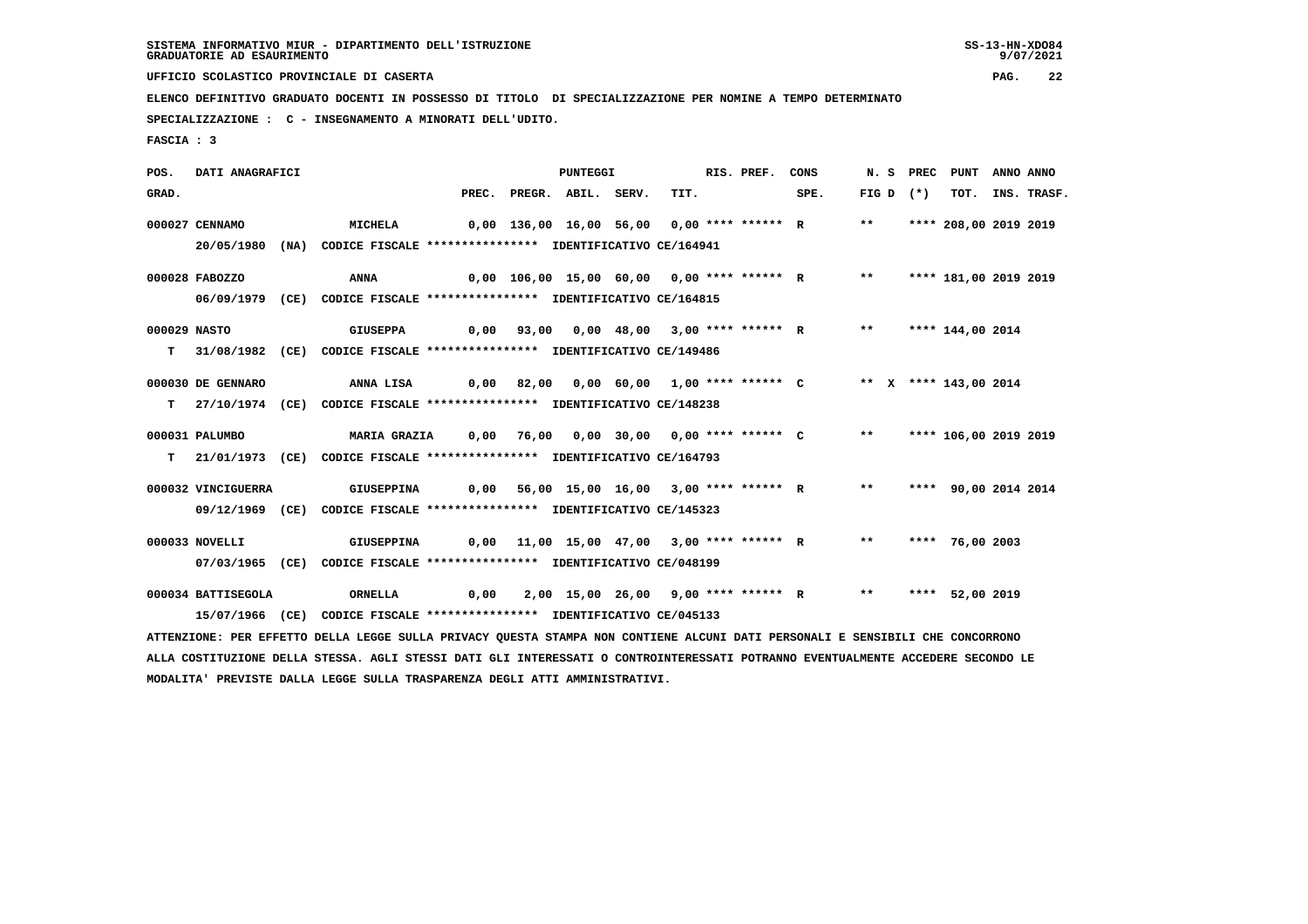SISTEMA INFORMATIVO MIUR - DIPARTIMENTO DELL'ISTRUZIONE
GRADUATORIE AD ESAURIMENTO

UFFICIO SCOLASTICO PROVINCIALE DI CASERTA

ELENCO DEFINITIVO GRADUATO DOCENTI IN POSSESSO DI TITOLO DI SPECIALIZZAZIONE PER NOMINE A TEMPO DETERMINATO

SPECIALIZZAZIONE : C - INSEGNAMENTO A MINORATI DELL'UDITO.

FASCIA : 3

| POS. GRAD. | DATI ANAGRAFICI | | PREC. | PREGR. | ABIL. | SERV. | TIT. | RIS. PREF. | CONS SPE. | N. S FIG D | PREC (*) | PUNT TOT. | ANNO INS. | ANNO TRASF. |
|---|---|---|---|---|---|---|---|---|---|---|---|---|---|---|
| 000027 | CENNAMO | MICHELA | 0,00 | 136,00 | 16,00 | 56,00 | 0,00 | **** ****** | R | ** | **** | 208,00 | 2019 | 2019 |
| | 20/05/1980 (NA) CODICE FISCALE **************** IDENTIFICATIVO CE/164941 | | | | | | | | | | | | | |
| 000028 | FABOZZO | ANNA | 0,00 | 106,00 | 15,00 | 60,00 | 0,00 | **** ****** | R | ** | **** | 181,00 | 2019 | 2019 |
| | 06/09/1979 (CE) CODICE FISCALE **************** IDENTIFICATIVO CE/164815 | | | | | | | | | | | | | |
| 000029 | NASTO | GIUSEPPA | 0,00 | 93,00 | 0,00 | 48,00 | 3,00 | **** ****** | R | ** | **** | 144,00 | 2014 | |
| T | 31/08/1982 (CE) CODICE FISCALE **************** IDENTIFICATIVO CE/149486 | | | | | | | | | | | | | |
| 000030 | DE GENNARO | ANNA LISA | 0,00 | 82,00 | 0,00 | 60,00 | 1,00 | **** ****** | C | ** X | **** | 143,00 | 2014 | |
| T | 27/10/1974 (CE) CODICE FISCALE **************** IDENTIFICATIVO CE/148238 | | | | | | | | | | | | | |
| 000031 | PALUMBO | MARIA GRAZIA | 0,00 | 76,00 | 0,00 | 30,00 | 0,00 | **** ****** | C | ** | **** | 106,00 | 2019 | 2019 |
| T | 21/01/1973 (CE) CODICE FISCALE **************** IDENTIFICATIVO CE/164793 | | | | | | | | | | | | | |
| 000032 | VINCIGUERRA | GIUSEPPINA | 0,00 | 56,00 | 15,00 | 16,00 | 3,00 | **** ****** | R | ** | **** | 90,00 | 2014 | 2014 |
| | 09/12/1969 (CE) CODICE FISCALE **************** IDENTIFICATIVO CE/145323 | | | | | | | | | | | | | |
| 000033 | NOVELLI | GIUSEPPINA | 0,00 | 11,00 | 15,00 | 47,00 | 3,00 | **** ****** | R | ** | **** | 76,00 | 2003 | |
| | 07/03/1965 (CE) CODICE FISCALE **************** IDENTIFICATIVO CE/048199 | | | | | | | | | | | | | |
| 000034 | BATTISEGOLA | ORNELLA | 0,00 | 2,00 | 15,00 | 26,00 | 9,00 | **** ****** | R | ** | **** | 52,00 | 2019 | |
| | 15/07/1966 (CE) CODICE FISCALE **************** IDENTIFICATIVO CE/045133 | | | | | | | | | | | | | |

ATTENZIONE: PER EFFETTO DELLA LEGGE SULLA PRIVACY QUESTA STAMPA NON CONTIENE ALCUNI DATI PERSONALI E SENSIBILI CHE CONCORRONO ALLA COSTITUZIONE DELLA STESSA. AGLI STESSI DATI GLI INTERESSATI O CONTROINTERESSATI POTRANNO EVENTUALMENTE ACCEDERE SECONDO LE MODALITA' PREVISTE DALLA LEGGE SULLA TRASPARENZA DEGLI ATTI AMMINISTRATIVI.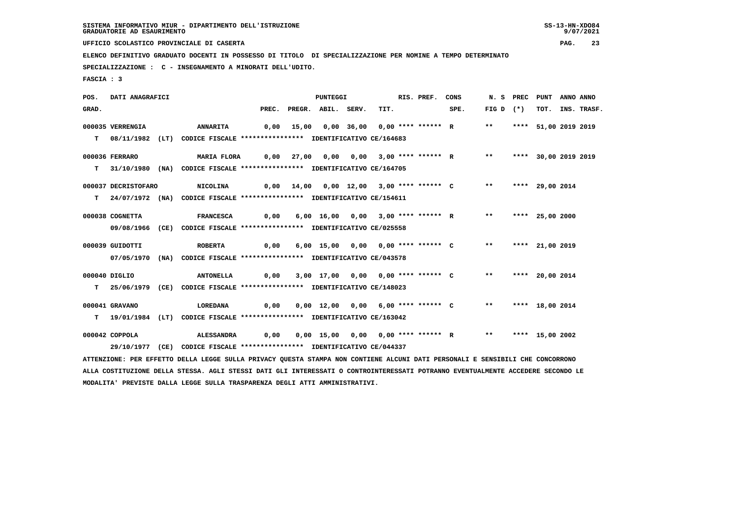SISTEMA INFORMATIVO MIUR - DIPARTIMENTO DELL'ISTRUZIONE
GRADUATORIE AD ESAURIMENTO

UFFICIO SCOLASTICO PROVINCIALE DI CASERTA

ELENCO DEFINITIVO GRADUATO DOCENTI IN POSSESSO DI TITOLO DI SPECIALIZZAZIONE PER NOMINE A TEMPO DETERMINATO

SPECIALIZZAZIONE : C - INSEGNAMENTO A MINORATI DELL'UDITO.

FASCIA : 3

| POS. GRAD. | DATI ANAGRAFICI | | PREC. | PREGR. | ABIL. | SERV. | TIT. | RIS. PREF. | CONS SPE. | N. S FIG D | PREC (*) | PUNT TOT. | ANNO INS. | ANNO TRASF. |
|---|---|---|---|---|---|---|---|---|---|---|---|---|---|---|
| 000035 | VERRENGIA | ANNARITA | 0,00 | 15,00 | 0,00 | 36,00 | 0,00 | **** ****** | R | ** | **** | 51,00 | 2019 | 2019 |
| T | 08/11/1982 (LT) | CODICE FISCALE **************** IDENTIFICATIVO CE/164683 | | | | | | | | | | | | |
| 000036 | FERRARO | MARIA FLORA | 0,00 | 27,00 | 0,00 | 0,00 | 3,00 | **** ****** | R | ** | **** | 30,00 | 2019 | 2019 |
| T | 31/10/1980 (NA) | CODICE FISCALE **************** IDENTIFICATIVO CE/164705 | | | | | | | | | | | | |
| 000037 | DECRISTOFARO | NICOLINA | 0,00 | 14,00 | 0,00 | 12,00 | 3,00 | **** ****** | C | ** | **** | 29,00 | 2014 | |
| T | 24/07/1972 (NA) | CODICE FISCALE **************** IDENTIFICATIVO CE/154611 | | | | | | | | | | | | |
| 000038 | COGNETTA | FRANCESCA | 0,00 | 6,00 | 16,00 | 0,00 | 3,00 | **** ****** | R | ** | **** | 25,00 | 2000 | |
| | 09/08/1966 (CE) | CODICE FISCALE **************** IDENTIFICATIVO CE/025558 | | | | | | | | | | | | |
| 000039 | GUIDOTTI | ROBERTA | 0,00 | 6,00 | 15,00 | 0,00 | 0,00 | **** ****** | C | ** | **** | 21,00 | 2019 | |
| | 07/05/1970 (NA) | CODICE FISCALE **************** IDENTIFICATIVO CE/043578 | | | | | | | | | | | | |
| 000040 | DIGLIO | ANTONELLA | 0,00 | 3,00 | 17,00 | 0,00 | 0,00 | **** ****** | C | ** | **** | 20,00 | 2014 | |
| T | 25/06/1979 (CE) | CODICE FISCALE **************** IDENTIFICATIVO CE/148023 | | | | | | | | | | | | |
| 000041 | GRAVANO | LOREDANA | 0,00 | 0,00 | 12,00 | 0,00 | 6,00 | **** ****** | C | ** | **** | 18,00 | 2014 | |
| T | 19/01/1984 (LT) | CODICE FISCALE **************** IDENTIFICATIVO CE/163042 | | | | | | | | | | | | |
| 000042 | COPPOLA | ALESSANDRA | 0,00 | 0,00 | 15,00 | 0,00 | 0,00 | **** ****** | R | ** | **** | 15,00 | 2002 | |
| | 29/10/1977 (CE) | CODICE FISCALE **************** IDENTIFICATIVO CE/044337 | | | | | | | | | | | | |

ATTENZIONE: PER EFFETTO DELLA LEGGE SULLA PRIVACY QUESTA STAMPA NON CONTIENE ALCUNI DATI PERSONALI E SENSIBILI CHE CONCORRONO ALLA COSTITUZIONE DELLA STESSA. AGLI STESSI DATI GLI INTERESSATI O CONTROINTERESSATI POTRANNO EVENTUALMENTE ACCEDERE SECONDO LE MODALITA' PREVISTE DALLA LEGGE SULLA TRASPARENZA DEGLI ATTI AMMINISTRATIVI.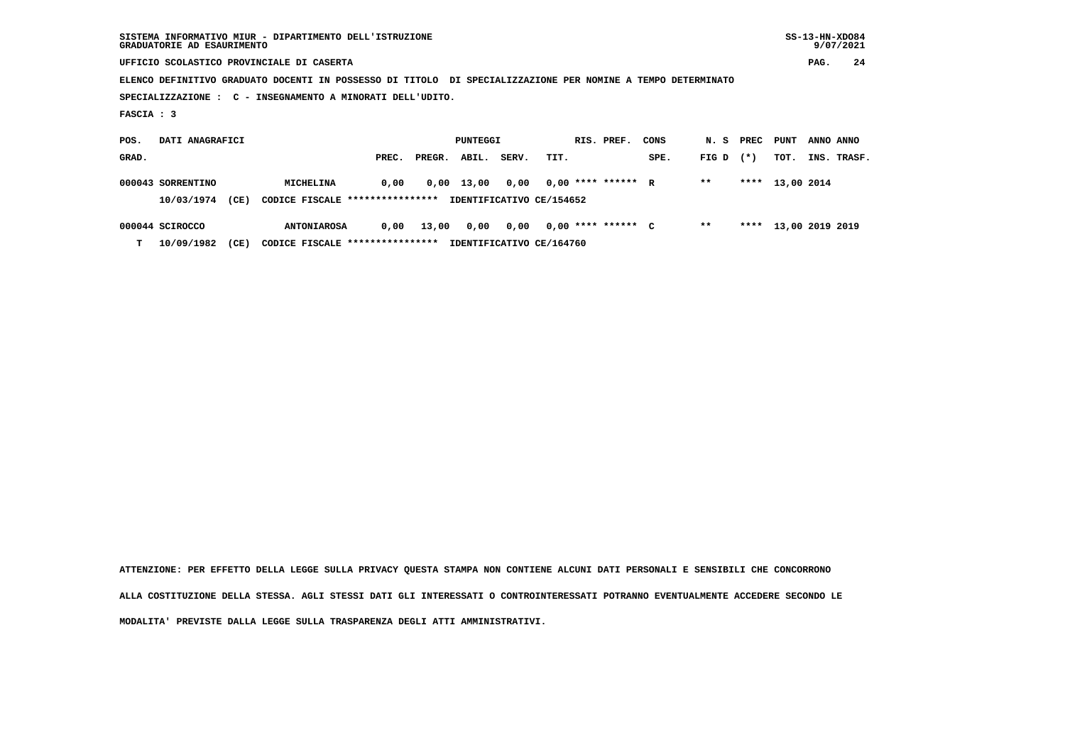SISTEMA INFORMATIVO MIUR - DIPARTIMENTO DELL'ISTRUZIONE
GRADUATORIE AD ESAURIMENTO

UFFICIO SCOLASTICO PROVINCIALE DI CASERTA

ELENCO DEFINITIVO GRADUATO DOCENTI IN POSSESSO DI TITOLO DI SPECIALIZZAZIONE PER NOMINE A TEMPO DETERMINATO

SPECIALIZZAZIONE : C - INSEGNAMENTO A MINORATI DELL'UDITO.

FASCIA : 3

| POS. GRAD. | DATI ANAGRAFICI | | | PUNTEGGI PREC. | PREGR. | ABIL. | SERV. | TIT. | RIS. PREF. | CONS SPE. | N. S FIG D | PREC (*) | PUNT TOT. | ANNO INS. | ANNO TRASF. |
|---|---|---|---|---|---|---|---|---|---|---|---|---|---|---|---|
| 000043 | SORRENTINO | | MICHELINA | 0,00 | 0,00 | 13,00 | 0,00 | 0,00 | **** ****** | R | ** | **** | 13,00 | 2014 | |
| | 10/03/1974 | (CE) | CODICE FISCALE **************** | IDENTIFICATIVO CE/154652 | | | | | | | | | | | |
| 000044 | SCIROCCO | | ANTONIAROSA | 0,00 | 13,00 | 0,00 | 0,00 | 0,00 | **** ****** | C | ** | **** | 13,00 | 2019 | 2019 |
| T | 10/09/1982 | (CE) | CODICE FISCALE **************** | IDENTIFICATIVO CE/164760 | | | | | | | | | | | |

ATTENZIONE: PER EFFETTO DELLA LEGGE SULLA PRIVACY QUESTA STAMPA NON CONTIENE ALCUNI DATI PERSONALI E SENSIBILI CHE CONCORRONO ALLA COSTITUZIONE DELLA STESSA. AGLI STESSI DATI GLI INTERESSATI O CONTROINTERESSATI POTRANNO EVENTUALMENTE ACCEDERE SECONDO LE MODALITA' PREVISTE DALLA LEGGE SULLA TRASPARENZA DEGLI ATTI AMMINISTRATIVI.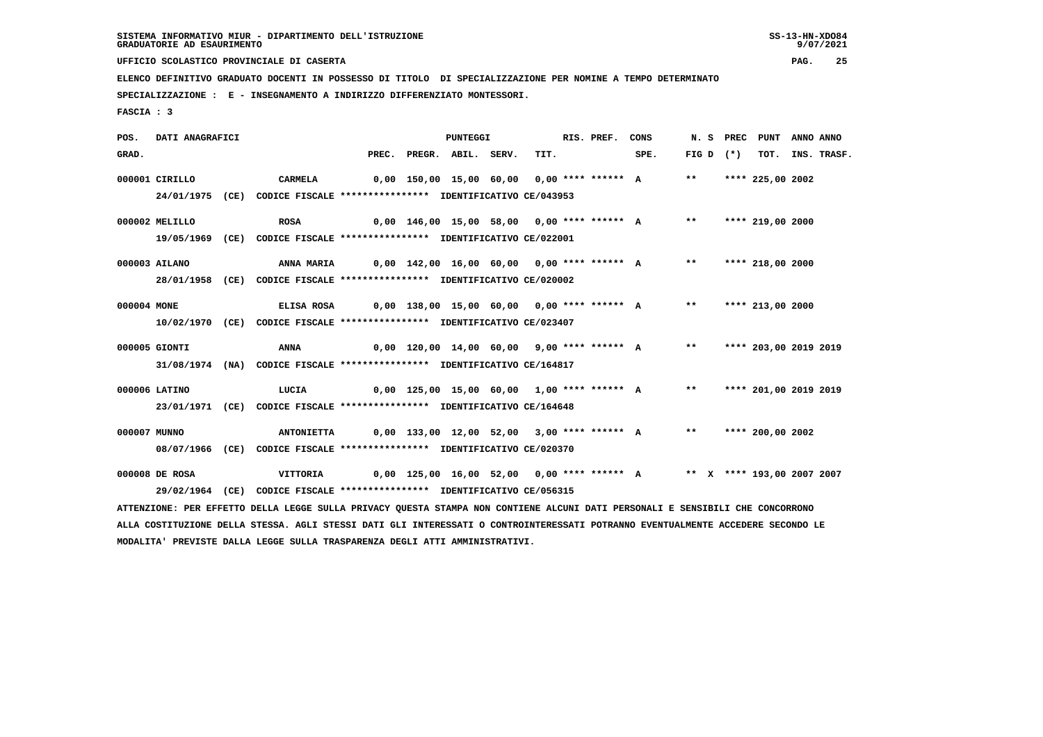SISTEMA INFORMATIVO MIUR - DIPARTIMENTO DELL'ISTRUZIONE
GRADUATORIE AD ESAURIMENTO

UFFICIO SCOLASTICO PROVINCIALE DI CASERTA

ELENCO DEFINITIVO GRADUATO DOCENTI IN POSSESSO DI TITOLO DI SPECIALIZZAZIONE PER NOMINE A TEMPO DETERMINATO

SPECIALIZZAZIONE : E - INSEGNAMENTO A INDIRIZZO DIFFERENZIATO MONTESSORI.

FASCIA : 3

| POS. GRAD. | DATI ANAGRAFICI | | PREC. | PREGR. | ABIL. | SERV. | TIT. | RIS. PREF. | CONS SPE. | N. S FIG D | PREC (*) | PUNT TOT. | ANNO INS. | ANNO TRASF. |
|---|---|---|---|---|---|---|---|---|---|---|---|---|---|---|
| 000001 | CIRILLO | CARMELA | 0,00 | 150,00 | 15,00 | 60,00 | 0,00 | **** ****** | A | ** | | **** 225,00 | 2002 | |
| | 24/01/1975 (CE) | CODICE FISCALE **************** IDENTIFICATIVO CE/043953 | | | | | | | | | | | | |
| 000002 | MELILLO | ROSA | 0,00 | 146,00 | 15,00 | 58,00 | 0,00 | **** ****** | A | ** | | **** 219,00 | 2000 | |
| | 19/05/1969 (CE) | CODICE FISCALE **************** IDENTIFICATIVO CE/022001 | | | | | | | | | | | | |
| 000003 | AILANO | ANNA MARIA | 0,00 | 142,00 | 16,00 | 60,00 | 0,00 | **** ****** | A | ** | | **** 218,00 | 2000 | |
| | 28/01/1958 (CE) | CODICE FISCALE **************** IDENTIFICATIVO CE/020002 | | | | | | | | | | | | |
| 000004 | MONE | ELISA ROSA | 0,00 | 138,00 | 15,00 | 60,00 | 0,00 | **** ****** | A | ** | | **** 213,00 | 2000 | |
| | 10/02/1970 (CE) | CODICE FISCALE **************** IDENTIFICATIVO CE/023407 | | | | | | | | | | | | |
| 000005 | GIONTI | ANNA | 0,00 | 120,00 | 14,00 | 60,00 | 9,00 | **** ****** | A | ** | | **** 203,00 | 2019 | 2019 |
| | 31/08/1974 (NA) | CODICE FISCALE **************** IDENTIFICATIVO CE/164817 | | | | | | | | | | | | |
| 000006 | LATINO | LUCIA | 0,00 | 125,00 | 15,00 | 60,00 | 1,00 | **** ****** | A | ** | | **** 201,00 | 2019 | 2019 |
| | 23/01/1971 (CE) | CODICE FISCALE **************** IDENTIFICATIVO CE/164648 | | | | | | | | | | | | |
| 000007 | MUNNO | ANTONIETTA | 0,00 | 133,00 | 12,00 | 52,00 | 3,00 | **** ****** | A | ** | | **** 200,00 | 2002 | |
| | 08/07/1966 (CE) | CODICE FISCALE **************** IDENTIFICATIVO CE/020370 | | | | | | | | | | | | |
| 000008 | DE ROSA | VITTORIA | 0,00 | 125,00 | 16,00 | 52,00 | 0,00 | **** ****** | A | ** | X | **** 193,00 | 2007 | 2007 |
| | 29/02/1964 (CE) | CODICE FISCALE **************** IDENTIFICATIVO CE/056315 | | | | | | | | | | | | |

ATTENZIONE: PER EFFETTO DELLA LEGGE SULLA PRIVACY QUESTA STAMPA NON CONTIENE ALCUNI DATI PERSONALI E SENSIBILI CHE CONCORRONO ALLA COSTITUZIONE DELLA STESSA. AGLI STESSI DATI GLI INTERESSATI O CONTROINTERESSATI POTRANNO EVENTUALMENTE ACCEDERE SECONDO LE MODALITA' PREVISTE DALLA LEGGE SULLA TRASPARENZA DEGLI ATTI AMMINISTRATIVI.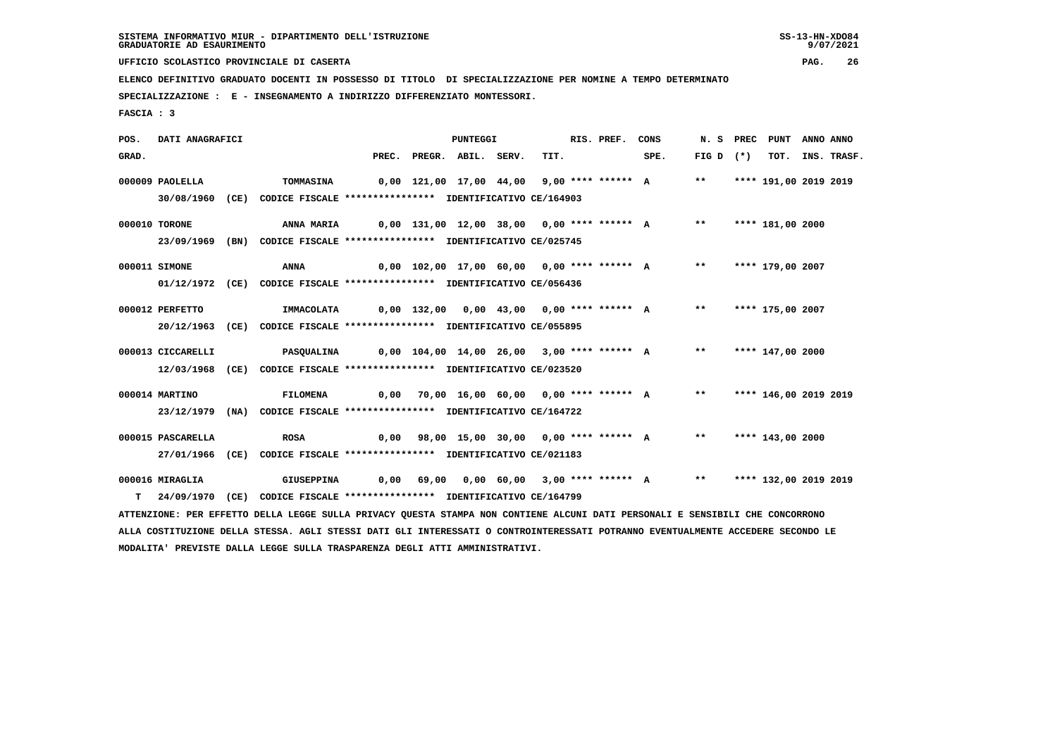SISTEMA INFORMATIVO MIUR - DIPARTIMENTO DELL'ISTRUZIONE
GRADUATORIE AD ESAURIMENTO

UFFICIO SCOLASTICO PROVINCIALE DI CASERTA

ELENCO DEFINITIVO GRADUATO DOCENTI IN POSSESSO DI TITOLO DI SPECIALIZZAZIONE PER NOMINE A TEMPO DETERMINATO

SPECIALIZZAZIONE : E - INSEGNAMENTO A INDIRIZZO DIFFERENZIATO MONTESSORI.

FASCIA : 3

| POS. GRAD. | DATI ANAGRAFICI | | PREC. | PREGR. | ABIL. | SERV. | TIT. | RIS. PREF. | CONS SPE. | N. S FIG D | PREC (*) | PUNT TOT. | ANNO INS. | ANNO TRASF. |
|---|---|---|---|---|---|---|---|---|---|---|---|---|---|---|
| 000009 | PAOLELLA | TOMMASINA | 0,00 | 121,00 | 17,00 | 44,00 | 9,00 | **** ****** | A | ** | **** | 191,00 | 2019 | 2019 |
| | 30/08/1960 (CE) | CODICE FISCALE **************** IDENTIFICATIVO CE/164903 | | | | | | | | | | | | |
| 000010 | TORONE | ANNA MARIA | 0,00 | 131,00 | 12,00 | 38,00 | 0,00 | **** ****** | A | ** | **** | 181,00 | 2000 | |
| | 23/09/1969 (BN) | CODICE FISCALE **************** IDENTIFICATIVO CE/025745 | | | | | | | | | | | | |
| 000011 | SIMONE | ANNA | 0,00 | 102,00 | 17,00 | 60,00 | 0,00 | **** ****** | A | ** | **** | 179,00 | 2007 | |
| | 01/12/1972 (CE) | CODICE FISCALE **************** IDENTIFICATIVO CE/056436 | | | | | | | | | | | | |
| 000012 | PERFETTO | IMMACOLATA | 0,00 | 132,00 | 0,00 | 43,00 | 0,00 | **** ****** | A | ** | **** | 175,00 | 2007 | |
| | 20/12/1963 (CE) | CODICE FISCALE **************** IDENTIFICATIVO CE/055895 | | | | | | | | | | | | |
| 000013 | CICCARELLI | PASQUALINA | 0,00 | 104,00 | 14,00 | 26,00 | 3,00 | **** ****** | A | ** | **** | 147,00 | 2000 | |
| | 12/03/1968 (CE) | CODICE FISCALE **************** IDENTIFICATIVO CE/023520 | | | | | | | | | | | | |
| 000014 | MARTINO | FILOMENA | 0,00 | 70,00 | 16,00 | 60,00 | 0,00 | **** ****** | A | ** | **** | 146,00 | 2019 | 2019 |
| | 23/12/1979 (NA) | CODICE FISCALE **************** IDENTIFICATIVO CE/164722 | | | | | | | | | | | | |
| 000015 | PASCARELLA | ROSA | 0,00 | 98,00 | 15,00 | 30,00 | 0,00 | **** ****** | A | ** | **** | 143,00 | 2000 | |
| | 27/01/1966 (CE) | CODICE FISCALE **************** IDENTIFICATIVO CE/021183 | | | | | | | | | | | | |
| 000016 | MIRAGLIA | GIUSEPPINA | 0,00 | 69,00 | 0,00 | 60,00 | 3,00 | **** ****** | A | ** | **** | 132,00 | 2019 | 2019 |
| T | 24/09/1970 (CE) | CODICE FISCALE **************** IDENTIFICATIVO CE/164799 | | | | | | | | | | | | |

ATTENZIONE: PER EFFETTO DELLA LEGGE SULLA PRIVACY QUESTA STAMPA NON CONTIENE ALCUNI DATI PERSONALI E SENSIBILI CHE CONCORRONO ALLA COSTITUZIONE DELLA STESSA. AGLI STESSI DATI GLI INTERESSATI O CONTROINTERESSATI POTRANNO EVENTUALMENTE ACCEDERE SECONDO LE MODALITA' PREVISTE DALLA LEGGE SULLA TRASPARENZA DEGLI ATTI AMMINISTRATIVI.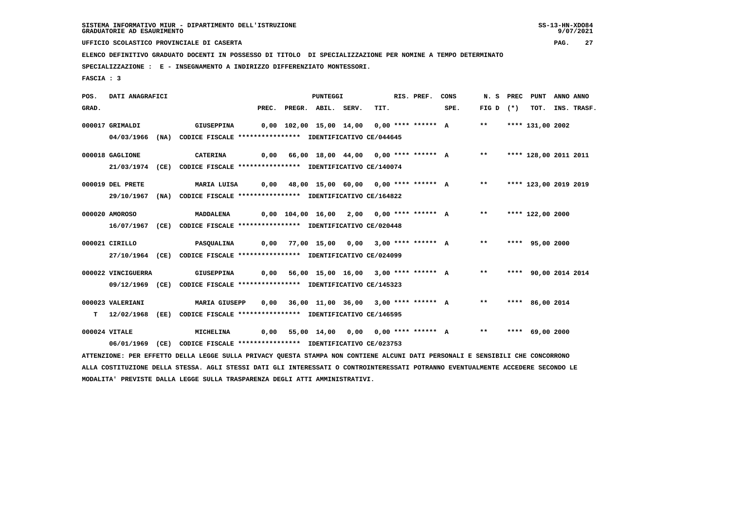SISTEMA INFORMATIVO MIUR - DIPARTIMENTO DELL'ISTRUZIONE
GRADUATORIE AD ESAURIMENTO

UFFICIO SCOLASTICO PROVINCIALE DI CASERTA

ELENCO DEFINITIVO GRADUATO DOCENTI IN POSSESSO DI TITOLO DI SPECIALIZZAZIONE PER NOMINE A TEMPO DETERMINATO

SPECIALIZZAZIONE : E - INSEGNAMENTO A INDIRIZZO DIFFERENZIATO MONTESSORI.

FASCIA : 3

| POS. GRAD. | DATI ANAGRAFICI | | PUNTEGGI PREC. | PREGR. | ABIL. | SERV. | TIT. | RIS. PREF. | CONS SPE. | N. S FIG D | PREC (*) | PUNT TOT. | ANNO INS. | ANNO TRASF. |
|---|---|---|---|---|---|---|---|---|---|---|---|---|---|---|
| 000017 | GRIMALDI | GIUSEPPINA | 0,00 | 102,00 | 15,00 | 14,00 | 0,00 | **** ****** | A | ** | **** | 131,00 | 2002 | |
| | 04/03/1966 (NA) | CODICE FISCALE **************** IDENTIFICATIVO CE/044645 | | | | | | | | | | | | |
| 000018 | GAGLIONE | CATERINA | 0,00 | 66,00 | 18,00 | 44,00 | 0,00 | **** ****** | A | ** | **** | 128,00 | 2011 | 2011 |
| | 21/03/1974 (CE) | CODICE FISCALE **************** IDENTIFICATIVO CE/140074 | | | | | | | | | | | | |
| 000019 | DEL PRETE | MARIA LUISA | 0,00 | 48,00 | 15,00 | 60,00 | 0,00 | **** ****** | A | ** | **** | 123,00 | 2019 | 2019 |
| | 29/10/1967 (NA) | CODICE FISCALE **************** IDENTIFICATIVO CE/164822 | | | | | | | | | | | | |
| 000020 | AMOROSO | MADDALENA | 0,00 | 104,00 | 16,00 | 2,00 | 0,00 | **** ****** | A | ** | **** | 122,00 | 2000 | |
| | 16/07/1967 (CE) | CODICE FISCALE **************** IDENTIFICATIVO CE/020448 | | | | | | | | | | | | |
| 000021 | CIRILLO | PASQUALINA | 0,00 | 77,00 | 15,00 | 0,00 | 3,00 | **** ****** | A | ** | **** | 95,00 | 2000 | |
| | 27/10/1964 (CE) | CODICE FISCALE **************** IDENTIFICATIVO CE/024099 | | | | | | | | | | | | |
| 000022 | VINCIGUERRA | GIUSEPPINA | 0,00 | 56,00 | 15,00 | 16,00 | 3,00 | **** ****** | A | ** | **** | 90,00 | 2014 | 2014 |
| | 09/12/1969 (CE) | CODICE FISCALE **************** IDENTIFICATIVO CE/145323 | | | | | | | | | | | | |
| 000023 | VALERIANI | MARIA GIUSEPP | 0,00 | 36,00 | 11,00 | 36,00 | 3,00 | **** ****** | A | ** | **** | 86,00 | 2014 | |
| T | 12/02/1968 (EE) | CODICE FISCALE **************** IDENTIFICATIVO CE/146595 | | | | | | | | | | | | |
| 000024 | VITALE | MICHELINA | 0,00 | 55,00 | 14,00 | 0,00 | 0,00 | **** ****** | A | ** | **** | 69,00 | 2000 | |
| | 06/01/1969 (CE) | CODICE FISCALE **************** IDENTIFICATIVO CE/023753 | | | | | | | | | | | | |

ATTENZIONE: PER EFFETTO DELLA LEGGE SULLA PRIVACY QUESTA STAMPA NON CONTIENE ALCUNI DATI PERSONALI E SENSIBILI CHE CONCORRONO ALLA COSTITUZIONE DELLA STESSA. AGLI STESSI DATI GLI INTERESSATI O CONTROINTERESSATI POTRANNO EVENTUALMENTE ACCEDERE SECONDO LE MODALITA' PREVISTE DALLA LEGGE SULLA TRASPARENZA DEGLI ATTI AMMINISTRATIVI.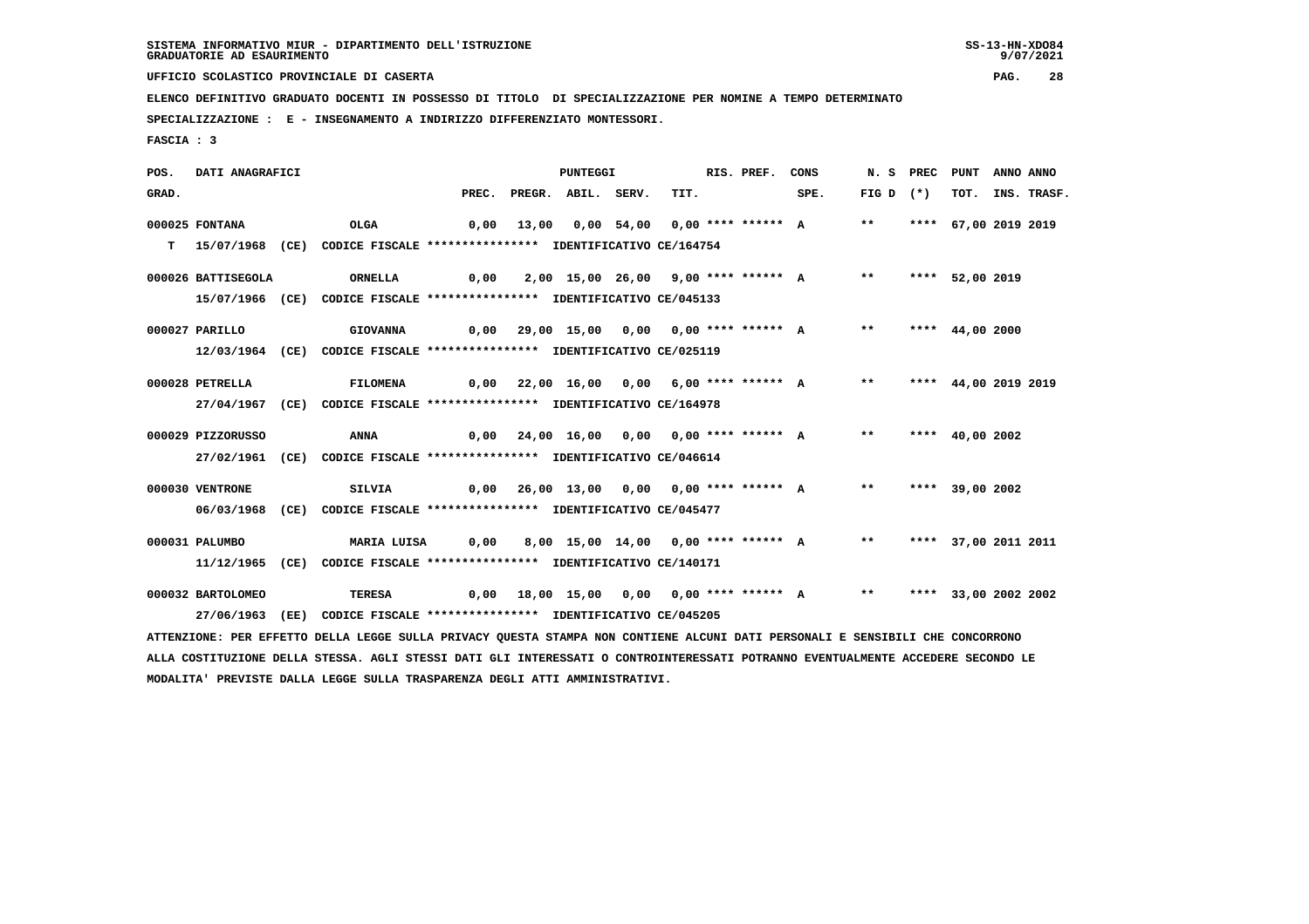SISTEMA INFORMATIVO MIUR - DIPARTIMENTO DELL'ISTRUZIONE
GRADUATORIE AD ESAURIMENTO

UFFICIO SCOLASTICO PROVINCIALE DI CASERTA

ELENCO DEFINITIVO GRADUATO DOCENTI IN POSSESSO DI TITOLO DI SPECIALIZZAZIONE PER NOMINE A TEMPO DETERMINATO

SPECIALIZZAZIONE : E - INSEGNAMENTO A INDIRIZZO DIFFERENZIATO MONTESSORI.

FASCIA : 3

| POS. GRAD. | DATI ANAGRAFICI | | PREC. | PREGR. | ABIL. | SERV. | TIT. | RIS. PREF. | CONS SPE. | N. S FIG D | PREC (*) | PUNT TOT. | ANNO INS. | ANNO TRASF. |
|---|---|---|---|---|---|---|---|---|---|---|---|---|---|---|
| 000025 | FONTANA | OLGA | 0,00 | 13,00 | 0,00 | 54,00 | 0,00 | **** ****** | A | ** | **** | 67,00 | 2019 | 2019 |
| T | 15/07/1968 (CE) CODICE FISCALE **************** IDENTIFICATIVO CE/164754 | | | | | | | | | | | | | |
| 000026 | BATTISEGOLA | ORNELLA | 0,00 | 2,00 | 15,00 | 26,00 | 9,00 | **** ****** | A | ** | **** | 52,00 | 2019 | |
| | 15/07/1966 (CE) CODICE FISCALE **************** IDENTIFICATIVO CE/045133 | | | | | | | | | | | | | |
| 000027 | PARILLO | GIOVANNA | 0,00 | 29,00 | 15,00 | 0,00 | 0,00 | **** ****** | A | ** | **** | 44,00 | 2000 | |
| | 12/03/1964 (CE) CODICE FISCALE **************** IDENTIFICATIVO CE/025119 | | | | | | | | | | | | | |
| 000028 | PETRELLA | FILOMENA | 0,00 | 22,00 | 16,00 | 0,00 | 6,00 | **** ****** | A | ** | **** | 44,00 | 2019 | 2019 |
| | 27/04/1967 (CE) CODICE FISCALE **************** IDENTIFICATIVO CE/164978 | | | | | | | | | | | | | |
| 000029 | PIZZORUSSO | ANNA | 0,00 | 24,00 | 16,00 | 0,00 | 0,00 | **** ****** | A | ** | **** | 40,00 | 2002 | |
| | 27/02/1961 (CE) CODICE FISCALE **************** IDENTIFICATIVO CE/046614 | | | | | | | | | | | | | |
| 000030 | VENTRONE | SILVIA | 0,00 | 26,00 | 13,00 | 0,00 | 0,00 | **** ****** | A | ** | **** | 39,00 | 2002 | |
| | 06/03/1968 (CE) CODICE FISCALE **************** IDENTIFICATIVO CE/045477 | | | | | | | | | | | | | |
| 000031 | PALUMBO | MARIA LUISA | 0,00 | 8,00 | 15,00 | 14,00 | 0,00 | **** ****** | A | ** | **** | 37,00 | 2011 | 2011 |
| | 11/12/1965 (CE) CODICE FISCALE **************** IDENTIFICATIVO CE/140171 | | | | | | | | | | | | | |
| 000032 | BARTOLOMEO | TERESA | 0,00 | 18,00 | 15,00 | 0,00 | 0,00 | **** ****** | A | ** | **** | 33,00 | 2002 | 2002 |
| | 27/06/1963 (EE) CODICE FISCALE **************** IDENTIFICATIVO CE/045205 | | | | | | | | | | | | | |

ATTENZIONE: PER EFFETTO DELLA LEGGE SULLA PRIVACY QUESTA STAMPA NON CONTIENE ALCUNI DATI PERSONALI E SENSIBILI CHE CONCORRONO ALLA COSTITUZIONE DELLA STESSA. AGLI STESSI DATI GLI INTERESSATI O CONTROINTERESSATI POTRANNO EVENTUALMENTE ACCEDERE SECONDO LE MODALITA' PREVISTE DALLA LEGGE SULLA TRASPARENZA DEGLI ATTI AMMINISTRATIVI.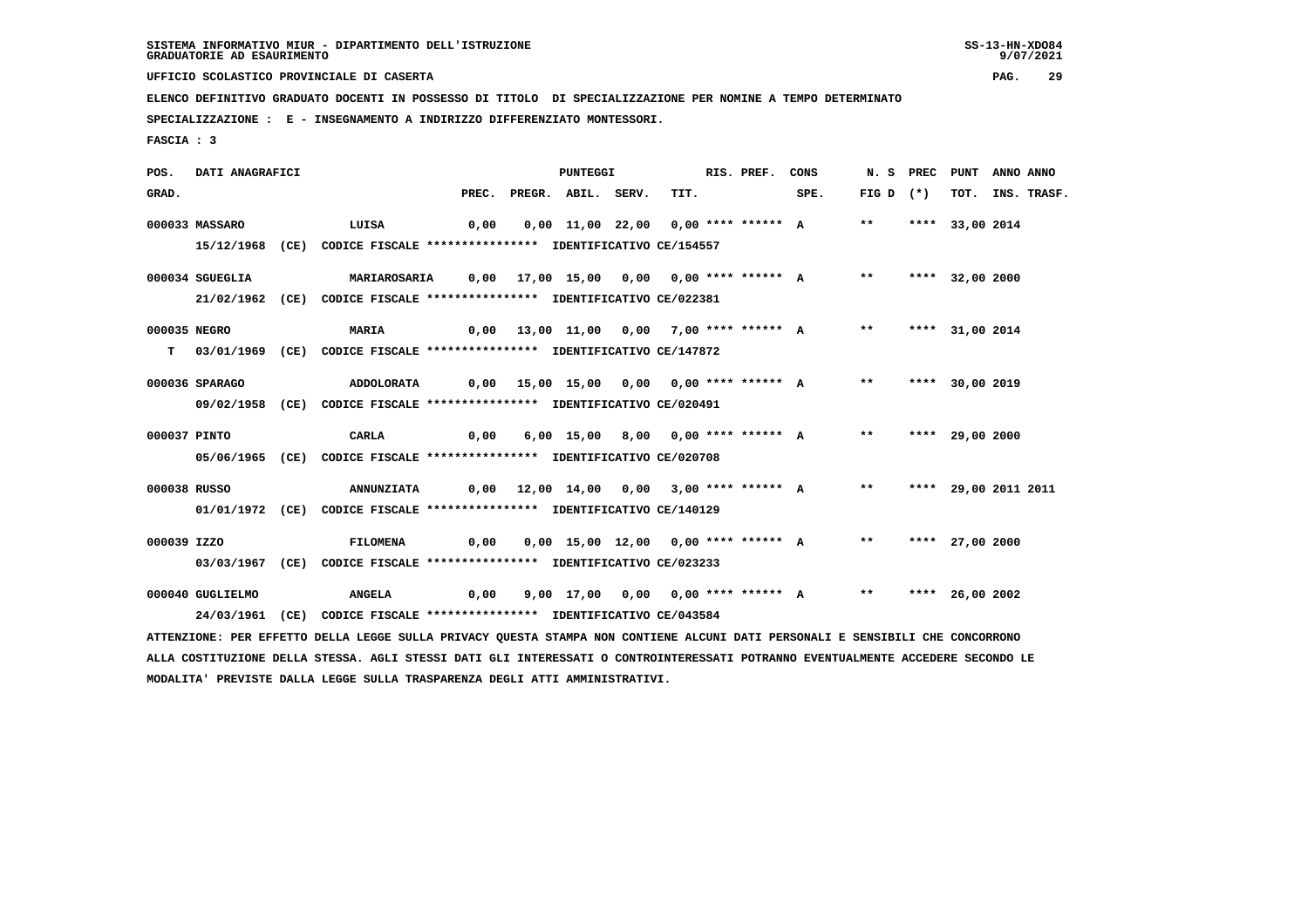SISTEMA INFORMATIVO MIUR - DIPARTIMENTO DELL'ISTRUZIONE
GRADUATORIE AD ESAURIMENTO

UFFICIO SCOLASTICO PROVINCIALE DI CASERTA

ELENCO DEFINITIVO GRADUATO DOCENTI IN POSSESSO DI TITOLO DI SPECIALIZZAZIONE PER NOMINE A TEMPO DETERMINATO

SPECIALIZZAZIONE : E - INSEGNAMENTO A INDIRIZZO DIFFERENZIATO MONTESSORI.

FASCIA : 3

| POS. GRAD. | DATI ANAGRAFICI | | PREC. | PREGR. | ABIL. | SERV. | TIT. | RIS. PREF. | CONS SPE. | N. S FIG D | PREC (*) | PUNT TOT. | ANNO INS. | ANNO TRASF. |
|---|---|---|---|---|---|---|---|---|---|---|---|---|---|---|
| 000033 | MASSARO | LUISA | 0,00 | 0,00 | 11,00 | 22,00 | 0,00 | **** ****** | A | ** | **** | 33,00 | 2014 | |
| | 15/12/1968 (CE) CODICE FISCALE **************** IDENTIFICATIVO CE/154557 | | | | | | | | | | | | | |
| 000034 | SGUEGLIA | MARIAROSARIA | 0,00 | 17,00 | 15,00 | 0,00 | 0,00 | **** ****** | A | ** | **** | 32,00 | 2000 | |
| | 21/02/1962 (CE) CODICE FISCALE **************** IDENTIFICATIVO CE/022381 | | | | | | | | | | | | | |
| 000035 | NEGRO | MARIA | 0,00 | 13,00 | 11,00 | 0,00 | 7,00 | **** ****** | A | ** | **** | 31,00 | 2014 | |
| T | 03/01/1969 (CE) CODICE FISCALE **************** IDENTIFICATIVO CE/147872 | | | | | | | | | | | | | |
| 000036 | SPARAGO | ADDOLORATA | 0,00 | 15,00 | 15,00 | 0,00 | 0,00 | **** ****** | A | ** | **** | 30,00 | 2019 | |
| | 09/02/1958 (CE) CODICE FISCALE **************** IDENTIFICATIVO CE/020491 | | | | | | | | | | | | | |
| 000037 | PINTO | CARLA | 0,00 | 6,00 | 15,00 | 8,00 | 0,00 | **** ****** | A | ** | **** | 29,00 | 2000 | |
| | 05/06/1965 (CE) CODICE FISCALE **************** IDENTIFICATIVO CE/020708 | | | | | | | | | | | | | |
| 000038 | RUSSO | ANNUNZIATA | 0,00 | 12,00 | 14,00 | 0,00 | 3,00 | **** ****** | A | ** | **** | 29,00 | 2011 | 2011 |
| | 01/01/1972 (CE) CODICE FISCALE **************** IDENTIFICATIVO CE/140129 | | | | | | | | | | | | | |
| 000039 | IZZO | FILOMENA | 0,00 | 0,00 | 15,00 | 12,00 | 0,00 | **** ****** | A | ** | **** | 27,00 | 2000 | |
| | 03/03/1967 (CE) CODICE FISCALE **************** IDENTIFICATIVO CE/023233 | | | | | | | | | | | | | |
| 000040 | GUGLIELMO | ANGELA | 0,00 | 9,00 | 17,00 | 0,00 | 0,00 | **** ****** | A | ** | **** | 26,00 | 2002 | |
| | 24/03/1961 (CE) CODICE FISCALE **************** IDENTIFICATIVO CE/043584 | | | | | | | | | | | | | |

ATTENZIONE: PER EFFETTO DELLA LEGGE SULLA PRIVACY QUESTA STAMPA NON CONTIENE ALCUNI DATI PERSONALI E SENSIBILI CHE CONCORRONO ALLA COSTITUZIONE DELLA STESSA. AGLI STESSI DATI GLI INTERESSATI O CONTROINTERESSATI POTRANNO EVENTUALMENTE ACCEDERE SECONDO LE MODALITA' PREVISTE DALLA LEGGE SULLA TRASPARENZA DEGLI ATTI AMMINISTRATIVI.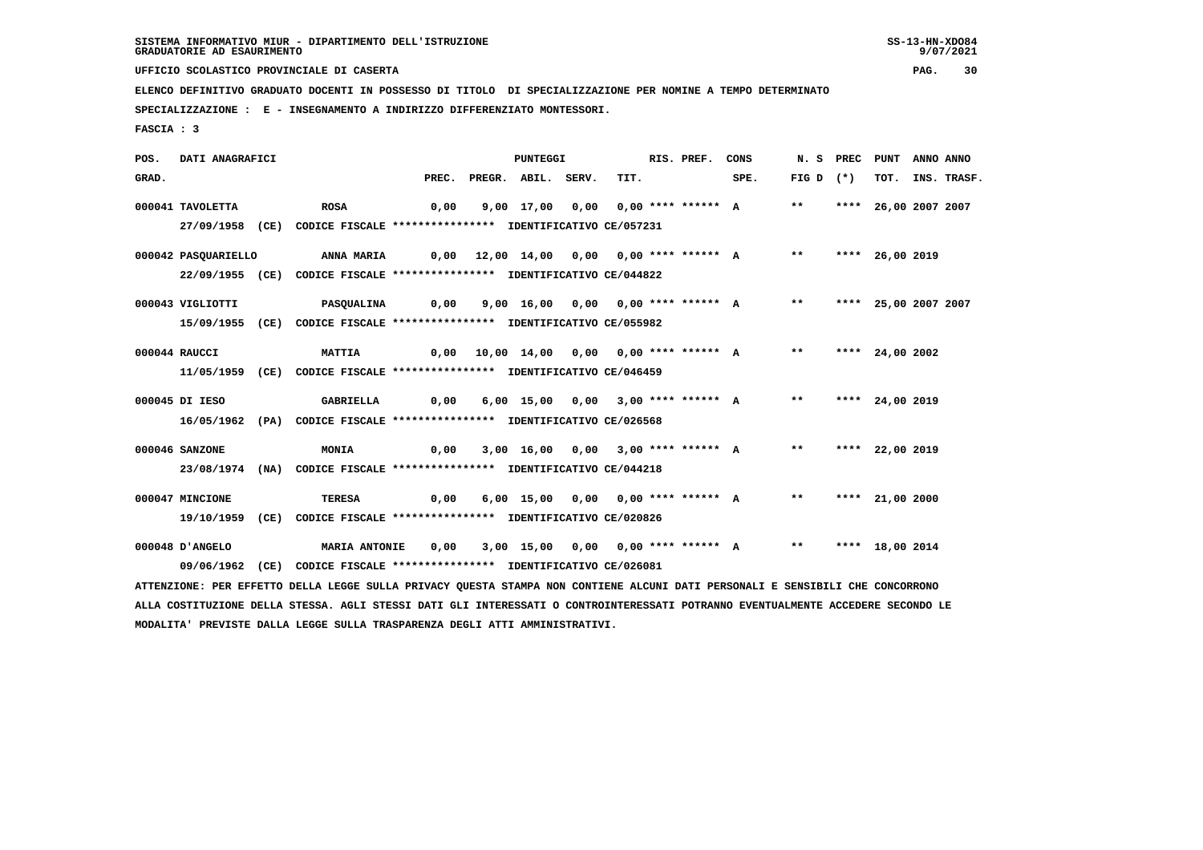SISTEMA INFORMATIVO MIUR - DIPARTIMENTO DELL'ISTRUZIONE
GRADUATORIE AD ESAURIMENTO

UFFICIO SCOLASTICO PROVINCIALE DI CASERTA

ELENCO DEFINITIVO GRADUATO DOCENTI IN POSSESSO DI TITOLO DI SPECIALIZZAZIONE PER NOMINE A TEMPO DETERMINATO

SPECIALIZZAZIONE : E - INSEGNAMENTO A INDIRIZZO DIFFERENZIATO MONTESSORI.

FASCIA : 3

| POS. GRAD. | DATI ANAGRAFICI | | PREC. | PREGR. | ABIL. | SERV. | TIT. | RIS. PREF. | CONS SPE. | N. S FIG D | PREC (*) | PUNT TOT. | ANNO INS. | ANNO TRASF. |
|---|---|---|---|---|---|---|---|---|---|---|---|---|---|---|
| 000041 | TAVOLETTA | ROSA | 0,00 | 9,00 | 17,00 | 0,00 | 0,00 | **** ****** | A | ** | **** | 26,00 | 2007 | 2007 |
| | 27/09/1958 (CE) CODICE FISCALE **************** IDENTIFICATIVO CE/057231 | | | | | | | | | | | | | |
| 000042 | PASQUARIELLO | ANNA MARIA | 0,00 | 12,00 | 14,00 | 0,00 | 0,00 | **** ****** | A | ** | **** | 26,00 | 2019 | |
| | 22/09/1955 (CE) CODICE FISCALE **************** IDENTIFICATIVO CE/044822 | | | | | | | | | | | | | |
| 000043 | VIGLIOTTI | PASQUALINA | 0,00 | 9,00 | 16,00 | 0,00 | 0,00 | **** ****** | A | ** | **** | 25,00 | 2007 | 2007 |
| | 15/09/1955 (CE) CODICE FISCALE **************** IDENTIFICATIVO CE/055982 | | | | | | | | | | | | | |
| 000044 | RAUCCI | MATTIA | 0,00 | 10,00 | 14,00 | 0,00 | 0,00 | **** ****** | A | ** | **** | 24,00 | 2002 | |
| | 11/05/1959 (CE) CODICE FISCALE **************** IDENTIFICATIVO CE/046459 | | | | | | | | | | | | | |
| 000045 | DI IESO | GABRIELLA | 0,00 | 6,00 | 15,00 | 0,00 | 3,00 | **** ****** | A | ** | **** | 24,00 | 2019 | |
| | 16/05/1962 (PA) CODICE FISCALE **************** IDENTIFICATIVO CE/026568 | | | | | | | | | | | | | |
| 000046 | SANZONE | MONIA | 0,00 | 3,00 | 16,00 | 0,00 | 3,00 | **** ****** | A | ** | **** | 22,00 | 2019 | |
| | 23/08/1974 (NA) CODICE FISCALE **************** IDENTIFICATIVO CE/044218 | | | | | | | | | | | | | |
| 000047 | MINCIONE | TERESA | 0,00 | 6,00 | 15,00 | 0,00 | 0,00 | **** ****** | A | ** | **** | 21,00 | 2000 | |
| | 19/10/1959 (CE) CODICE FISCALE **************** IDENTIFICATIVO CE/020826 | | | | | | | | | | | | | |
| 000048 | D'ANGELO | MARIA ANTONIE | 0,00 | 3,00 | 15,00 | 0,00 | 0,00 | **** ****** | A | ** | **** | 18,00 | 2014 | |
| | 09/06/1962 (CE) CODICE FISCALE **************** IDENTIFICATIVO CE/026081 | | | | | | | | | | | | | |

ATTENZIONE: PER EFFETTO DELLA LEGGE SULLA PRIVACY QUESTA STAMPA NON CONTIENE ALCUNI DATI PERSONALI E SENSIBILI CHE CONCORRONO ALLA COSTITUZIONE DELLA STESSA. AGLI STESSI DATI GLI INTERESSATI O CONTROINTERESSATI POTRANNO EVENTUALMENTE ACCEDERE SECONDO LE MODALITA' PREVISTE DALLA LEGGE SULLA TRASPARENZA DEGLI ATTI AMMINISTRATIVI.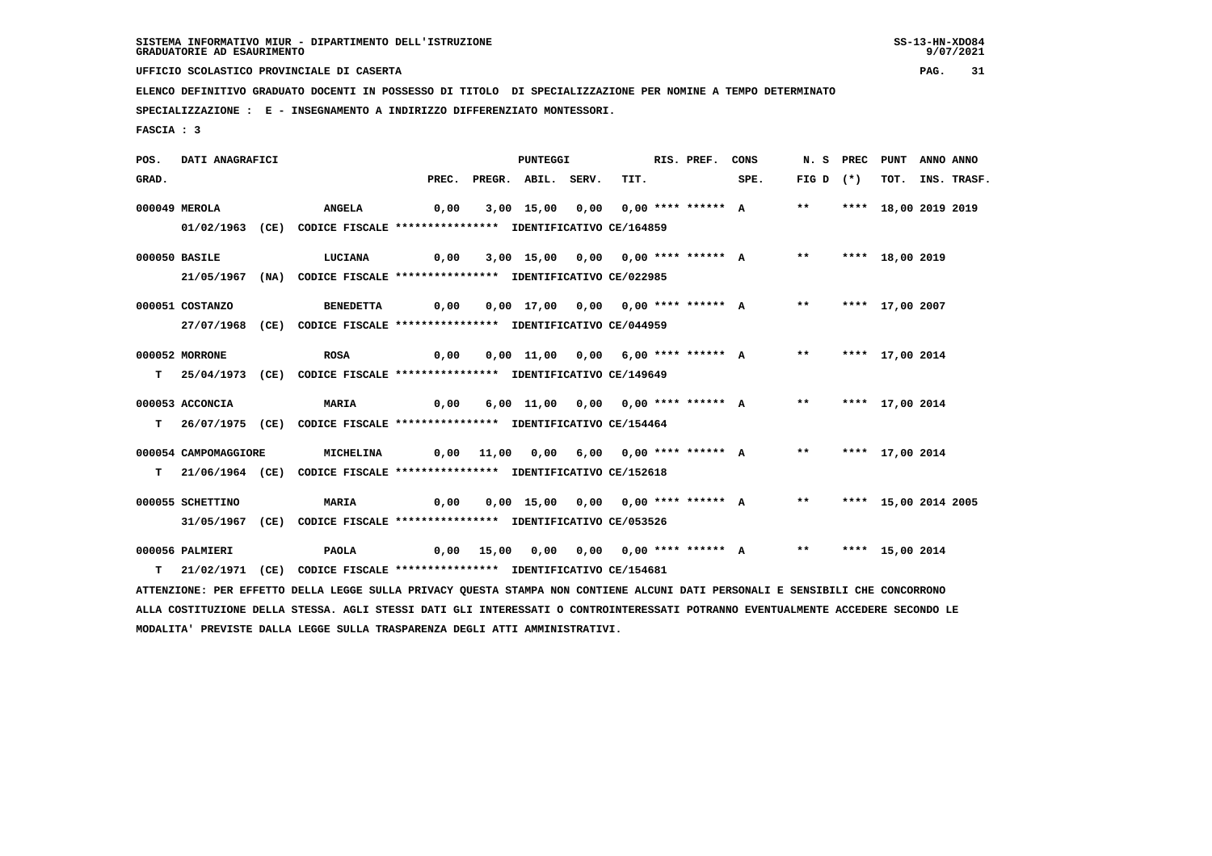SISTEMA INFORMATIVO MIUR - DIPARTIMENTO DELL'ISTRUZIONE
GRADUATORIE AD ESAURIMENTO

UFFICIO SCOLASTICO PROVINCIALE DI CASERTA

ELENCO DEFINITIVO GRADUATO DOCENTI IN POSSESSO DI TITOLO DI SPECIALIZZAZIONE PER NOMINE A TEMPO DETERMINATO

SPECIALIZZAZIONE : E - INSEGNAMENTO A INDIRIZZO DIFFERENZIATO MONTESSORI.

FASCIA : 3

| POS. GRAD. | DATI ANAGRAFICI | | PREC. | PREGR. | ABIL. | SERV. | TIT. | RIS. PREF. | CONS SPE. | N. S FIG D | PREC (*) | PUNT TOT. | ANNO INS. | ANNO TRASF. |
|---|---|---|---|---|---|---|---|---|---|---|---|---|---|---|
| 000049 | MEROLA | ANGELA | 0,00 | 3,00 | 15,00 | 0,00 | 0,00 | **** ****** | A | ** | **** | 18,00 | 2019 | 2019 |
| | 01/02/1963 (CE) CODICE FISCALE **************** IDENTIFICATIVO CE/164859 | | | | | | | | | | | | | |
| 000050 | BASILE | LUCIANA | 0,00 | 3,00 | 15,00 | 0,00 | 0,00 | **** ****** | A | ** | **** | 18,00 | 2019 | |
| | 21/05/1967 (NA) CODICE FISCALE **************** IDENTIFICATIVO CE/022985 | | | | | | | | | | | | | |
| 000051 | COSTANZO | BENEDETTA | 0,00 | 0,00 | 17,00 | 0,00 | 0,00 | **** ****** | A | ** | **** | 17,00 | 2007 | |
| | 27/07/1968 (CE) CODICE FISCALE **************** IDENTIFICATIVO CE/044959 | | | | | | | | | | | | | |
| 000052 | MORRONE | ROSA | 0,00 | 0,00 | 11,00 | 0,00 | 6,00 | **** ****** | A | ** | **** | 17,00 | 2014 | |
| T | 25/04/1973 (CE) CODICE FISCALE **************** IDENTIFICATIVO CE/149649 | | | | | | | | | | | | | |
| 000053 | ACCONCIA | MARIA | 0,00 | 6,00 | 11,00 | 0,00 | 0,00 | **** ****** | A | ** | **** | 17,00 | 2014 | |
| T | 26/07/1975 (CE) CODICE FISCALE **************** IDENTIFICATIVO CE/154464 | | | | | | | | | | | | | |
| 000054 | CAMPOMAGGIORE | MICHELINA | 0,00 | 11,00 | 0,00 | 6,00 | 0,00 | **** ****** | A | ** | **** | 17,00 | 2014 | |
| T | 21/06/1964 (CE) CODICE FISCALE **************** IDENTIFICATIVO CE/152618 | | | | | | | | | | | | | |
| 000055 | SCHETTINO | MARIA | 0,00 | 0,00 | 15,00 | 0,00 | 0,00 | **** ****** | A | ** | **** | 15,00 | 2014 | 2005 |
| | 31/05/1967 (CE) CODICE FISCALE **************** IDENTIFICATIVO CE/053526 | | | | | | | | | | | | | |
| 000056 | PALMIERI | PAOLA | 0,00 | 15,00 | 0,00 | 0,00 | 0,00 | **** ****** | A | ** | **** | 15,00 | 2014 | |
| T | 21/02/1971 (CE) CODICE FISCALE **************** IDENTIFICATIVO CE/154681 | | | | | | | | | | | | | |

ATTENZIONE: PER EFFETTO DELLA LEGGE SULLA PRIVACY QUESTA STAMPA NON CONTIENE ALCUNI DATI PERSONALI E SENSIBILI CHE CONCORRONO ALLA COSTITUZIONE DELLA STESSA. AGLI STESSI DATI GLI INTERESSATI O CONTROINTERESSATI POTRANNO EVENTUALMENTE ACCEDERE SECONDO LE MODALITA' PREVISTE DALLA LEGGE SULLA TRASPARENZA DEGLI ATTI AMMINISTRATIVI.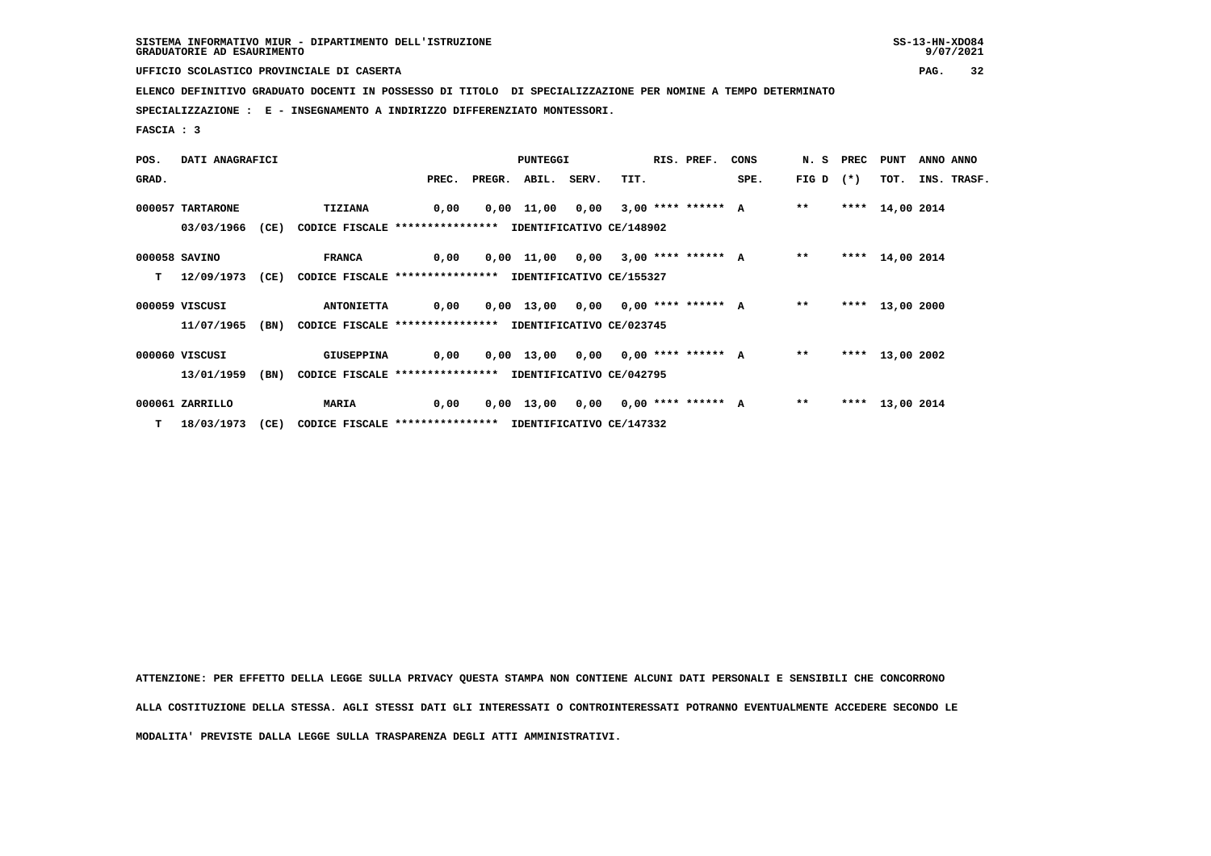SISTEMA INFORMATIVO MIUR - DIPARTIMENTO DELL'ISTRUZIONE
GRADUATORIE AD ESAURIMENTO

UFFICIO SCOLASTICO PROVINCIALE DI CASERTA

ELENCO DEFINITIVO GRADUATO DOCENTI IN POSSESSO DI TITOLO DI SPECIALIZZAZIONE PER NOMINE A TEMPO DETERMINATO

SPECIALIZZAZIONE : E - INSEGNAMENTO A INDIRIZZO DIFFERENZIATO MONTESSORI.

FASCIA : 3

| POS. GRAD. | DATI ANAGRAFICI | | | PREC. | PREGR. | ABIL. | SERV. | TIT. | RIS. PREF. | CONS SPE. | N. S FIG D | PREC (*) | PUNT TOT. | ANNO INS. | ANNO TRASF. |
|---|---|---|---|---|---|---|---|---|---|---|---|---|---|---|---|
| 000057 | TARTARONE | | TIZIANA | 0,00 | 0,00 | 11,00 | 0,00 | 3,00 | **** ****** | A | ** | **** | 14,00 | 2014 | |
| | 03/03/1966 (CE) | CODICE FISCALE **************** | IDENTIFICATIVO CE/148902 | | | | | | | | | | | | |
| 000058 | SAVINO | | FRANCA | 0,00 | 0,00 | 11,00 | 0,00 | 3,00 | **** ****** | A | ** | **** | 14,00 | 2014 | |
| T | 12/09/1973 (CE) | CODICE FISCALE **************** | IDENTIFICATIVO CE/155327 | | | | | | | | | | | | |
| 000059 | VISCUSI | | ANTONIETTA | 0,00 | 0,00 | 13,00 | 0,00 | 0,00 | **** ****** | A | ** | **** | 13,00 | 2000 | |
| | 11/07/1965 (BN) | CODICE FISCALE **************** | IDENTIFICATIVO CE/023745 | | | | | | | | | | | | |
| 000060 | VISCUSI | | GIUSEPPINA | 0,00 | 0,00 | 13,00 | 0,00 | 0,00 | **** ****** | A | ** | **** | 13,00 | 2002 | |
| | 13/01/1959 (BN) | CODICE FISCALE **************** | IDENTIFICATIVO CE/042795 | | | | | | | | | | | | |
| 000061 | ZARRILLO | | MARIA | 0,00 | 0,00 | 13,00 | 0,00 | 0,00 | **** ****** | A | ** | **** | 13,00 | 2014 | |
| T | 18/03/1973 (CE) | CODICE FISCALE **************** | IDENTIFICATIVO CE/147332 | | | | | | | | | | | | |

ATTENZIONE: PER EFFETTO DELLA LEGGE SULLA PRIVACY QUESTA STAMPA NON CONTIENE ALCUNI DATI PERSONALI E SENSIBILI CHE CONCORRONO ALLA COSTITUZIONE DELLA STESSA. AGLI STESSI DATI GLI INTERESSATI O CONTROINTERESSATI POTRANNO EVENTUALMENTE ACCEDERE SECONDO LE MODALITA' PREVISTE DALLA LEGGE SULLA TRASPARENZA DEGLI ATTI AMMINISTRATIVI.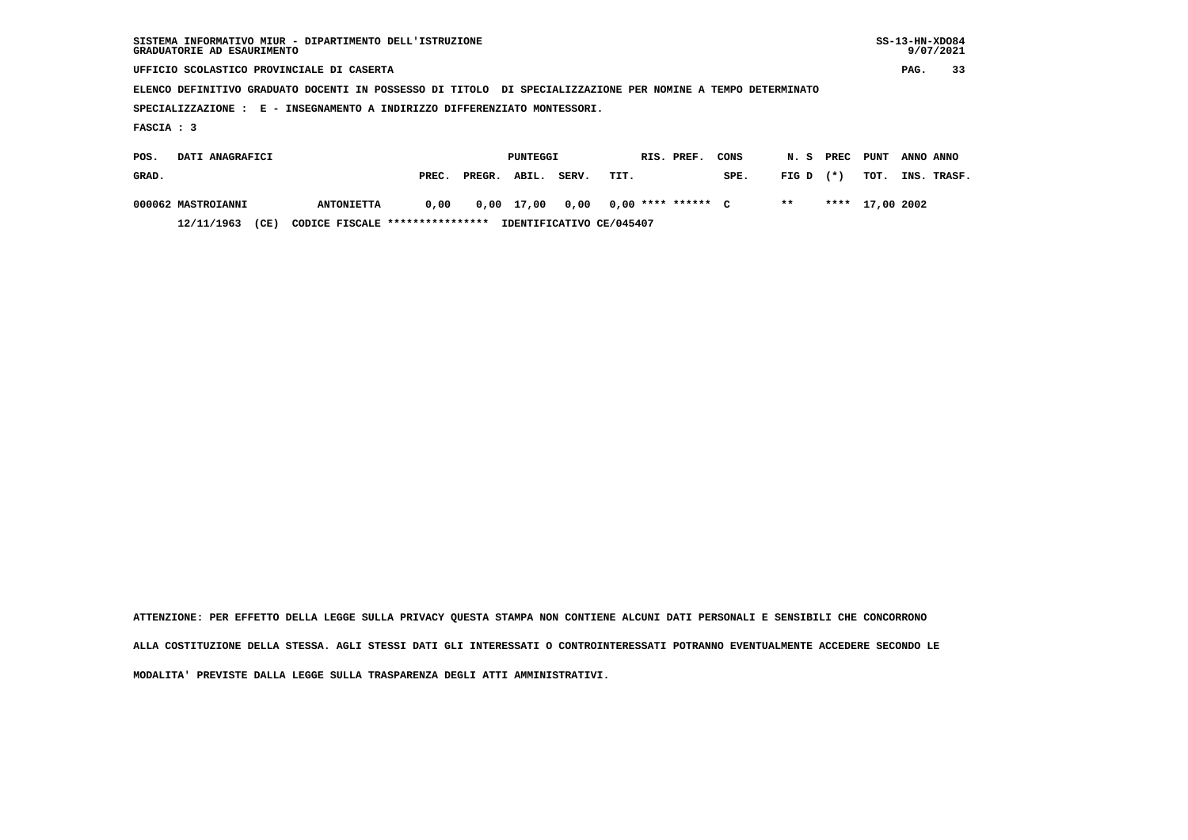SISTEMA INFORMATIVO MIUR - DIPARTIMENTO DELL'ISTRUZIONE
GRADUATORIE AD ESAURIMENTO

SS-13-HN-XDO84
9/07/2021

UFFICIO SCOLASTICO PROVINCIALE DI CASERTA

ELENCO DEFINITIVO GRADUATO DOCENTI IN POSSESSO DI TITOLO DI SPECIALIZZAZIONE PER NOMINE A TEMPO DETERMINATO

SPECIALIZZAZIONE : E - INSEGNAMENTO A INDIRIZZO DIFFERENZIATO MONTESSORI.

FASCIA : 3

| POS. GRAD. | DATI ANAGRAFICI | | PUNTEGGI PREC. | PREGR. | ABIL. | SERV. | TIT. | RIS. PREF. | | CONS SPE. | N. S FIG D | PREC (*) | PUNT TOT. | ANNO INS. | ANNO TRASF. |
|---|---|---|---|---|---|---|---|---|---|---|---|---|---|---|---|
| 000062 | MASTROIANNI | ANTONIETTA | 0,00 | 0,00 | 17,00 | 0,00 | 0,00 | **** | ****** | C | ** | **** | 17,00 | 2002 | |
| | 12/11/1963 (CE) | CODICE FISCALE **************** | IDENTIFICATIVO CE/045407 | | | | | | | | | | | | |

ATTENZIONE: PER EFFETTO DELLA LEGGE SULLA PRIVACY QUESTA STAMPA NON CONTIENE ALCUNI DATI PERSONALI E SENSIBILI CHE CONCORRONO ALLA COSTITUZIONE DELLA STESSA. AGLI STESSI DATI GLI INTERESSATI O CONTROINTERESSATI POTRANNO EVENTUALMENTE ACCEDERE SECONDO LE MODALITA' PREVISTE DALLA LEGGE SULLA TRASPARENZA DEGLI ATTI AMMINISTRATIVI.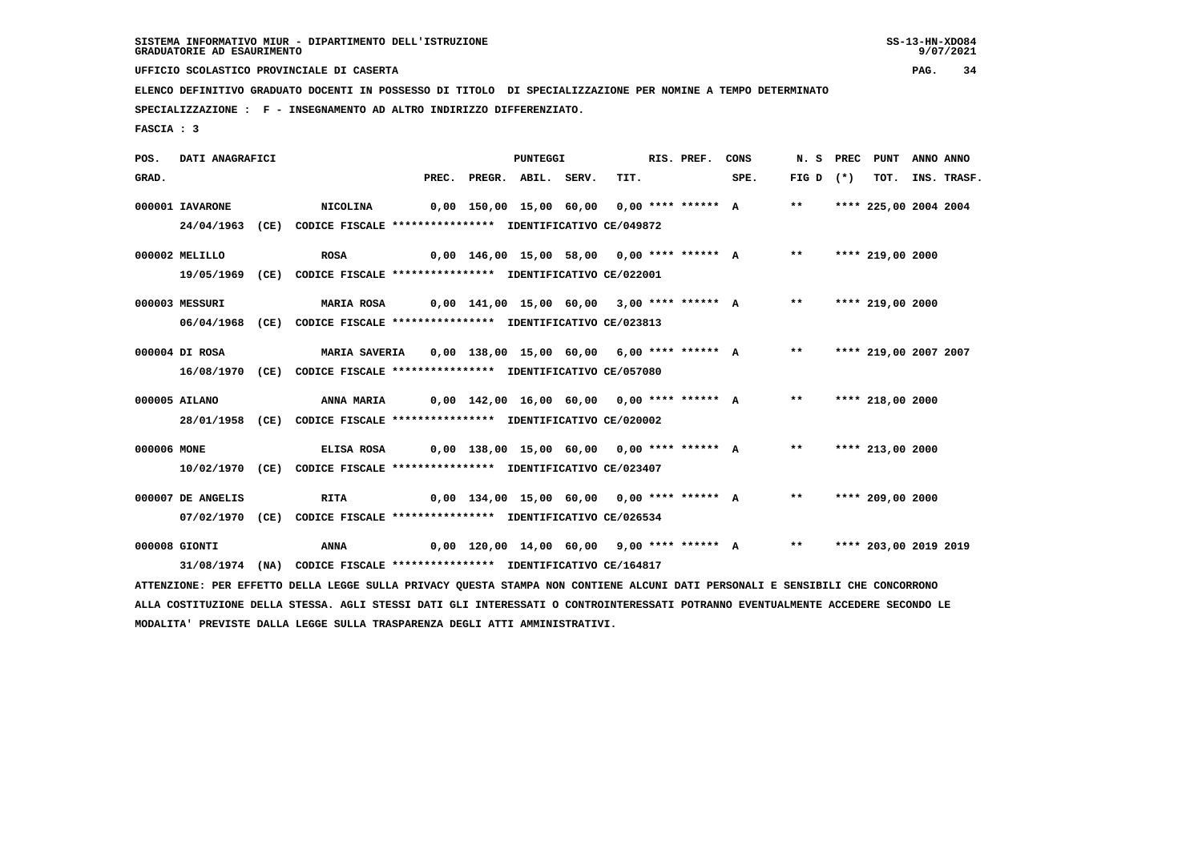SISTEMA INFORMATIVO MIUR - DIPARTIMENTO DELL'ISTRUZIONE
GRADUATORIE AD ESAURIMENTO

UFFICIO SCOLASTICO PROVINCIALE DI CASERTA

ELENCO DEFINITIVO GRADUATO DOCENTI IN POSSESSO DI TITOLO DI SPECIALIZZAZIONE PER NOMINE A TEMPO DETERMINATO

SPECIALIZZAZIONE : F - INSEGNAMENTO AD ALTRO INDIRIZZO DIFFERENZIATO.

FASCIA : 3

| POS. GRAD. | DATI ANAGRAFICI | | PREC. | PREGR. | ABIL. | SERV. | TIT. | RIS. PREF. | CONS SPE. | N. S FIG D | PREC (*) | PUNT TOT. | ANNO INS. | ANNO TRASF. |
|---|---|---|---|---|---|---|---|---|---|---|---|---|---|---|
| 000001 | IAVARONE | NICOLINA | 0,00 | 150,00 | 15,00 | 60,00 | 0,00 | **** ****** | A | ** | **** | 225,00 | 2004 | 2004 |
| | 24/04/1963 (CE) | CODICE FISCALE **************** IDENTIFICATIVO CE/049872 | | | | | | | | | | | | |
| 000002 | MELILLO | ROSA | 0,00 | 146,00 | 15,00 | 58,00 | 0,00 | **** ****** | A | ** | **** | 219,00 | 2000 | |
| | 19/05/1969 (CE) | CODICE FISCALE **************** IDENTIFICATIVO CE/022001 | | | | | | | | | | | | |
| 000003 | MESSURI | MARIA ROSA | 0,00 | 141,00 | 15,00 | 60,00 | 3,00 | **** ****** | A | ** | **** | 219,00 | 2000 | |
| | 06/04/1968 (CE) | CODICE FISCALE **************** IDENTIFICATIVO CE/023813 | | | | | | | | | | | | |
| 000004 | DI ROSA | MARIA SAVERIA | 0,00 | 138,00 | 15,00 | 60,00 | 6,00 | **** ****** | A | ** | **** | 219,00 | 2007 | 2007 |
| | 16/08/1970 (CE) | CODICE FISCALE **************** IDENTIFICATIVO CE/057080 | | | | | | | | | | | | |
| 000005 | AILANO | ANNA MARIA | 0,00 | 142,00 | 16,00 | 60,00 | 0,00 | **** ****** | A | ** | **** | 218,00 | 2000 | |
| | 28/01/1958 (CE) | CODICE FISCALE **************** IDENTIFICATIVO CE/020002 | | | | | | | | | | | | |
| 000006 | MONE | ELISA ROSA | 0,00 | 138,00 | 15,00 | 60,00 | 0,00 | **** ****** | A | ** | **** | 213,00 | 2000 | |
| | 10/02/1970 (CE) | CODICE FISCALE **************** IDENTIFICATIVO CE/023407 | | | | | | | | | | | | |
| 000007 | DE ANGELIS | RITA | 0,00 | 134,00 | 15,00 | 60,00 | 0,00 | **** ****** | A | ** | **** | 209,00 | 2000 | |
| | 07/02/1970 (CE) | CODICE FISCALE **************** IDENTIFICATIVO CE/026534 | | | | | | | | | | | | |
| 000008 | GIONTI | ANNA | 0,00 | 120,00 | 14,00 | 60,00 | 9,00 | **** ****** | A | ** | **** | 203,00 | 2019 | 2019 |
| | 31/08/1974 (NA) | CODICE FISCALE **************** IDENTIFICATIVO CE/164817 | | | | | | | | | | | | |

ATTENZIONE: PER EFFETTO DELLA LEGGE SULLA PRIVACY QUESTA STAMPA NON CONTIENE ALCUNI DATI PERSONALI E SENSIBILI CHE CONCORRONO ALLA COSTITUZIONE DELLA STESSA. AGLI STESSI DATI GLI INTERESSATI O CONTROINTERESSATI POTRANNO EVENTUALMENTE ACCEDERE SECONDO LE MODALITA' PREVISTE DALLA LEGGE SULLA TRASPARENZA DEGLI ATTI AMMINISTRATIVI.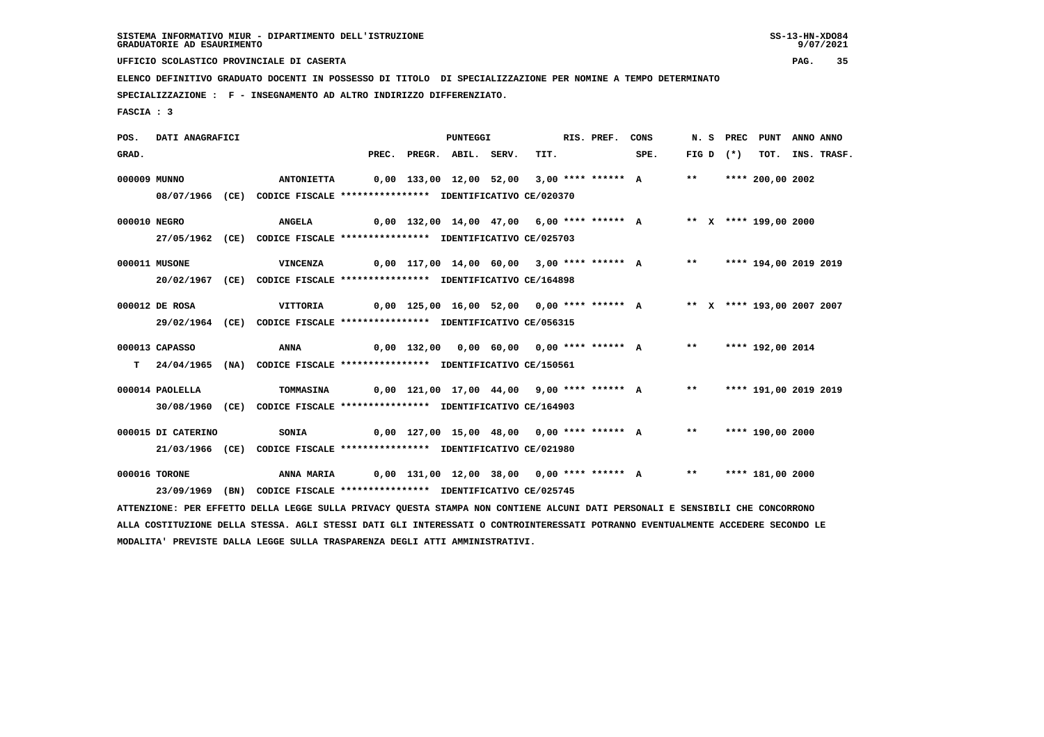SISTEMA INFORMATIVO MIUR - DIPARTIMENTO DELL'ISTRUZIONE
GRADUATORIE AD ESAURIMENTO

UFFICIO SCOLASTICO PROVINCIALE DI CASERTA

ELENCO DEFINITIVO GRADUATO DOCENTI IN POSSESSO DI TITOLO DI SPECIALIZZAZIONE PER NOMINE A TEMPO DETERMINATO

SPECIALIZZAZIONE : F - INSEGNAMENTO AD ALTRO INDIRIZZO DIFFERENZIATO.

FASCIA : 3

| POS. GRAD. | DATI ANAGRAFICI | | PREC. | PREGR. | ABIL. | SERV. | TIT. | RIS. PREF. | CONS SPE. | N. S FIG D | PREC (*) | PUNT TOT. | ANNO INS. | ANNO TRASF. |
|---|---|---|---|---|---|---|---|---|---|---|---|---|---|---|
| 000009 | MUNNO | ANTONIETTA | 0,00 | 133,00 | 12,00 | 52,00 | 3,00 | **** ****** | A | ** | **** | 200,00 | 2002 | |
| | 08/07/1966 (CE) CODICE FISCALE **************** IDENTIFICATIVO CE/020370 | | | | | | | | | | | | | |
| 000010 | NEGRO | ANGELA | 0,00 | 132,00 | 14,00 | 47,00 | 6,00 | **** ****** | A | ** X | **** | 199,00 | 2000 | |
| | 27/05/1962 (CE) CODICE FISCALE **************** IDENTIFICATIVO CE/025703 | | | | | | | | | | | | | |
| 000011 | MUSONE | VINCENZA | 0,00 | 117,00 | 14,00 | 60,00 | 3,00 | **** ****** | A | ** | **** | 194,00 | 2019 | 2019 |
| | 20/02/1967 (CE) CODICE FISCALE **************** IDENTIFICATIVO CE/164898 | | | | | | | | | | | | | |
| 000012 | DE ROSA | VITTORIA | 0,00 | 125,00 | 16,00 | 52,00 | 0,00 | **** ****** | A | ** X | **** | 193,00 | 2007 | 2007 |
| | 29/02/1964 (CE) CODICE FISCALE **************** IDENTIFICATIVO CE/056315 | | | | | | | | | | | | | |
| 000013 | CAPASSO | ANNA | 0,00 | 132,00 | 0,00 | 60,00 | 0,00 | **** ****** | A | ** | **** | 192,00 | 2014 | |
| T | 24/04/1965 (NA) CODICE FISCALE **************** IDENTIFICATIVO CE/150561 | | | | | | | | | | | | | |
| 000014 | PAOLELLA | TOMMASINA | 0,00 | 121,00 | 17,00 | 44,00 | 9,00 | **** ****** | A | ** | **** | 191,00 | 2019 | 2019 |
| | 30/08/1960 (CE) CODICE FISCALE **************** IDENTIFICATIVO CE/164903 | | | | | | | | | | | | | |
| 000015 | DI CATERINO | SONIA | 0,00 | 127,00 | 15,00 | 48,00 | 0,00 | **** ****** | A | ** | **** | 190,00 | 2000 | |
| | 21/03/1966 (CE) CODICE FISCALE **************** IDENTIFICATIVO CE/021980 | | | | | | | | | | | | | |
| 000016 | TORONE | ANNA MARIA | 0,00 | 131,00 | 12,00 | 38,00 | 0,00 | **** ****** | A | ** | **** | 181,00 | 2000 | |
| | 23/09/1969 (BN) CODICE FISCALE **************** IDENTIFICATIVO CE/025745 | | | | | | | | | | | | | |

ATTENZIONE: PER EFFETTO DELLA LEGGE SULLA PRIVACY QUESTA STAMPA NON CONTIENE ALCUNI DATI PERSONALI E SENSIBILI CHE CONCORRONO ALLA COSTITUZIONE DELLA STESSA. AGLI STESSI DATI GLI INTERESSATI O CONTROINTERESSATI POTRANNO EVENTUALMENTE ACCEDERE SECONDO LE MODALITA' PREVISTE DALLA LEGGE SULLA TRASPARENZA DEGLI ATTI AMMINISTRATIVI.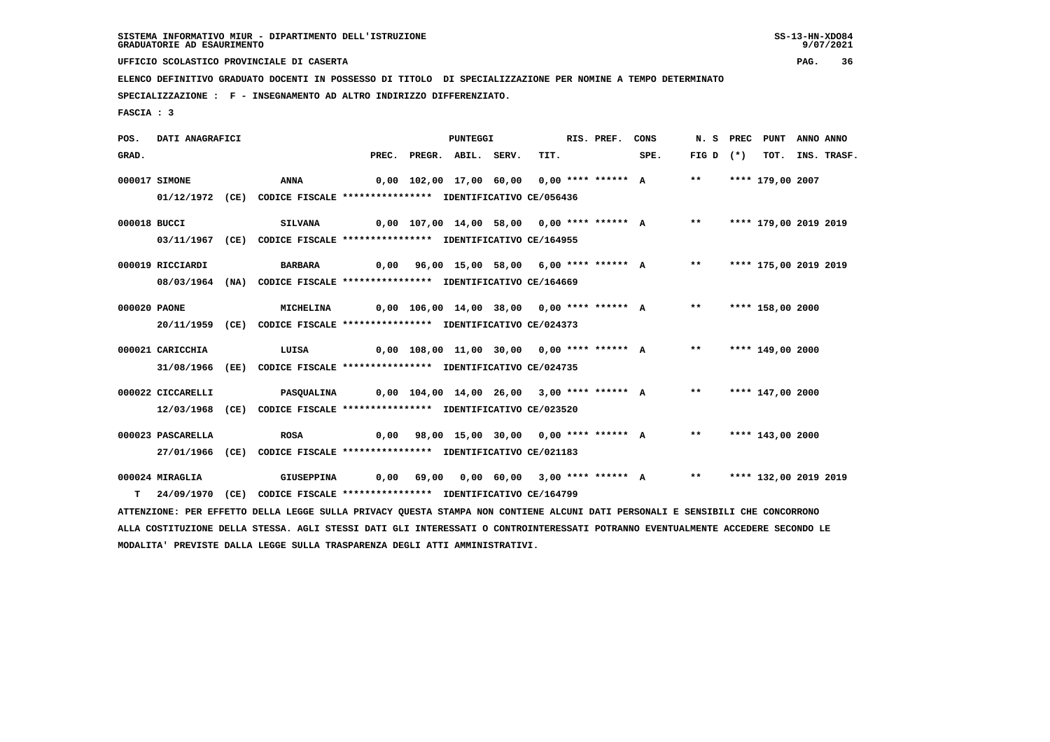SISTEMA INFORMATIVO MIUR - DIPARTIMENTO DELL'ISTRUZIONE
GRADUATORIE AD ESAURIMENTO

UFFICIO SCOLASTICO PROVINCIALE DI CASERTA

ELENCO DEFINITIVO GRADUATO DOCENTI IN POSSESSO DI TITOLO DI SPECIALIZZAZIONE PER NOMINE A TEMPO DETERMINATO

SPECIALIZZAZIONE : F - INSEGNAMENTO AD ALTRO INDIRIZZO DIFFERENZIATO.

FASCIA : 3

| POS. GRAD. | DATI ANAGRAFICI | | PREC. | PREGR. | ABIL. | SERV. | TIT. | RIS. PREF. | CONS SPE. | N. S FIG D | PREC (*) | PUNT TOT. | ANNO INS. | ANNO TRASF. |
|---|---|---|---|---|---|---|---|---|---|---|---|---|---|---|
| 000017 | SIMONE | ANNA | 0,00 | 102,00 | 17,00 | 60,00 | 0,00 | **** ****** | A | ** | **** | 179,00 | 2007 | |
| | 01/12/1972 (CE) | CODICE FISCALE **************** IDENTIFICATIVO CE/056436 | | | | | | | | | | | | |
| 000018 | BUCCI | SILVANA | 0,00 | 107,00 | 14,00 | 58,00 | 0,00 | **** ****** | A | ** | **** | 179,00 | 2019 | 2019 |
| | 03/11/1967 (CE) | CODICE FISCALE **************** IDENTIFICATIVO CE/164955 | | | | | | | | | | | | |
| 000019 | RICCIARDI | BARBARA | 0,00 | 96,00 | 15,00 | 58,00 | 6,00 | **** ****** | A | ** | **** | 175,00 | 2019 | 2019 |
| | 08/03/1964 (NA) | CODICE FISCALE **************** IDENTIFICATIVO CE/164669 | | | | | | | | | | | | |
| 000020 | PAONE | MICHELINA | 0,00 | 106,00 | 14,00 | 38,00 | 0,00 | **** ****** | A | ** | **** | 158,00 | 2000 | |
| | 20/11/1959 (CE) | CODICE FISCALE **************** IDENTIFICATIVO CE/024373 | | | | | | | | | | | | |
| 000021 | CARICCHIA | LUISA | 0,00 | 108,00 | 11,00 | 30,00 | 0,00 | **** ****** | A | ** | **** | 149,00 | 2000 | |
| | 31/08/1966 (EE) | CODICE FISCALE **************** IDENTIFICATIVO CE/024735 | | | | | | | | | | | | |
| 000022 | CICCARELLI | PASQUALINA | 0,00 | 104,00 | 14,00 | 26,00 | 3,00 | **** ****** | A | ** | **** | 147,00 | 2000 | |
| | 12/03/1968 (CE) | CODICE FISCALE **************** IDENTIFICATIVO CE/023520 | | | | | | | | | | | | |
| 000023 | PASCARELLA | ROSA | 0,00 | 98,00 | 15,00 | 30,00 | 0,00 | **** ****** | A | ** | **** | 143,00 | 2000 | |
| | 27/01/1966 (CE) | CODICE FISCALE **************** IDENTIFICATIVO CE/021183 | | | | | | | | | | | | |
| 000024 | MIRAGLIA | GIUSEPPINA | 0,00 | 69,00 | 0,00 | 60,00 | 3,00 | **** ****** | A | ** | **** | 132,00 | 2019 | 2019 |
| T | 24/09/1970 (CE) | CODICE FISCALE **************** IDENTIFICATIVO CE/164799 | | | | | | | | | | | | |

ATTENZIONE: PER EFFETTO DELLA LEGGE SULLA PRIVACY QUESTA STAMPA NON CONTIENE ALCUNI DATI PERSONALI E SENSIBILI CHE CONCORRONO ALLA COSTITUZIONE DELLA STESSA. AGLI STESSI DATI GLI INTERESSATI O CONTROINTERESSATI POTRANNO EVENTUALMENTE ACCEDERE SECONDO LE MODALITA' PREVISTE DALLA LEGGE SULLA TRASPARENZA DEGLI ATTI AMMINISTRATIVI.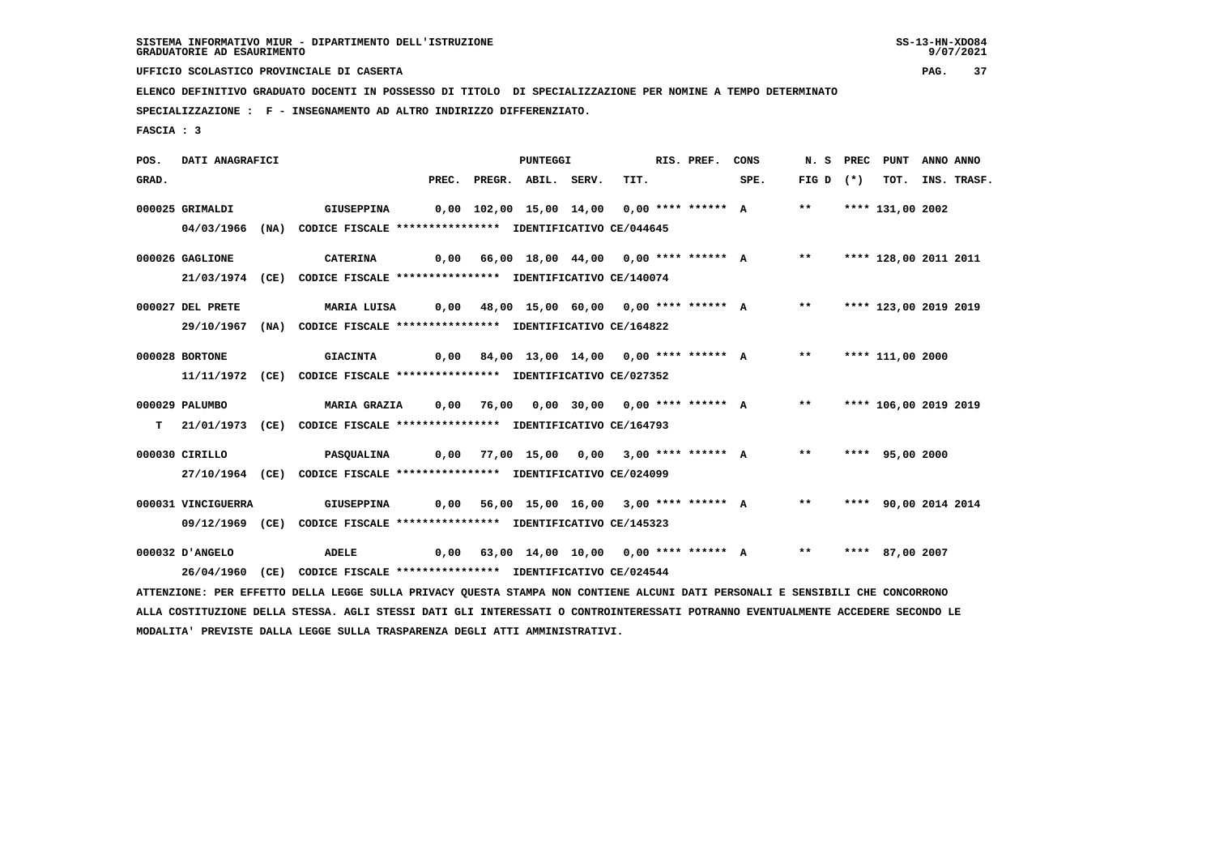SISTEMA INFORMATIVO MIUR - DIPARTIMENTO DELL'ISTRUZIONE
GRADUATORIE AD ESAURIMENTO

UFFICIO SCOLASTICO PROVINCIALE DI CASERTA

ELENCO DEFINITIVO GRADUATO DOCENTI IN POSSESSO DI TITOLO DI SPECIALIZZAZIONE PER NOMINE A TEMPO DETERMINATO

SPECIALIZZAZIONE : F - INSEGNAMENTO AD ALTRO INDIRIZZO DIFFERENZIATO.

FASCIA : 3

| POS. GRAD. | DATI ANAGRAFICI | | PREC. | PREGR. | ABIL. | SERV. | TIT. | RIS. PREF. | CONS SPE. | N. S FIG D | PREC (*) | PUNT TOT. | ANNO INS. | ANNO TRASF. |
|---|---|---|---|---|---|---|---|---|---|---|---|---|---|---|
| 000025 | GRIMALDI | GIUSEPPINA | 0,00 | 102,00 | 15,00 | 14,00 | 0,00 | **** ****** | A | ** | **** | 131,00 | 2002 | |
| | 04/03/1966 (NA) | CODICE FISCALE **************** IDENTIFICATIVO CE/044645 | | | | | | | | | | | | |
| 000026 | GAGLIONE | CATERINA | 0,00 | 66,00 | 18,00 | 44,00 | 0,00 | **** ****** | A | ** | **** | 128,00 | 2011 | 2011 |
| | 21/03/1974 (CE) | CODICE FISCALE **************** IDENTIFICATIVO CE/140074 | | | | | | | | | | | | |
| 000027 | DEL PRETE | MARIA LUISA | 0,00 | 48,00 | 15,00 | 60,00 | 0,00 | **** ****** | A | ** | **** | 123,00 | 2019 | 2019 |
| | 29/10/1967 (NA) | CODICE FISCALE **************** IDENTIFICATIVO CE/164822 | | | | | | | | | | | | |
| 000028 | BORTONE | GIACINTA | 0,00 | 84,00 | 13,00 | 14,00 | 0,00 | **** ****** | A | ** | **** | 111,00 | 2000 | |
| | 11/11/1972 (CE) | CODICE FISCALE **************** IDENTIFICATIVO CE/027352 | | | | | | | | | | | | |
| 000029 | PALUMBO | MARIA GRAZIA | 0,00 | 76,00 | 0,00 | 30,00 | 0,00 | **** ****** | A | ** | **** | 106,00 | 2019 | 2019 |
| T | 21/01/1973 (CE) | CODICE FISCALE **************** IDENTIFICATIVO CE/164793 | | | | | | | | | | | | |
| 000030 | CIRILLO | PASQUALINA | 0,00 | 77,00 | 15,00 | 0,00 | 3,00 | **** ****** | A | ** | **** | 95,00 | 2000 | |
| | 27/10/1964 (CE) | CODICE FISCALE **************** IDENTIFICATIVO CE/024099 | | | | | | | | | | | | |
| 000031 | VINCIGUERRA | GIUSEPPINA | 0,00 | 56,00 | 15,00 | 16,00 | 3,00 | **** ****** | A | ** | **** | 90,00 | 2014 | 2014 |
| | 09/12/1969 (CE) | CODICE FISCALE **************** IDENTIFICATIVO CE/145323 | | | | | | | | | | | | |
| 000032 | D'ANGELO | ADELE | 0,00 | 63,00 | 14,00 | 10,00 | 0,00 | **** ****** | A | ** | **** | 87,00 | 2007 | |
| | 26/04/1960 (CE) | CODICE FISCALE **************** IDENTIFICATIVO CE/024544 | | | | | | | | | | | | |

ATTENZIONE: PER EFFETTO DELLA LEGGE SULLA PRIVACY QUESTA STAMPA NON CONTIENE ALCUNI DATI PERSONALI E SENSIBILI CHE CONCORRONO ALLA COSTITUZIONE DELLA STESSA. AGLI STESSI DATI GLI INTERESSATI O CONTROINTERESSATI POTRANNO EVENTUALMENTE ACCEDERE SECONDO LE MODALITA' PREVISTE DALLA LEGGE SULLA TRASPARENZA DEGLI ATTI AMMINISTRATIVI.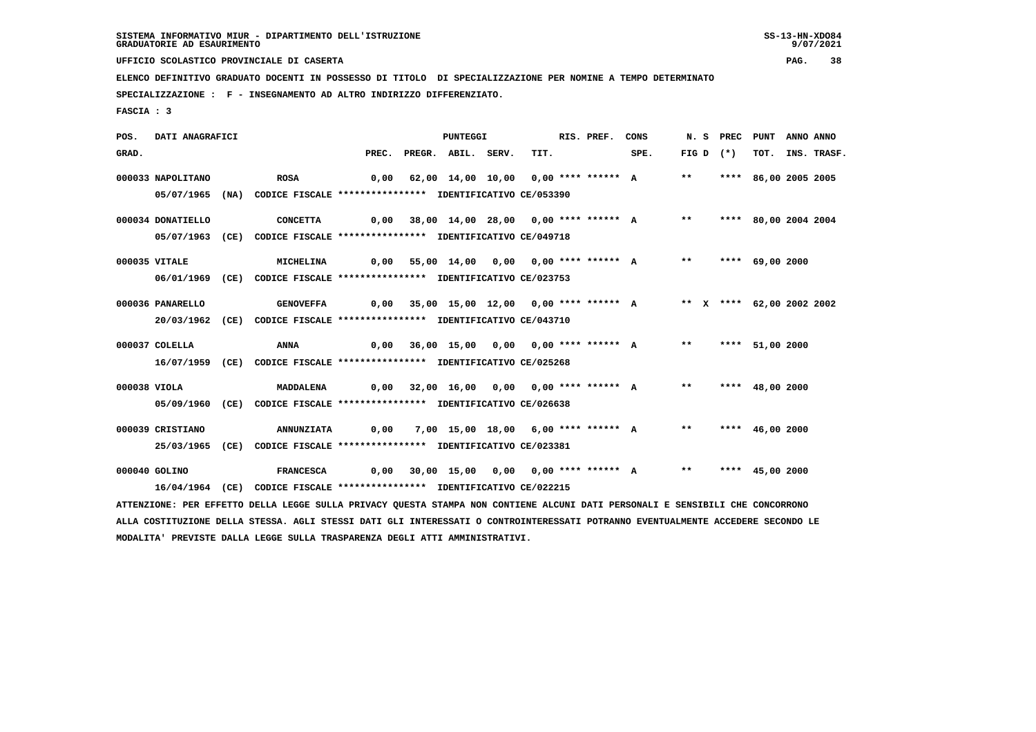SISTEMA INFORMATIVO MIUR - DIPARTIMENTO DELL'ISTRUZIONE
GRADUATORIE AD ESAURIMENTO

UFFICIO SCOLASTICO PROVINCIALE DI CASERTA

ELENCO DEFINITIVO GRADUATO DOCENTI IN POSSESSO DI TITOLO DI SPECIALIZZAZIONE PER NOMINE A TEMPO DETERMINATO

SPECIALIZZAZIONE : F - INSEGNAMENTO AD ALTRO INDIRIZZO DIFFERENZIATO.

FASCIA : 3

| POS. GRAD. | DATI ANAGRAFICI | | PREC. | PREGR. | ABIL. | SERV. | TIT. | RIS. PREF. | CONS SPE. | N. S FIG D | PREC (*) | PUNT TOT. | ANNO INS. | ANNO TRASF. |
|---|---|---|---|---|---|---|---|---|---|---|---|---|---|---|
| 000033 | NAPOLITANO | ROSA | 0,00 | 62,00 | 14,00 | 10,00 | 0,00 | **** ****** | A | ** | **** | 86,00 | 2005 | 2005 |
| | 05/07/1965 (NA) | CODICE FISCALE **************** IDENTIFICATIVO CE/053390 | | | | | | | | | | | | |
| 000034 | DONATIELLO | CONCETTA | 0,00 | 38,00 | 14,00 | 28,00 | 0,00 | **** ****** | A | ** | **** | 80,00 | 2004 | 2004 |
| | 05/07/1963 (CE) | CODICE FISCALE **************** IDENTIFICATIVO CE/049718 | | | | | | | | | | | | |
| 000035 | VITALE | MICHELINA | 0,00 | 55,00 | 14,00 | 0,00 | 0,00 | **** ****** | A | ** | **** | 69,00 | 2000 | |
| | 06/01/1969 (CE) | CODICE FISCALE **************** IDENTIFICATIVO CE/023753 | | | | | | | | | | | | |
| 000036 | PANARELLO | GENOVEFFA | 0,00 | 35,00 | 15,00 | 12,00 | 0,00 | **** ****** | A | ** X | **** | 62,00 | 2002 | 2002 |
| | 20/03/1962 (CE) | CODICE FISCALE **************** IDENTIFICATIVO CE/043710 | | | | | | | | | | | | |
| 000037 | COLELLA | ANNA | 0,00 | 36,00 | 15,00 | 0,00 | 0,00 | **** ****** | A | ** | **** | 51,00 | 2000 | |
| | 16/07/1959 (CE) | CODICE FISCALE **************** IDENTIFICATIVO CE/025268 | | | | | | | | | | | | |
| 000038 | VIOLA | MADDALENA | 0,00 | 32,00 | 16,00 | 0,00 | 0,00 | **** ****** | A | ** | **** | 48,00 | 2000 | |
| | 05/09/1960 (CE) | CODICE FISCALE **************** IDENTIFICATIVO CE/026638 | | | | | | | | | | | | |
| 000039 | CRISTIANO | ANNUNZIATA | 0,00 | 7,00 | 15,00 | 18,00 | 6,00 | **** ****** | A | ** | **** | 46,00 | 2000 | |
| | 25/03/1965 (CE) | CODICE FISCALE **************** IDENTIFICATIVO CE/023381 | | | | | | | | | | | | |
| 000040 | GOLINO | FRANCESCA | 0,00 | 30,00 | 15,00 | 0,00 | 0,00 | **** ****** | A | ** | **** | 45,00 | 2000 | |
| | 16/04/1964 (CE) | CODICE FISCALE **************** IDENTIFICATIVO CE/022215 | | | | | | | | | | | | |

ATTENZIONE: PER EFFETTO DELLA LEGGE SULLA PRIVACY QUESTA STAMPA NON CONTIENE ALCUNI DATI PERSONALI E SENSIBILI CHE CONCORRONO ALLA COSTITUZIONE DELLA STESSA. AGLI STESSI DATI GLI INTERESSATI O CONTROINTERESSATI POTRANNO EVENTUALMENTE ACCEDERE SECONDO LE MODALITA' PREVISTE DALLA LEGGE SULLA TRASPARENZA DEGLI ATTI AMMINISTRATIVI.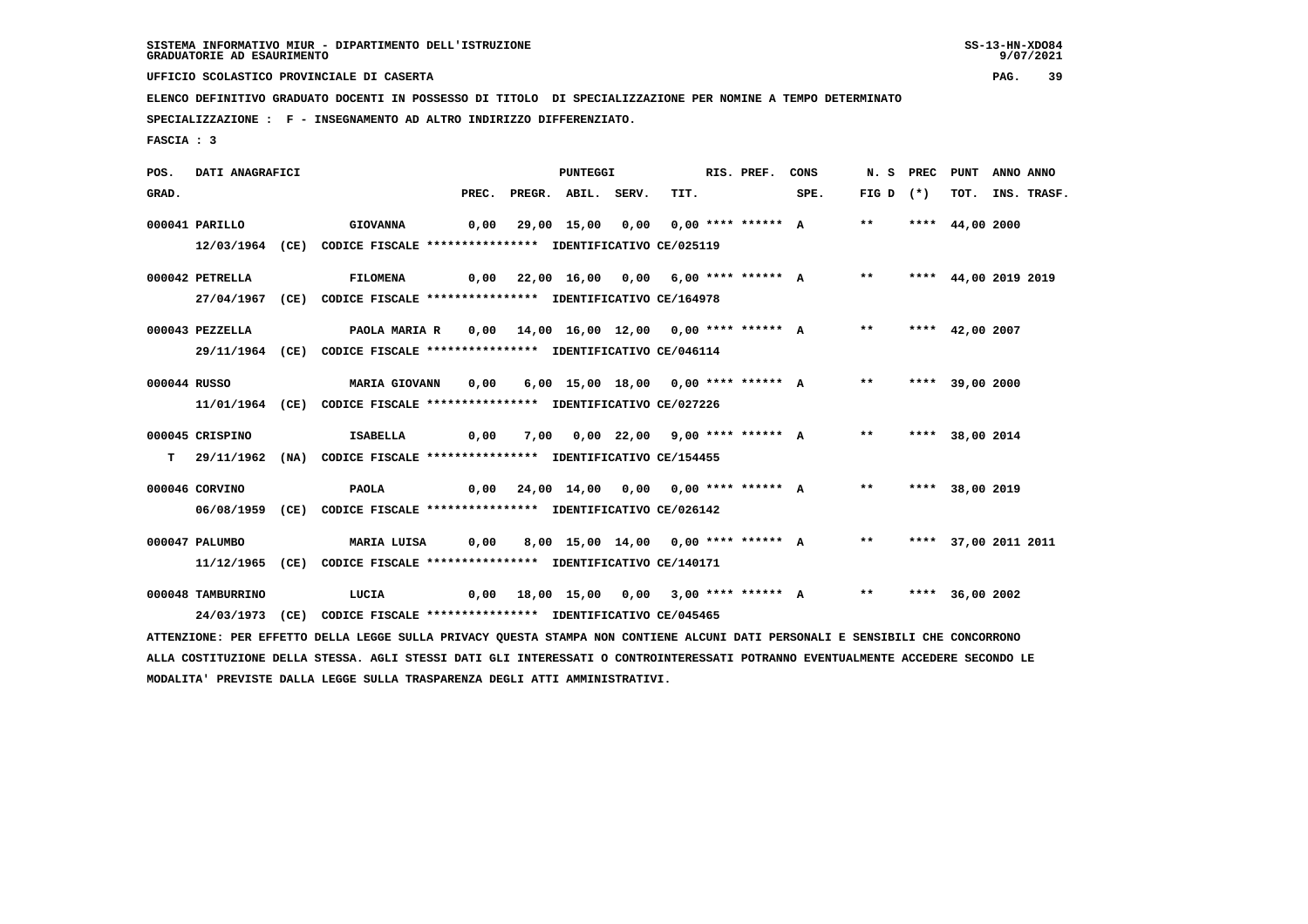SISTEMA INFORMATIVO MIUR - DIPARTIMENTO DELL'ISTRUZIONE
GRADUATORIE AD ESAURIMENTO

UFFICIO SCOLASTICO PROVINCIALE DI CASERTA

ELENCO DEFINITIVO GRADUATO DOCENTI IN POSSESSO DI TITOLO DI SPECIALIZZAZIONE PER NOMINE A TEMPO DETERMINATO

SPECIALIZZAZIONE : F - INSEGNAMENTO AD ALTRO INDIRIZZO DIFFERENZIATO.

FASCIA : 3

| POS. GRAD. | DATI ANAGRAFICI | | PREC. | PREGR. | ABIL. | SERV. | TIT. | RIS. PREF. | CONS SPE. | N. S FIG D | PREC (*) | PUNT TOT. | ANNO INS. | ANNO TRASF. |
|---|---|---|---|---|---|---|---|---|---|---|---|---|---|---|
| 000041 | PARILLO | GIOVANNA | 0,00 | 29,00 | 15,00 | 0,00 | 0,00 | **** ****** | A | ** | **** | 44,00 | 2000 | |
| | 12/03/1964 (CE) | CODICE FISCALE **************** IDENTIFICATIVO CE/025119 | | | | | | | | | | | | |
| 000042 | PETRELLA | FILOMENA | 0,00 | 22,00 | 16,00 | 0,00 | 6,00 | **** ****** | A | ** | **** | 44,00 | 2019 | 2019 |
| | 27/04/1967 (CE) | CODICE FISCALE **************** IDENTIFICATIVO CE/164978 | | | | | | | | | | | | |
| 000043 | PEZZELLA | PAOLA MARIA R | 0,00 | 14,00 | 16,00 | 12,00 | 0,00 | **** ****** | A | ** | **** | 42,00 | 2007 | |
| | 29/11/1964 (CE) | CODICE FISCALE **************** IDENTIFICATIVO CE/046114 | | | | | | | | | | | | |
| 000044 | RUSSO | MARIA GIOVANN | 0,00 | 6,00 | 15,00 | 18,00 | 0,00 | **** ****** | A | ** | **** | 39,00 | 2000 | |
| | 11/01/1964 (CE) | CODICE FISCALE **************** IDENTIFICATIVO CE/027226 | | | | | | | | | | | | |
| 000045 | CRISPINO | ISABELLA | 0,00 | 7,00 | 0,00 | 22,00 | 9,00 | **** ****** | A | ** | **** | 38,00 | 2014 | |
| T | 29/11/1962 (NA) | CODICE FISCALE **************** IDENTIFICATIVO CE/154455 | | | | | | | | | | | | |
| 000046 | CORVINO | PAOLA | 0,00 | 24,00 | 14,00 | 0,00 | 0,00 | **** ****** | A | ** | **** | 38,00 | 2019 | |
| | 06/08/1959 (CE) | CODICE FISCALE **************** IDENTIFICATIVO CE/026142 | | | | | | | | | | | | |
| 000047 | PALUMBO | MARIA LUISA | 0,00 | 8,00 | 15,00 | 14,00 | 0,00 | **** ****** | A | ** | **** | 37,00 | 2011 | 2011 |
| | 11/12/1965 (CE) | CODICE FISCALE **************** IDENTIFICATIVO CE/140171 | | | | | | | | | | | | |
| 000048 | TAMBURRINO | LUCIA | 0,00 | 18,00 | 15,00 | 0,00 | 3,00 | **** ****** | A | ** | **** | 36,00 | 2002 | |
| | 24/03/1973 (CE) | CODICE FISCALE **************** IDENTIFICATIVO CE/045465 | | | | | | | | | | | | |

ATTENZIONE: PER EFFETTO DELLA LEGGE SULLA PRIVACY QUESTA STAMPA NON CONTIENE ALCUNI DATI PERSONALI E SENSIBILI CHE CONCORRONO ALLA COSTITUZIONE DELLA STESSA. AGLI STESSI DATI GLI INTERESSATI O CONTROINTERESSATI POTRANNO EVENTUALMENTE ACCEDERE SECONDO LE MODALITA' PREVISTE DALLA LEGGE SULLA TRASPARENZA DEGLI ATTI AMMINISTRATIVI.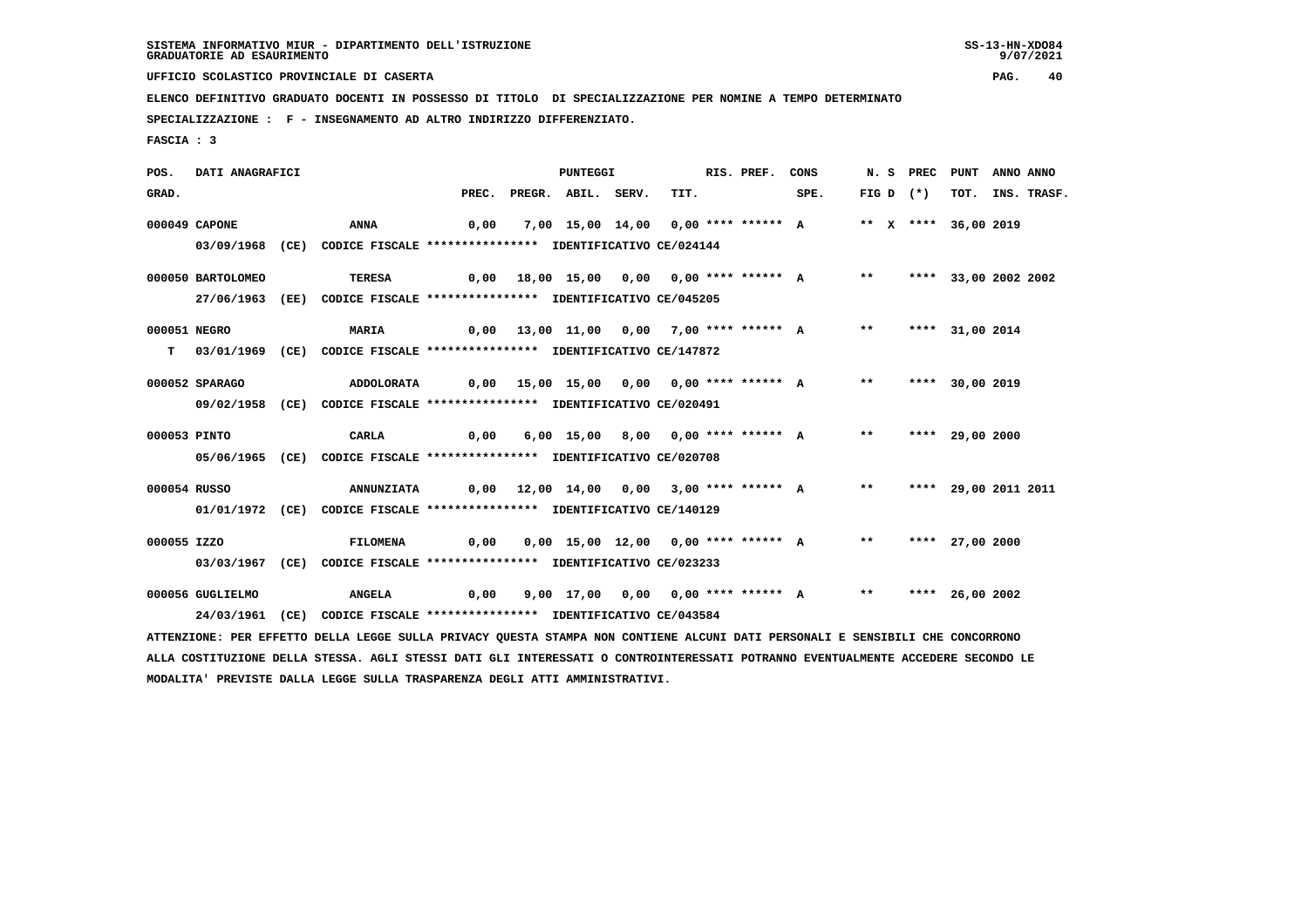SISTEMA INFORMATIVO MIUR - DIPARTIMENTO DELL'ISTRUZIONE
GRADUATORIE AD ESAURIMENTO

UFFICIO SCOLASTICO PROVINCIALE DI CASERTA

ELENCO DEFINITIVO GRADUATO DOCENTI IN POSSESSO DI TITOLO DI SPECIALIZZAZIONE PER NOMINE A TEMPO DETERMINATO

SPECIALIZZAZIONE : F - INSEGNAMENTO AD ALTRO INDIRIZZO DIFFERENZIATO.

FASCIA : 3

| POS. GRAD. | DATI ANAGRAFICI | | PREC. | PREGR. | ABIL. | SERV. | TIT. | RIS. PREF. | CONS SPE. | N. S FIG D | PREC (*) | PUNT TOT. | ANNO INS. | ANNO TRASF. |
|---|---|---|---|---|---|---|---|---|---|---|---|---|---|---|
| 000049 | CAPONE | ANNA | 0,00 | 7,00 | 15,00 | 14,00 | 0,00 | **** ****** | A | ** X | **** | 36,00 | 2019 | |
| | 03/09/1968 (CE) CODICE FISCALE **************** IDENTIFICATIVO CE/024144 | | | | | | | | | | | | | |
| 000050 | BARTOLOMEO | TERESA | 0,00 | 18,00 | 15,00 | 0,00 | 0,00 | **** ****** | A | ** | **** | 33,00 | 2002 | 2002 |
| | 27/06/1963 (EE) CODICE FISCALE **************** IDENTIFICATIVO CE/045205 | | | | | | | | | | | | | |
| 000051 | NEGRO | MARIA | 0,00 | 13,00 | 11,00 | 0,00 | 7,00 | **** ****** | A | ** | **** | 31,00 | 2014 | |
| T | 03/01/1969 (CE) CODICE FISCALE **************** IDENTIFICATIVO CE/147872 | | | | | | | | | | | | | |
| 000052 | SPARAGO | ADDOLORATA | 0,00 | 15,00 | 15,00 | 0,00 | 0,00 | **** ****** | A | ** | **** | 30,00 | 2019 | |
| | 09/02/1958 (CE) CODICE FISCALE **************** IDENTIFICATIVO CE/020491 | | | | | | | | | | | | | |
| 000053 | PINTO | CARLA | 0,00 | 6,00 | 15,00 | 8,00 | 0,00 | **** ****** | A | ** | **** | 29,00 | 2000 | |
| | 05/06/1965 (CE) CODICE FISCALE **************** IDENTIFICATIVO CE/020708 | | | | | | | | | | | | | |
| 000054 | RUSSO | ANNUNZIATA | 0,00 | 12,00 | 14,00 | 0,00 | 3,00 | **** ****** | A | ** | **** | 29,00 | 2011 | 2011 |
| | 01/01/1972 (CE) CODICE FISCALE **************** IDENTIFICATIVO CE/140129 | | | | | | | | | | | | | |
| 000055 | IZZO | FILOMENA | 0,00 | 0,00 | 15,00 | 12,00 | 0,00 | **** ****** | A | ** | **** | 27,00 | 2000 | |
| | 03/03/1967 (CE) CODICE FISCALE **************** IDENTIFICATIVO CE/023233 | | | | | | | | | | | | | |
| 000056 | GUGLIELMO | ANGELA | 0,00 | 9,00 | 17,00 | 0,00 | 0,00 | **** ****** | A | ** | **** | 26,00 | 2002 | |
| | 24/03/1961 (CE) CODICE FISCALE **************** IDENTIFICATIVO CE/043584 | | | | | | | | | | | | | |

ATTENZIONE: PER EFFETTO DELLA LEGGE SULLA PRIVACY QUESTA STAMPA NON CONTIENE ALCUNI DATI PERSONALI E SENSIBILI CHE CONCORRONO ALLA COSTITUZIONE DELLA STESSA. AGLI STESSI DATI GLI INTERESSATI O CONTROINTERESSATI POTRANNO EVENTUALMENTE ACCEDERE SECONDO LE MODALITA' PREVISTE DALLA LEGGE SULLA TRASPARENZA DEGLI ATTI AMMINISTRATIVI.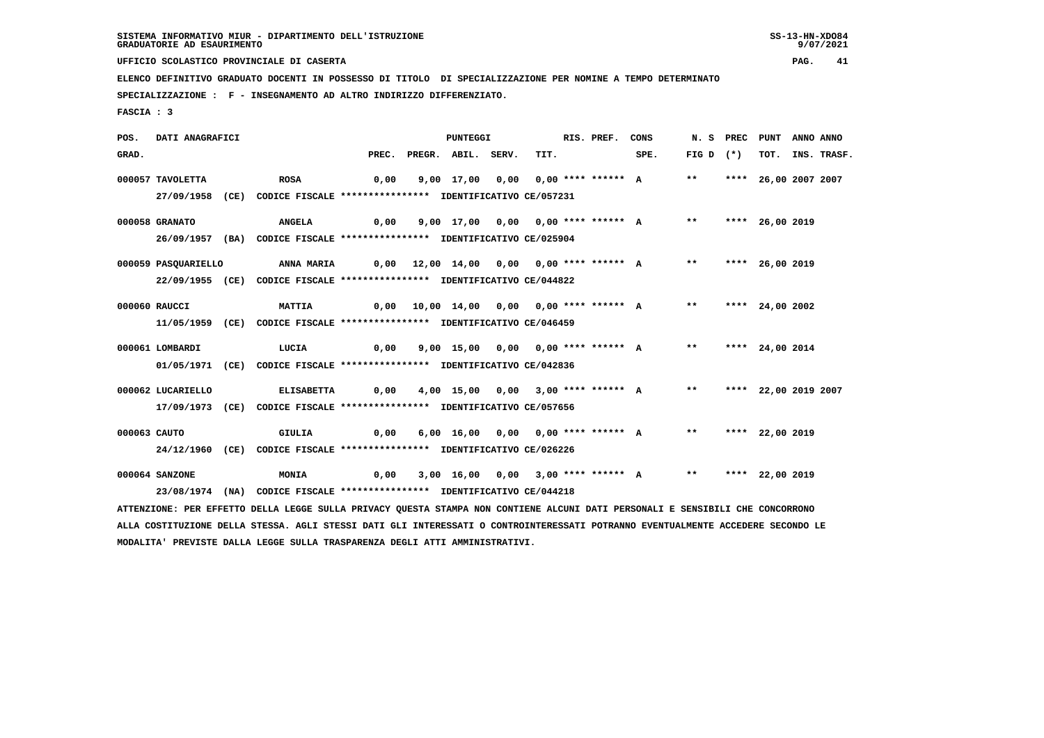SISTEMA INFORMATIVO MIUR - DIPARTIMENTO DELL'ISTRUZIONE
GRADUATORIE AD ESAURIMENTO

UFFICIO SCOLASTICO PROVINCIALE DI CASERTA

ELENCO DEFINITIVO GRADUATO DOCENTI IN POSSESSO DI TITOLO DI SPECIALIZZAZIONE PER NOMINE A TEMPO DETERMINATO

SPECIALIZZAZIONE : F - INSEGNAMENTO AD ALTRO INDIRIZZO DIFFERENZIATO.

FASCIA : 3

| POS. GRAD. | DATI ANAGRAFICI | | PREC. | PREGR. | ABIL. | SERV. | TIT. | RIS. PREF. | CONS SPE. | N. S FIG D | PREC (*) | PUNT TOT. | ANNO INS. | ANNO TRASF. |
|---|---|---|---|---|---|---|---|---|---|---|---|---|---|---|
| 000057 | TAVOLETTA | ROSA | 0,00 | 9,00 | 17,00 | 0,00 | 0,00 | **** ****** | A | ** | **** | 26,00 | 2007 | 2007 |
| | 27/09/1958 (CE) CODICE FISCALE **************** IDENTIFICATIVO CE/057231 | | | | | | | | | | | | | |
| 000058 | GRANATO | ANGELA | 0,00 | 9,00 | 17,00 | 0,00 | 0,00 | **** ****** | A | ** | **** | 26,00 | 2019 | |
| | 26/09/1957 (BA) CODICE FISCALE **************** IDENTIFICATIVO CE/025904 | | | | | | | | | | | | | |
| 000059 | PASQUARIELLO | ANNA MARIA | 0,00 | 12,00 | 14,00 | 0,00 | 0,00 | **** ****** | A | ** | **** | 26,00 | 2019 | |
| | 22/09/1955 (CE) CODICE FISCALE **************** IDENTIFICATIVO CE/044822 | | | | | | | | | | | | | |
| 000060 | RAUCCI | MATTIA | 0,00 | 10,00 | 14,00 | 0,00 | 0,00 | **** ****** | A | ** | **** | 24,00 | 2002 | |
| | 11/05/1959 (CE) CODICE FISCALE **************** IDENTIFICATIVO CE/046459 | | | | | | | | | | | | | |
| 000061 | LOMBARDI | LUCIA | 0,00 | 9,00 | 15,00 | 0,00 | 0,00 | **** ****** | A | ** | **** | 24,00 | 2014 | |
| | 01/05/1971 (CE) CODICE FISCALE **************** IDENTIFICATIVO CE/042836 | | | | | | | | | | | | | |
| 000062 | LUCARIELLO | ELISABETTA | 0,00 | 4,00 | 15,00 | 0,00 | 3,00 | **** ****** | A | ** | **** | 22,00 | 2019 | 2007 |
| | 17/09/1973 (CE) CODICE FISCALE **************** IDENTIFICATIVO CE/057656 | | | | | | | | | | | | | |
| 000063 | CAUTO | GIULIA | 0,00 | 6,00 | 16,00 | 0,00 | 0,00 | **** ****** | A | ** | **** | 22,00 | 2019 | |
| | 24/12/1960 (CE) CODICE FISCALE **************** IDENTIFICATIVO CE/026226 | | | | | | | | | | | | | |
| 000064 | SANZONE | MONIA | 0,00 | 3,00 | 16,00 | 0,00 | 3,00 | **** ****** | A | ** | **** | 22,00 | 2019 | |
| | 23/08/1974 (NA) CODICE FISCALE **************** IDENTIFICATIVO CE/044218 | | | | | | | | | | | | | |

ATTENZIONE: PER EFFETTO DELLA LEGGE SULLA PRIVACY QUESTA STAMPA NON CONTIENE ALCUNI DATI PERSONALI E SENSIBILI CHE CONCORRONO ALLA COSTITUZIONE DELLA STESSA. AGLI STESSI DATI GLI INTERESSATI O CONTROINTERESSATI POTRANNO EVENTUALMENTE ACCEDERE SECONDO LE MODALITA' PREVISTE DALLA LEGGE SULLA TRASPARENZA DEGLI ATTI AMMINISTRATIVI.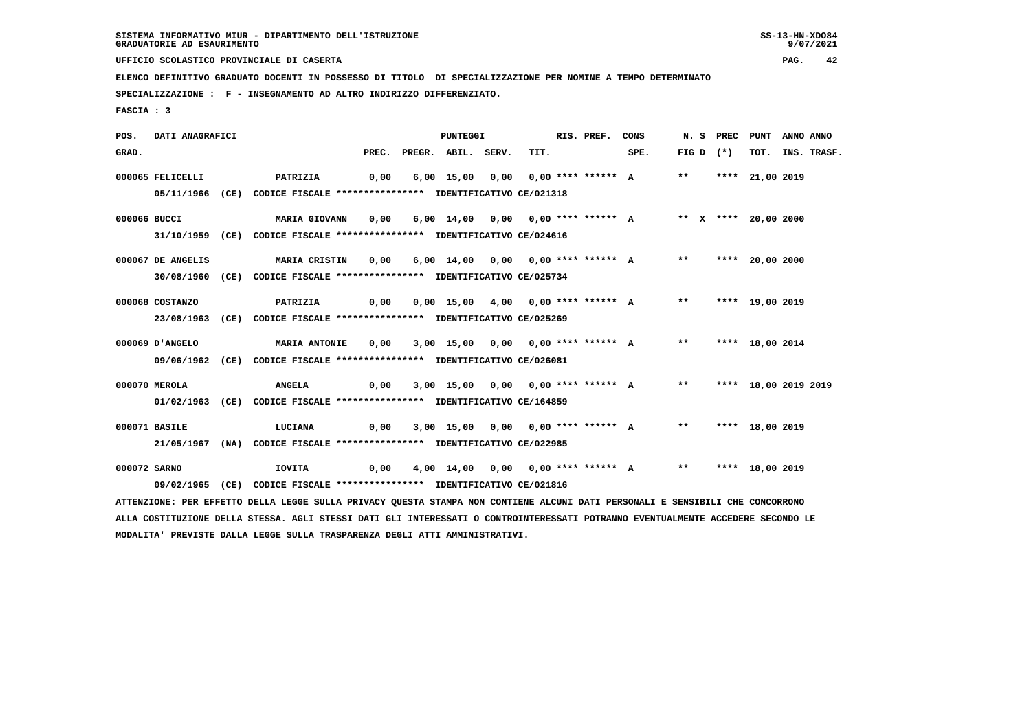SISTEMA INFORMATIVO MIUR - DIPARTIMENTO DELL'ISTRUZIONE
GRADUATORIE AD ESAURIMENTO

UFFICIO SCOLASTICO PROVINCIALE DI CASERTA

ELENCO DEFINITIVO GRADUATO DOCENTI IN POSSESSO DI TITOLO DI SPECIALIZZAZIONE PER NOMINE A TEMPO DETERMINATO

SPECIALIZZAZIONE : F - INSEGNAMENTO AD ALTRO INDIRIZZO DIFFERENZIATO.

FASCIA : 3

| POS. GRAD. | DATI ANAGRAFICI | | PREC. | PREGR. | ABIL. | SERV. | TIT. | RIS. PREF. | CONS SPE. | N. S FIG D | PREC (*) | PUNT TOT. | ANNO INS. | ANNO TRASF. |
|---|---|---|---|---|---|---|---|---|---|---|---|---|---|---|
| 000065 | FELICELLI | PATRIZIA | 0,00 | 6,00 | 15,00 | 0,00 | 0,00 | **** ****** | A | ** | **** | 21,00 | 2019 | |
| | 05/11/1966 (CE) CODICE FISCALE **************** IDENTIFICATIVO CE/021318 | | | | | | | | | | | | | |
| 000066 | BUCCI | MARIA GIOVANN | 0,00 | 6,00 | 14,00 | 0,00 | 0,00 | **** ****** | A | ** X | **** | 20,00 | 2000 | |
| | 31/10/1959 (CE) CODICE FISCALE **************** IDENTIFICATIVO CE/024616 | | | | | | | | | | | | | |
| 000067 | DE ANGELIS | MARIA CRISTIN | 0,00 | 6,00 | 14,00 | 0,00 | 0,00 | **** ****** | A | ** | **** | 20,00 | 2000 | |
| | 30/08/1960 (CE) CODICE FISCALE **************** IDENTIFICATIVO CE/025734 | | | | | | | | | | | | | |
| 000068 | COSTANZO | PATRIZIA | 0,00 | 0,00 | 15,00 | 4,00 | 0,00 | **** ****** | A | ** | **** | 19,00 | 2019 | |
| | 23/08/1963 (CE) CODICE FISCALE **************** IDENTIFICATIVO CE/025269 | | | | | | | | | | | | | |
| 000069 | D'ANGELO | MARIA ANTONIE | 0,00 | 3,00 | 15,00 | 0,00 | 0,00 | **** ****** | A | ** | **** | 18,00 | 2014 | |
| | 09/06/1962 (CE) CODICE FISCALE **************** IDENTIFICATIVO CE/026081 | | | | | | | | | | | | | |
| 000070 | MEROLA | ANGELA | 0,00 | 3,00 | 15,00 | 0,00 | 0,00 | **** ****** | A | ** | **** | 18,00 | 2019 | 2019 |
| | 01/02/1963 (CE) CODICE FISCALE **************** IDENTIFICATIVO CE/164859 | | | | | | | | | | | | | |
| 000071 | BASILE | LUCIANA | 0,00 | 3,00 | 15,00 | 0,00 | 0,00 | **** ****** | A | ** | **** | 18,00 | 2019 | |
| | 21/05/1967 (NA) CODICE FISCALE **************** IDENTIFICATIVO CE/022985 | | | | | | | | | | | | | |
| 000072 | SARNO | IOVITA | 0,00 | 4,00 | 14,00 | 0,00 | 0,00 | **** ****** | A | ** | **** | 18,00 | 2019 | |
| | 09/02/1965 (CE) CODICE FISCALE **************** IDENTIFICATIVO CE/021816 | | | | | | | | | | | | | |

ATTENZIONE: PER EFFETTO DELLA LEGGE SULLA PRIVACY QUESTA STAMPA NON CONTIENE ALCUNI DATI PERSONALI E SENSIBILI CHE CONCORRONO ALLA COSTITUZIONE DELLA STESSA. AGLI STESSI DATI GLI INTERESSATI O CONTROINTERESSATI POTRANNO EVENTUALMENTE ACCEDERE SECONDO LE MODALITA' PREVISTE DALLA LEGGE SULLA TRASPARENZA DEGLI ATTI AMMINISTRATIVI.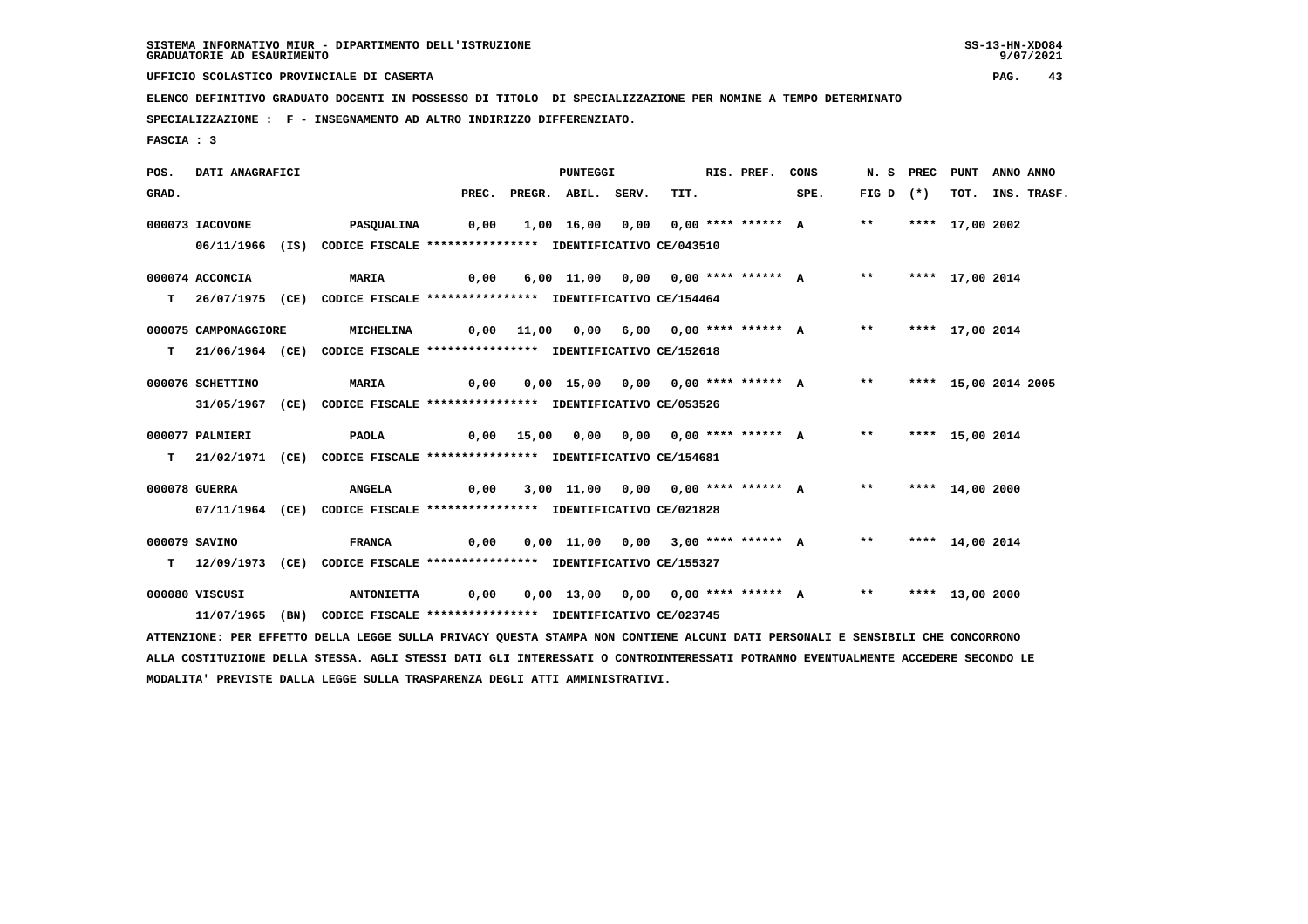SISTEMA INFORMATIVO MIUR - DIPARTIMENTO DELL'ISTRUZIONE
GRADUATORIE AD ESAURIMENTO

UFFICIO SCOLASTICO PROVINCIALE DI CASERTA

ELENCO DEFINITIVO GRADUATO DOCENTI IN POSSESSO DI TITOLO DI SPECIALIZZAZIONE PER NOMINE A TEMPO DETERMINATO

SPECIALIZZAZIONE : F - INSEGNAMENTO AD ALTRO INDIRIZZO DIFFERENZIATO.

FASCIA : 3

| POS. GRAD. | DATI ANAGRAFICI | | PREC. | PREGR. | ABIL. | SERV. | TIT. | RIS. PREF. | CONS SPE. | N. S FIG D | PREC (*) | PUNT TOT. | ANNO INS. | ANNO TRASF. |
|---|---|---|---|---|---|---|---|---|---|---|---|---|---|---|
| 000073 | IACOVONE 06/11/1966 (IS) CODICE FISCALE **************** IDENTIFICATIVO CE/043510 | PASQUALINA | 0,00 | 1,00 | 16,00 | 0,00 | 0,00 | **** ****** | A | ** | **** | 17,00 | 2002 | |
| 000074 T | ACCONCIA 26/07/1975 (CE) CODICE FISCALE **************** IDENTIFICATIVO CE/154464 | MARIA | 0,00 | 6,00 | 11,00 | 0,00 | 0,00 | **** ****** | A | ** | **** | 17,00 | 2014 | |
| 000075 T | CAMPOMAGGIORE 21/06/1964 (CE) CODICE FISCALE **************** IDENTIFICATIVO CE/152618 | MICHELINA | 0,00 | 11,00 | 0,00 | 6,00 | 0,00 | **** ****** | A | ** | **** | 17,00 | 2014 | |
| 000076 | SCHETTINO 31/05/1967 (CE) CODICE FISCALE **************** IDENTIFICATIVO CE/053526 | MARIA | 0,00 | 0,00 | 15,00 | 0,00 | 0,00 | **** ****** | A | ** | **** | 15,00 | 2014 | 2005 |
| 000077 T | PALMIERI 21/02/1971 (CE) CODICE FISCALE **************** IDENTIFICATIVO CE/154681 | PAOLA | 0,00 | 15,00 | 0,00 | 0,00 | 0,00 | **** ****** | A | ** | **** | 15,00 | 2014 | |
| 000078 | GUERRA 07/11/1964 (CE) CODICE FISCALE **************** IDENTIFICATIVO CE/021828 | ANGELA | 0,00 | 3,00 | 11,00 | 0,00 | 0,00 | **** ****** | A | ** | **** | 14,00 | 2000 | |
| 000079 T | SAVINO 12/09/1973 (CE) CODICE FISCALE **************** IDENTIFICATIVO CE/155327 | FRANCA | 0,00 | 0,00 | 11,00 | 0,00 | 3,00 | **** ****** | A | ** | **** | 14,00 | 2014 | |
| 000080 | VISCUSI 11/07/1965 (BN) CODICE FISCALE **************** IDENTIFICATIVO CE/023745 | ANTONIETTA | 0,00 | 0,00 | 13,00 | 0,00 | 0,00 | **** ****** | A | ** | **** | 13,00 | 2000 | |

ATTENZIONE: PER EFFETTO DELLA LEGGE SULLA PRIVACY QUESTA STAMPA NON CONTIENE ALCUNI DATI PERSONALI E SENSIBILI CHE CONCORRONO ALLA COSTITUZIONE DELLA STESSA. AGLI STESSI DATI GLI INTERESSATI O CONTROINTERESSATI POTRANNO EVENTUALMENTE ACCEDERE SECONDO LE MODALITA' PREVISTE DALLA LEGGE SULLA TRASPARENZA DEGLI ATTI AMMINISTRATIVI.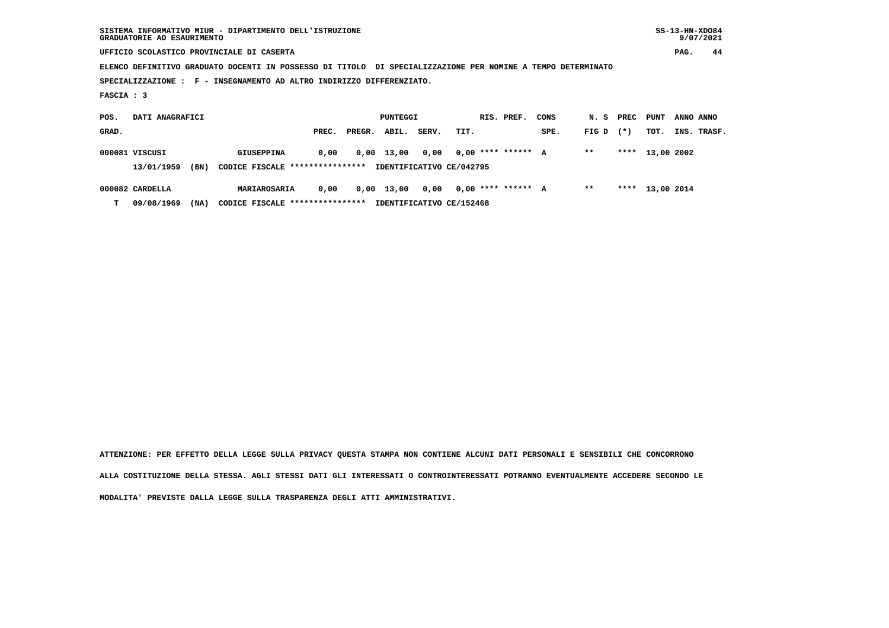SISTEMA INFORMATIVO MIUR - DIPARTIMENTO DELL'ISTRUZIONE
GRADUATORIE AD ESAURIMENTO

UFFICIO SCOLASTICO PROVINCIALE DI CASERTA

ELENCO DEFINITIVO GRADUATO DOCENTI IN POSSESSO DI TITOLO DI SPECIALIZZAZIONE PER NOMINE A TEMPO DETERMINATO

SPECIALIZZAZIONE : F - INSEGNAMENTO AD ALTRO INDIRIZZO DIFFERENZIATO.

FASCIA : 3

| POS. GRAD. | DATI ANAGRAFICI | | | PUNTEGGI PREC. | PREGR. | ABIL. | SERV. | TIT. | RIS. PREF. | CONS SPE. | N. S FIG D | PREC (*) | PUNT TOT. | ANNO INS. | ANNO TRASF. |
|---|---|---|---|---|---|---|---|---|---|---|---|---|---|---|---|
| 000081 | VISCUSI | | GIUSEPPINA | 0,00 | 0,00 | 13,00 | 0,00 | 0,00 | **** ****** | A | ** | **** | 13,00 | 2002 | |
| | 13/01/1959 | (BN) | CODICE FISCALE **************** | IDENTIFICATIVO CE/042795 | | | | | | | | | | | |
| 000082 | CARDELLA | | MARIAROSARIA | 0,00 | 0,00 | 13,00 | 0,00 | 0,00 | **** ****** | A | ** | **** | 13,00 | 2014 | |
| T | 09/08/1969 | (NA) | CODICE FISCALE **************** | IDENTIFICATIVO CE/152468 | | | | | | | | | | | |

ATTENZIONE: PER EFFETTO DELLA LEGGE SULLA PRIVACY QUESTA STAMPA NON CONTIENE ALCUNI DATI PERSONALI E SENSIBILI CHE CONCORRONO ALLA COSTITUZIONE DELLA STESSA. AGLI STESSI DATI GLI INTERESSATI O CONTROINTERESSATI POTRANNO EVENTUALMENTE ACCEDERE SECONDO LE MODALITA' PREVISTE DALLA LEGGE SULLA TRASPARENZA DEGLI ATTI AMMINISTRATIVI.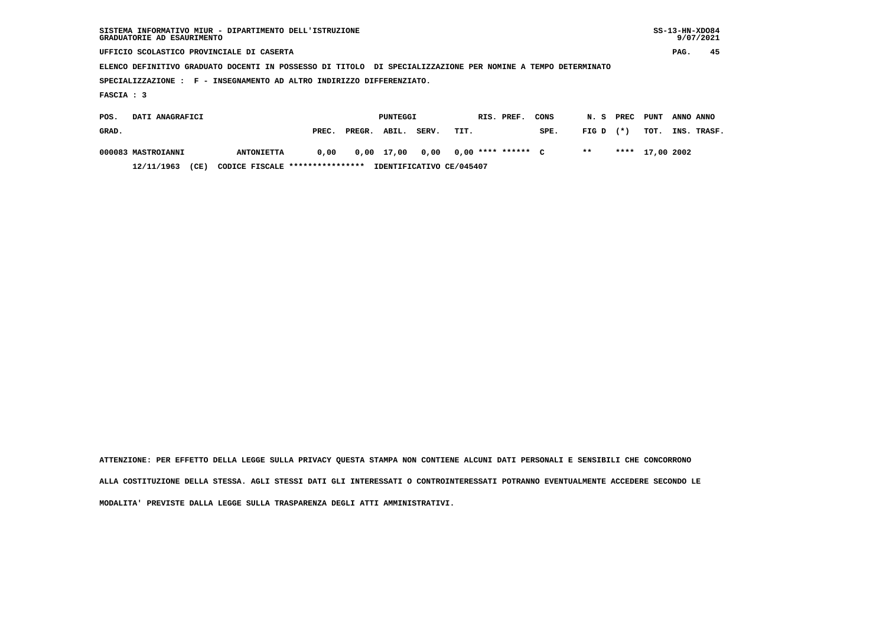SISTEMA INFORMATIVO MIUR - DIPARTIMENTO DELL'ISTRUZIONE
GRADUATORIE AD ESAURIMENTO

UFFICIO SCOLASTICO PROVINCIALE DI CASERTA

ELENCO DEFINITIVO GRADUATO DOCENTI IN POSSESSO DI TITOLO DI SPECIALIZZAZIONE PER NOMINE A TEMPO DETERMINATO

SPECIALIZZAZIONE : F - INSEGNAMENTO AD ALTRO INDIRIZZO DIFFERENZIATO.

FASCIA : 3

| POS. GRAD. | DATI ANAGRAFICI | | PUNTEGGI PREC. | PREGR. | ABIL. | SERV. | TIT. | RIS. | PREF. | CONS SPE. | N. S FIG D | PREC (*) | PUNT TOT. | ANNO INS. | ANNO TRASF. |
|---|---|---|---|---|---|---|---|---|---|---|---|---|---|---|---|
| 000083 | MASTROIANNI | ANTONIETTA | 0,00 | 0,00 | 17,00 | 0,00 | 0,00 | **** | ****** | C | ** | **** | 17,00 | 2002 | |
| | 12/11/1963 (CE) | CODICE FISCALE **************** IDENTIFICATIVO CE/045407 | | | | | | | | | | | | | |

ATTENZIONE: PER EFFETTO DELLA LEGGE SULLA PRIVACY QUESTA STAMPA NON CONTIENE ALCUNI DATI PERSONALI E SENSIBILI CHE CONCORRONO ALLA COSTITUZIONE DELLA STESSA. AGLI STESSI DATI GLI INTERESSATI O CONTROINTERESSATI POTRANNO EVENTUALMENTE ACCEDERE SECONDO LE MODALITA' PREVISTE DALLA LEGGE SULLA TRASPARENZA DEGLI ATTI AMMINISTRATIVI.